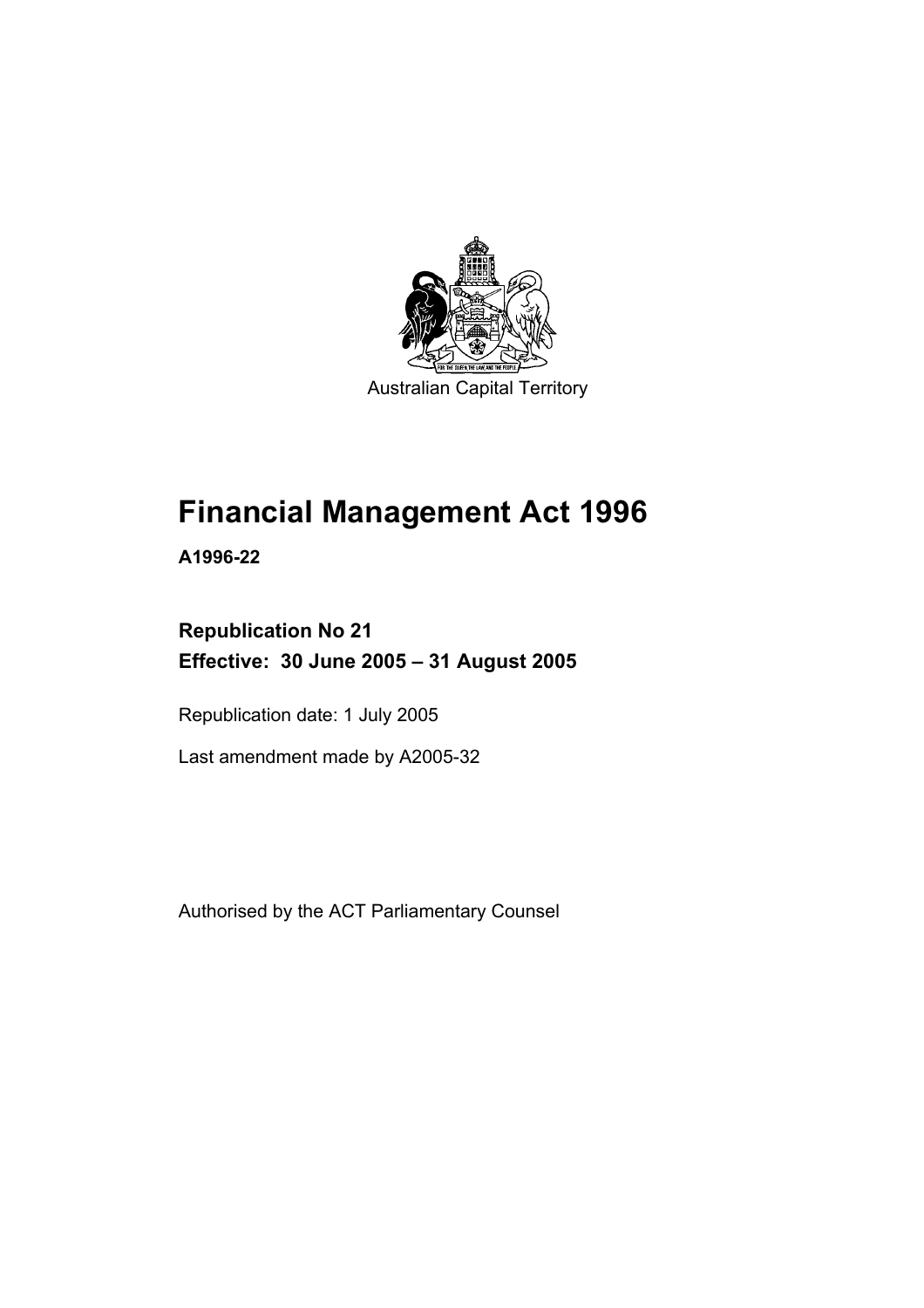Australian Capital Territory

# Financial Management Act 1996

**A1996-22**

**Republication No 21**
**Effective: 30 June 2005 – 31 August 2005**

Republication date: 1 July 2005

Last amendment made by A2005-32

Authorised by the ACT Parliamentary Counsel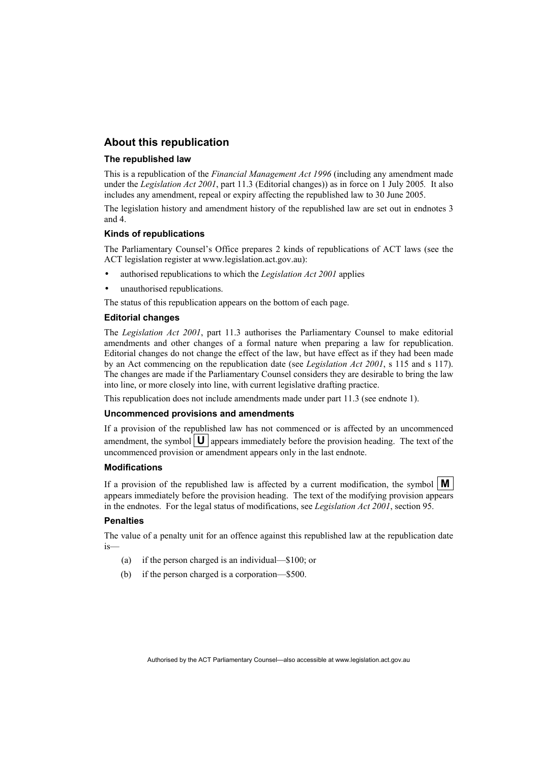## About this republication

### The republished law

This is a republication of the *Financial Management Act 1996* (including any amendment made under the *Legislation Act 2001*, part 11.3 (Editorial changes)) as in force on 1 July 2005. It also includes any amendment, repeal or expiry affecting the republished law to 30 June 2005.

The legislation history and amendment history of the republished law are set out in endnotes 3 and 4.

### Kinds of republications

The Parliamentary Counsel's Office prepares 2 kinds of republications of ACT laws (see the ACT legislation register at www.legislation.act.gov.au):

- authorised republications to which the *Legislation Act 2001* applies
- unauthorised republications.

The status of this republication appears on the bottom of each page.

### Editorial changes

The *Legislation Act 2001*, part 11.3 authorises the Parliamentary Counsel to make editorial amendments and other changes of a formal nature when preparing a law for republication. Editorial changes do not change the effect of the law, but have effect as if they had been made by an Act commencing on the republication date (see *Legislation Act 2001*, s 115 and s 117). The changes are made if the Parliamentary Counsel considers they are desirable to bring the law into line, or more closely into line, with current legislative drafting practice.

This republication does not include amendments made under part 11.3 (see endnote 1).

### Uncommenced provisions and amendments

If a provision of the republished law has not commenced or is affected by an uncommenced amendment, the symbol **U** appears immediately before the provision heading. The text of the uncommenced provision or amendment appears only in the last endnote.

### Modifications

If a provision of the republished law is affected by a current modification, the symbol **M** appears immediately before the provision heading. The text of the modifying provision appears in the endnotes. For the legal status of modifications, see *Legislation Act 2001*, section 95.

### Penalties

The value of a penalty unit for an offence against this republished law at the republication date is—

(a) if the person charged is an individual—$100; or

(b) if the person charged is a corporation—$500.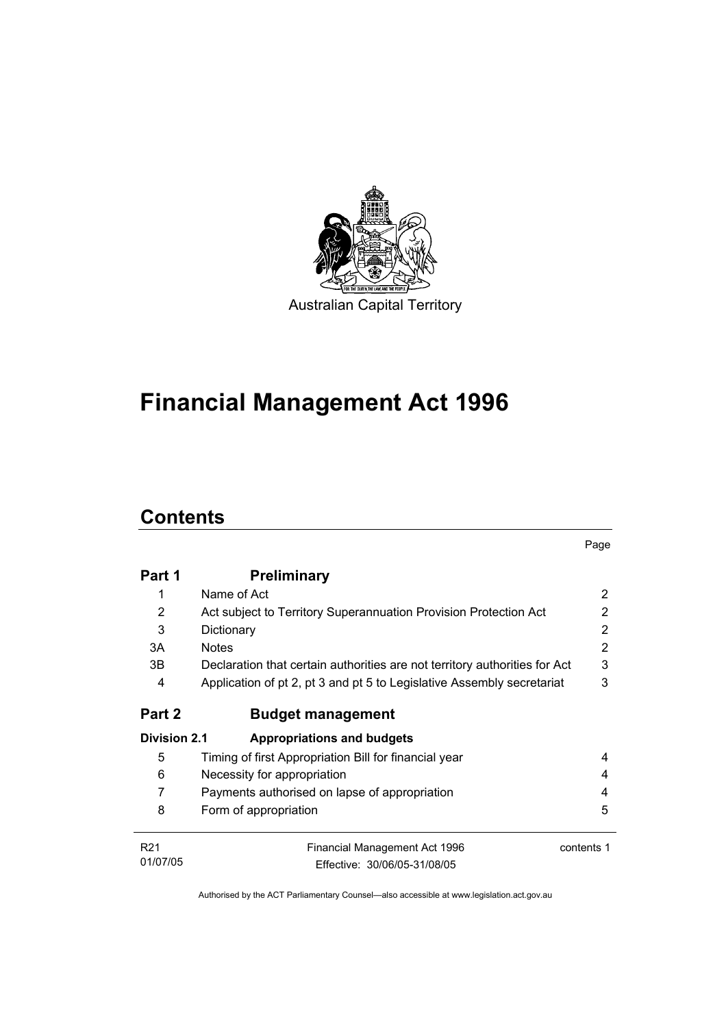Australian Capital Territory

# Financial Management Act 1996

## Contents

| | | Page |
|---|---|---|
| **Part 1** | **Preliminary** | |
| 1 | Name of Act | 2 |
| 2 | Act subject to Territory Superannuation Provision Protection Act | 2 |
| 3 | Dictionary | 2 |
| 3A | Notes | 2 |
| 3B | Declaration that certain authorities are not territory authorities for Act | 3 |
| 4 | Application of pt 2, pt 3 and pt 5 to Legislative Assembly secretariat | 3 |
| **Part 2** | **Budget management** | |
| **Division 2.1** | **Appropriations and budgets** | |
| 5 | Timing of first Appropriation Bill for financial year | 4 |
| 6 | Necessity for appropriation | 4 |
| 7 | Payments authorised on lapse of appropriation | 4 |
| 8 | Form of appropriation | 5 |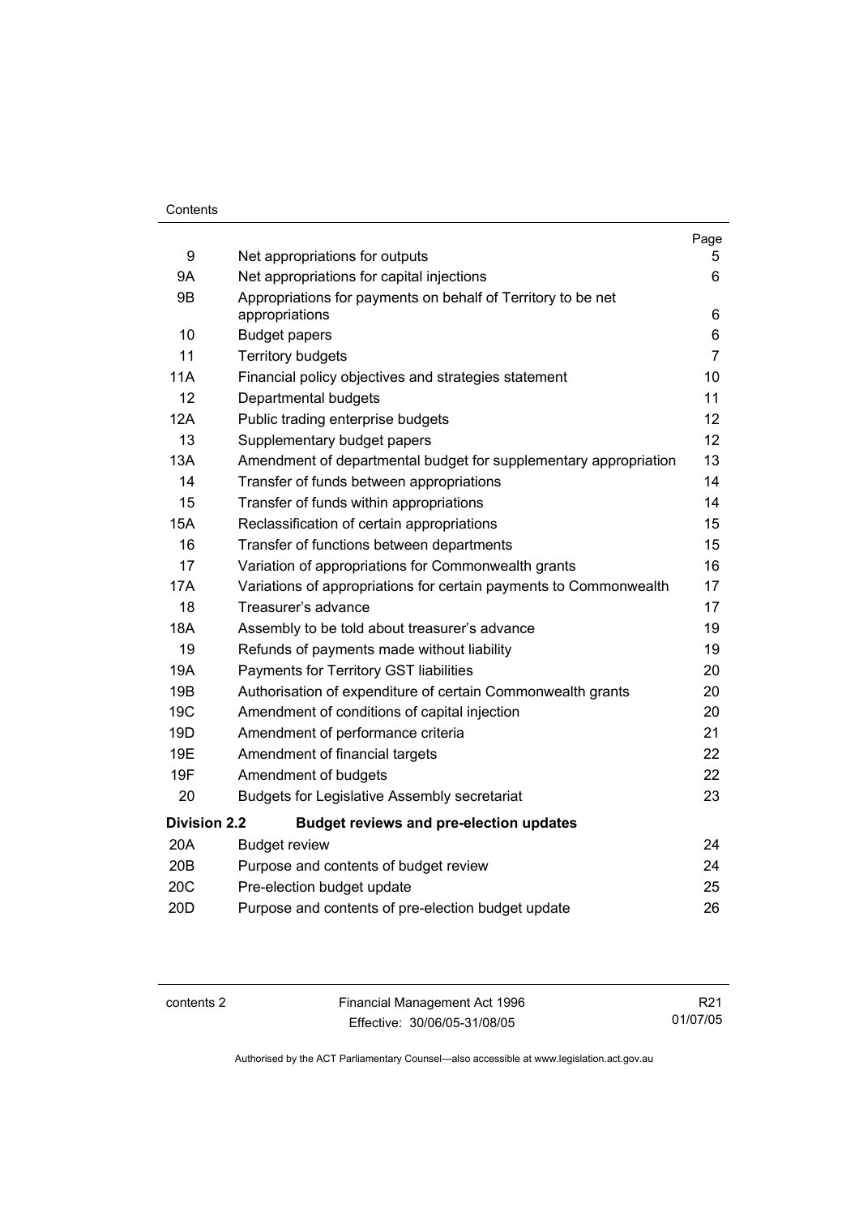| | | Page |
|---|---|---|
| 9 | Net appropriations for outputs | 5 |
| 9A | Net appropriations for capital injections | 6 |
| 9B | Appropriations for payments on behalf of Territory to be net appropriations | 6 |
| 10 | Budget papers | 6 |
| 11 | Territory budgets | 7 |
| 11A | Financial policy objectives and strategies statement | 10 |
| 12 | Departmental budgets | 11 |
| 12A | Public trading enterprise budgets | 12 |
| 13 | Supplementary budget papers | 12 |
| 13A | Amendment of departmental budget for supplementary appropriation | 13 |
| 14 | Transfer of funds between appropriations | 14 |
| 15 | Transfer of funds within appropriations | 14 |
| 15A | Reclassification of certain appropriations | 15 |
| 16 | Transfer of functions between departments | 15 |
| 17 | Variation of appropriations for Commonwealth grants | 16 |
| 17A | Variations of appropriations for certain payments to Commonwealth | 17 |
| 18 | Treasurer's advance | 17 |
| 18A | Assembly to be told about treasurer's advance | 19 |
| 19 | Refunds of payments made without liability | 19 |
| 19A | Payments for Territory GST liabilities | 20 |
| 19B | Authorisation of expenditure of certain Commonwealth grants | 20 |
| 19C | Amendment of conditions of capital injection | 20 |
| 19D | Amendment of performance criteria | 21 |
| 19E | Amendment of financial targets | 22 |
| 19F | Amendment of budgets | 22 |
| 20 | Budgets for Legislative Assembly secretariat | 23 |
| **Division 2.2** | **Budget reviews and pre-election updates** | |
| 20A | Budget review | 24 |
| 20B | Purpose and contents of budget review | 24 |
| 20C | Pre-election budget update | 25 |
| 20D | Purpose and contents of pre-election budget update | 26 |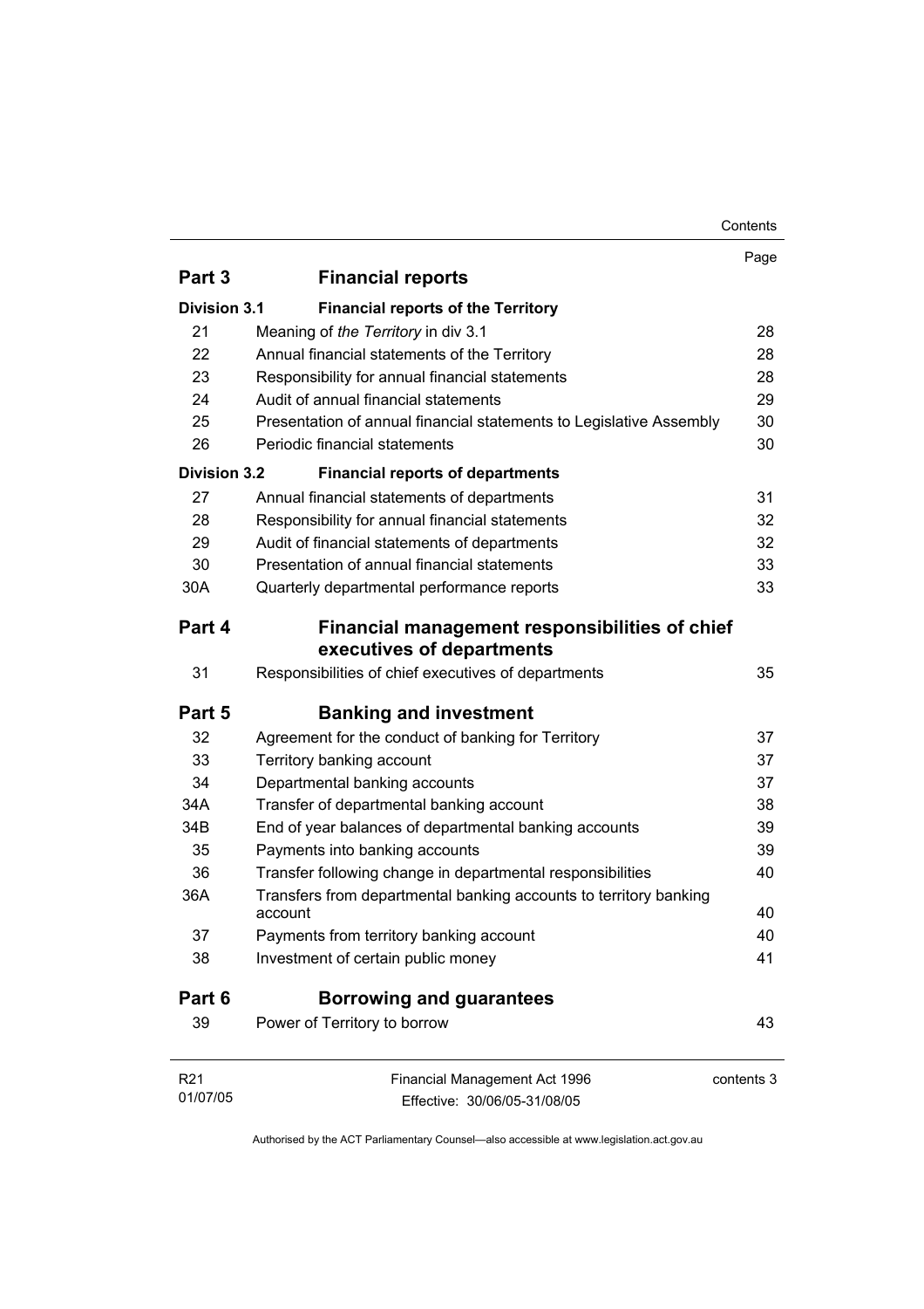| | | Page |
|---|---|---|
| **Part 3** | **Financial reports** | |
| **Division 3.1** | **Financial reports of the Territory** | |
| 21 | Meaning of *the Territory* in div 3.1 | 28 |
| 22 | Annual financial statements of the Territory | 28 |
| 23 | Responsibility for annual financial statements | 28 |
| 24 | Audit of annual financial statements | 29 |
| 25 | Presentation of annual financial statements to Legislative Assembly | 30 |
| 26 | Periodic financial statements | 30 |
| **Division 3.2** | **Financial reports of departments** | |
| 27 | Annual financial statements of departments | 31 |
| 28 | Responsibility for annual financial statements | 32 |
| 29 | Audit of financial statements of departments | 32 |
| 30 | Presentation of annual financial statements | 33 |
| 30A | Quarterly departmental performance reports | 33 |
| **Part 4** | **Financial management responsibilities of chief executives of departments** | |
| 31 | Responsibilities of chief executives of departments | 35 |
| **Part 5** | **Banking and investment** | |
| 32 | Agreement for the conduct of banking for Territory | 37 |
| 33 | Territory banking account | 37 |
| 34 | Departmental banking accounts | 37 |
| 34A | Transfer of departmental banking account | 38 |
| 34B | End of year balances of departmental banking accounts | 39 |
| 35 | Payments into banking accounts | 39 |
| 36 | Transfer following change in departmental responsibilities | 40 |
| 36A | Transfers from departmental banking accounts to territory banking account | 40 |
| 37 | Payments from territory banking account | 40 |
| 38 | Investment of certain public money | 41 |
| **Part 6** | **Borrowing and guarantees** | |
| 39 | Power of Territory to borrow | 43 |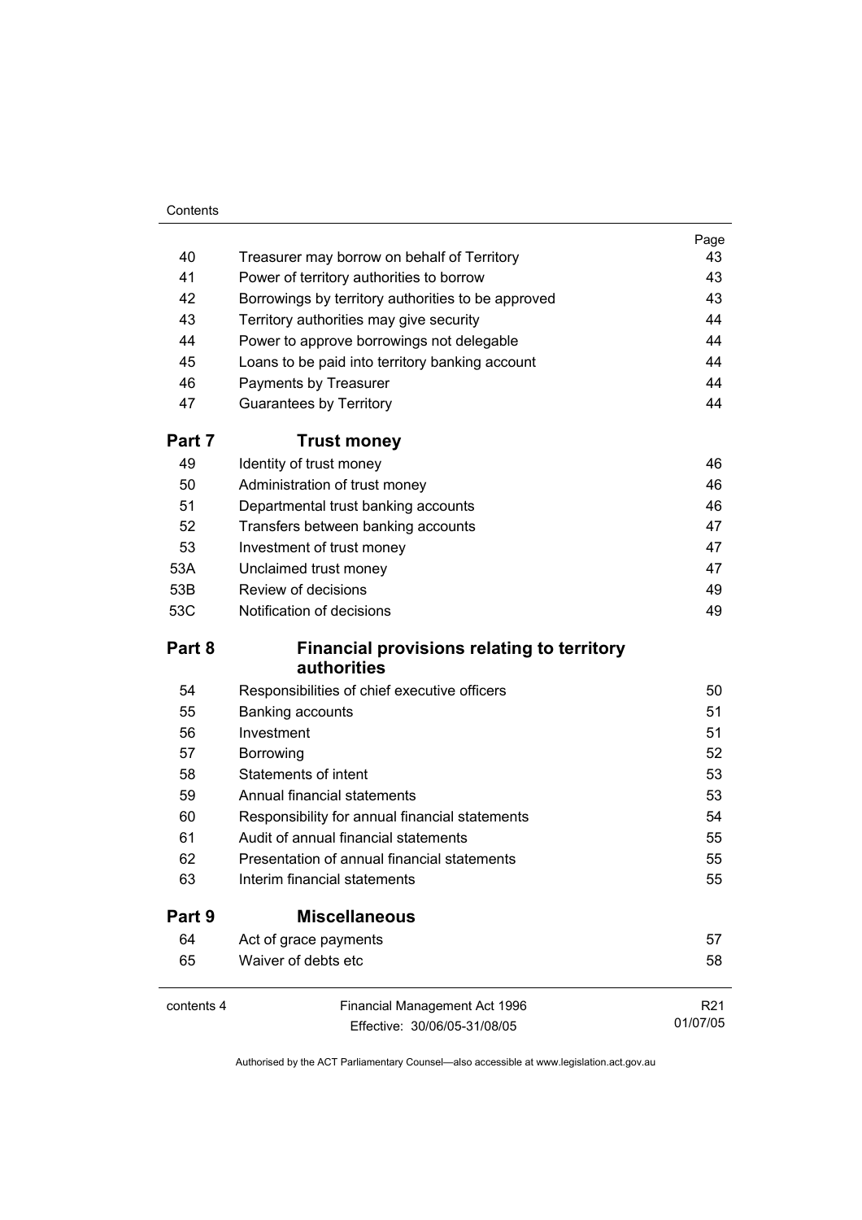| | | Page |
|---|---|---|
| 40 | Treasurer may borrow on behalf of Territory | 43 |
| 41 | Power of territory authorities to borrow | 43 |
| 42 | Borrowings by territory authorities to be approved | 43 |
| 43 | Territory authorities may give security | 44 |
| 44 | Power to approve borrowings not delegable | 44 |
| 45 | Loans to be paid into territory banking account | 44 |
| 46 | Payments by Treasurer | 44 |
| 47 | Guarantees by Territory | 44 |

## Part 7 Trust money

| | | |
|---|---|---|
| 49 | Identity of trust money | 46 |
| 50 | Administration of trust money | 46 |
| 51 | Departmental trust banking accounts | 46 |
| 52 | Transfers between banking accounts | 47 |
| 53 | Investment of trust money | 47 |
| 53A | Unclaimed trust money | 47 |
| 53B | Review of decisions | 49 |
| 53C | Notification of decisions | 49 |

## Part 8 Financial provisions relating to territory authorities

| | | |
|---|---|---|
| 54 | Responsibilities of chief executive officers | 50 |
| 55 | Banking accounts | 51 |
| 56 | Investment | 51 |
| 57 | Borrowing | 52 |
| 58 | Statements of intent | 53 |
| 59 | Annual financial statements | 53 |
| 60 | Responsibility for annual financial statements | 54 |
| 61 | Audit of annual financial statements | 55 |
| 62 | Presentation of annual financial statements | 55 |
| 63 | Interim financial statements | 55 |

## Part 9 Miscellaneous

| | | |
|---|---|---|
| 64 | Act of grace payments | 57 |
| 65 | Waiver of debts etc | 58 |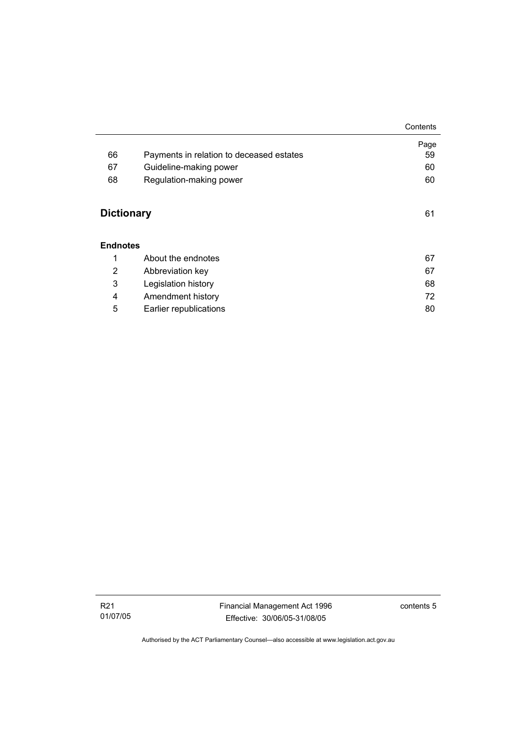| | | Page |
|---|---|---|
| 66 | Payments in relation to deceased estates | 59 |
| 67 | Guideline-making power | 60 |
| 68 | Regulation-making power | 60 |

## Dictionary 61

**Endnotes**

| | | |
|---|---|---|
| 1 | About the endnotes | 67 |
| 2 | Abbreviation key | 67 |
| 3 | Legislation history | 68 |
| 4 | Amendment history | 72 |
| 5 | Earlier republications | 80 |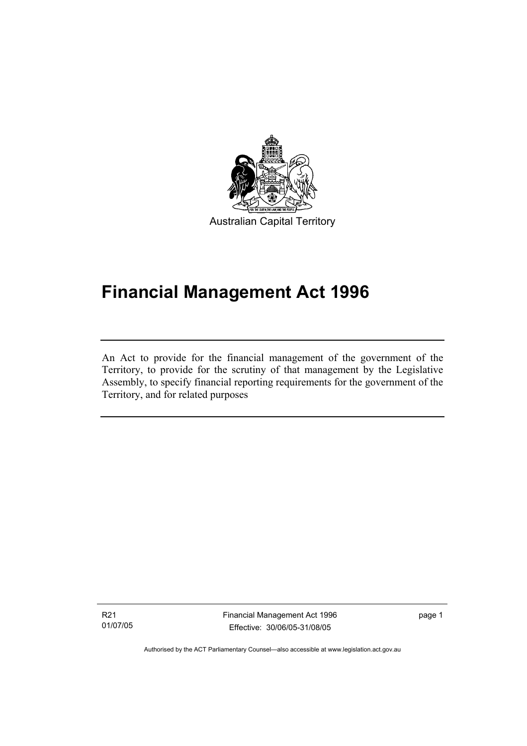Australian Capital Territory

# Financial Management Act 1996

An Act to provide for the financial management of the government of the Territory, to provide for the scrutiny of that management by the Legislative Assembly, to specify financial reporting requirements for the government of the Territory, and for related purposes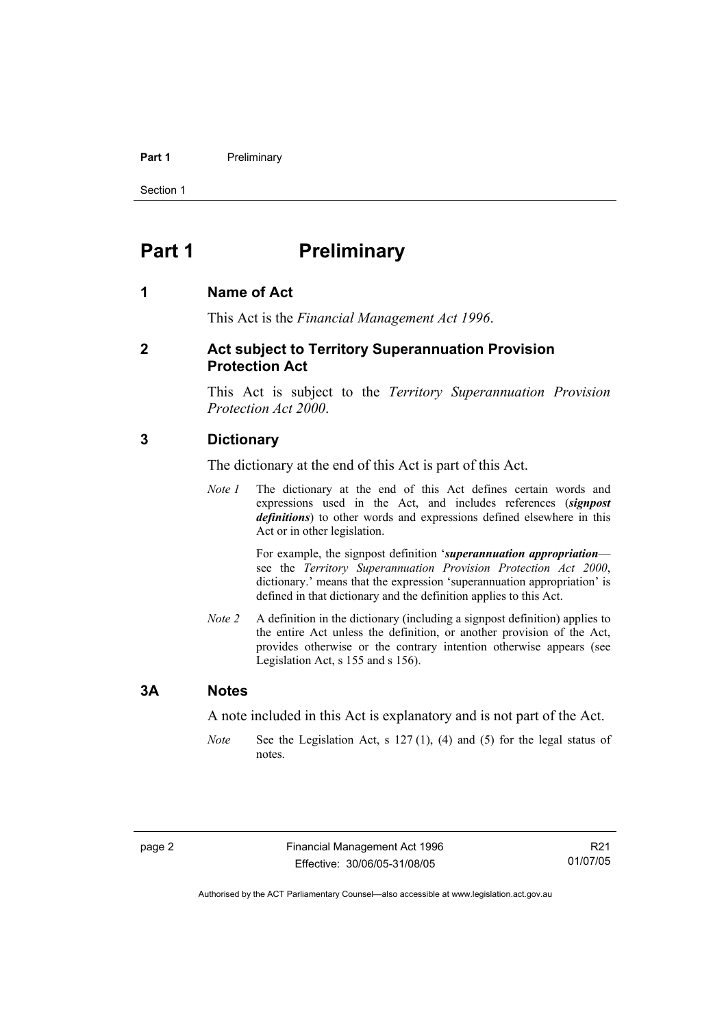# Part 1 Preliminary

## 1 Name of Act

This Act is the *Financial Management Act 1996*.

## 2 Act subject to Territory Superannuation Provision Protection Act

This Act is subject to the *Territory Superannuation Provision Protection Act 2000*.

## 3 Dictionary

The dictionary at the end of this Act is part of this Act.

*Note 1* The dictionary at the end of this Act defines certain words and expressions used in the Act, and includes references (***signpost definitions***) to other words and expressions defined elsewhere in this Act or in other legislation.

For example, the signpost definition '***superannuation appropriation***—see the *Territory Superannuation Provision Protection Act 2000*, dictionary.' means that the expression 'superannuation appropriation' is defined in that dictionary and the definition applies to this Act.

*Note 2* A definition in the dictionary (including a signpost definition) applies to the entire Act unless the definition, or another provision of the Act, provides otherwise or the contrary intention otherwise appears (see Legislation Act, s 155 and s 156).

## 3A Notes

A note included in this Act is explanatory and is not part of the Act.

*Note* See the Legislation Act, s 127 (1), (4) and (5) for the legal status of notes.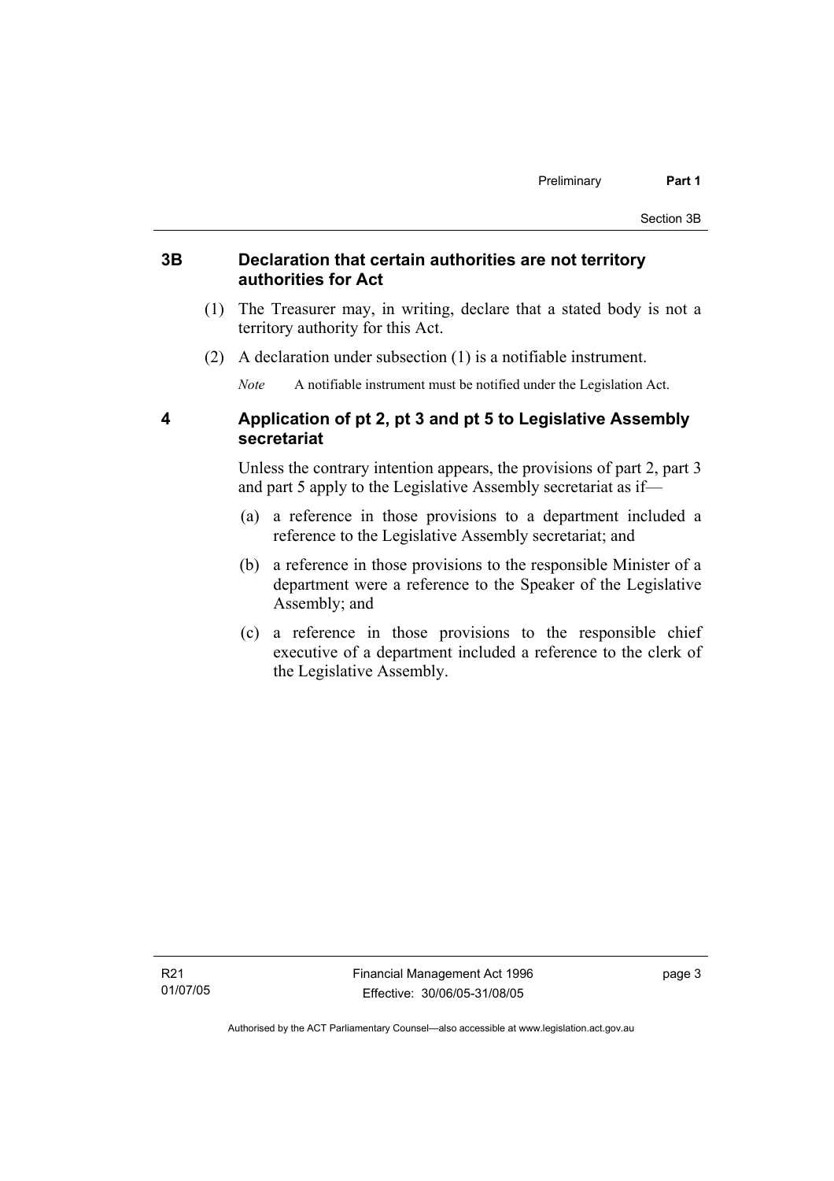## 3B Declaration that certain authorities are not territory authorities for Act

(1) The Treasurer may, in writing, declare that a stated body is not a territory authority for this Act.

(2) A declaration under subsection (1) is a notifiable instrument.

*Note* A notifiable instrument must be notified under the Legislation Act.

## 4 Application of pt 2, pt 3 and pt 5 to Legislative Assembly secretariat

Unless the contrary intention appears, the provisions of part 2, part 3 and part 5 apply to the Legislative Assembly secretariat as if—

(a) a reference in those provisions to a department included a reference to the Legislative Assembly secretariat; and

(b) a reference in those provisions to the responsible Minister of a department were a reference to the Speaker of the Legislative Assembly; and

(c) a reference in those provisions to the responsible chief executive of a department included a reference to the clerk of the Legislative Assembly.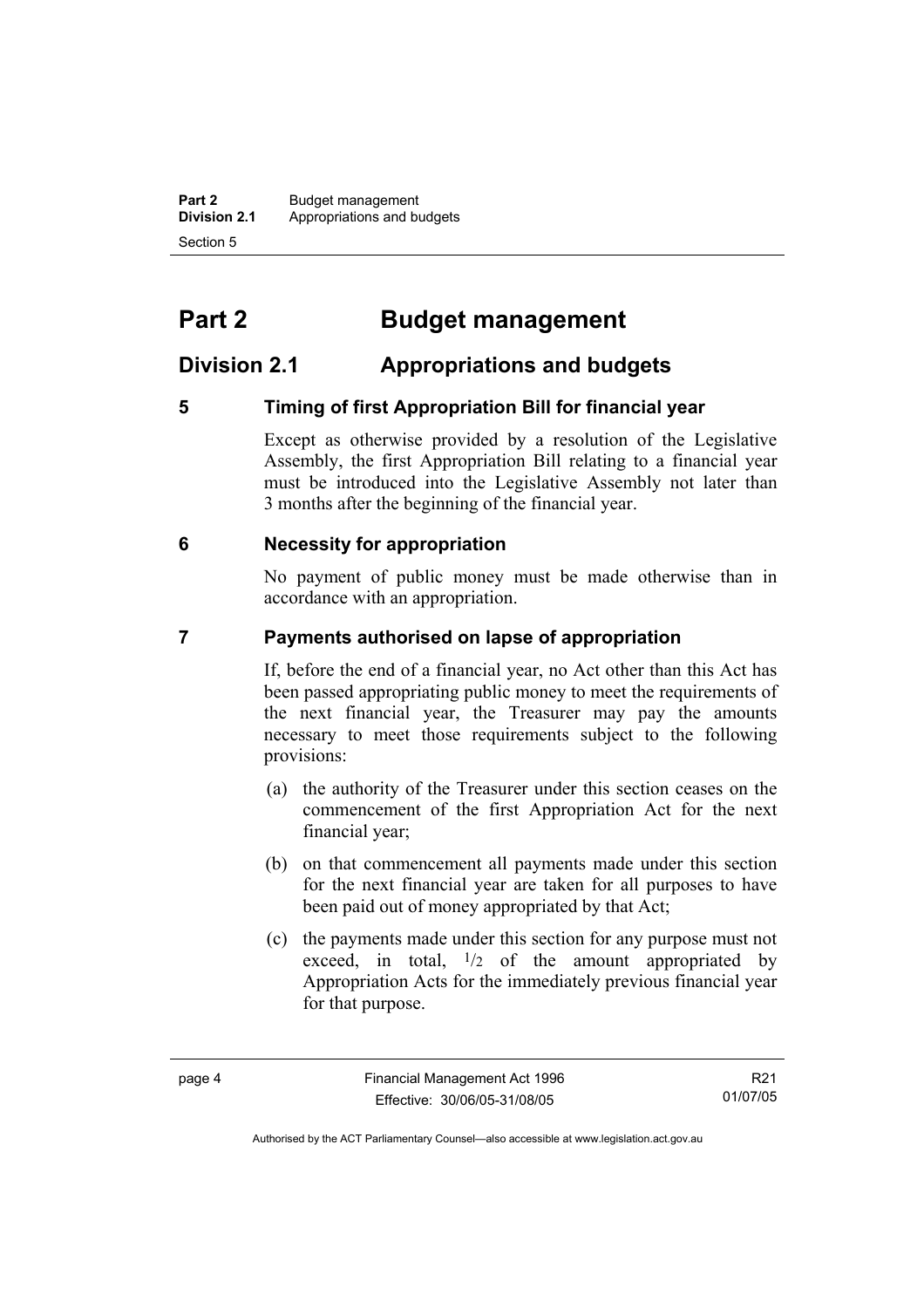# Part 2 Budget management

## Division 2.1 Appropriations and budgets

### 5 Timing of first Appropriation Bill for financial year

Except as otherwise provided by a resolution of the Legislative Assembly, the first Appropriation Bill relating to a financial year must be introduced into the Legislative Assembly not later than 3 months after the beginning of the financial year.

### 6 Necessity for appropriation

No payment of public money must be made otherwise than in accordance with an appropriation.

### 7 Payments authorised on lapse of appropriation

If, before the end of a financial year, no Act other than this Act has been passed appropriating public money to meet the requirements of the next financial year, the Treasurer may pay the amounts necessary to meet those requirements subject to the following provisions:

(a) the authority of the Treasurer under this section ceases on the commencement of the first Appropriation Act for the next financial year;

(b) on that commencement all payments made under this section for the next financial year are taken for all purposes to have been paid out of money appropriated by that Act;

(c) the payments made under this section for any purpose must not exceed, in total, $^1/_2$ of the amount appropriated by Appropriation Acts for the immediately previous financial year for that purpose.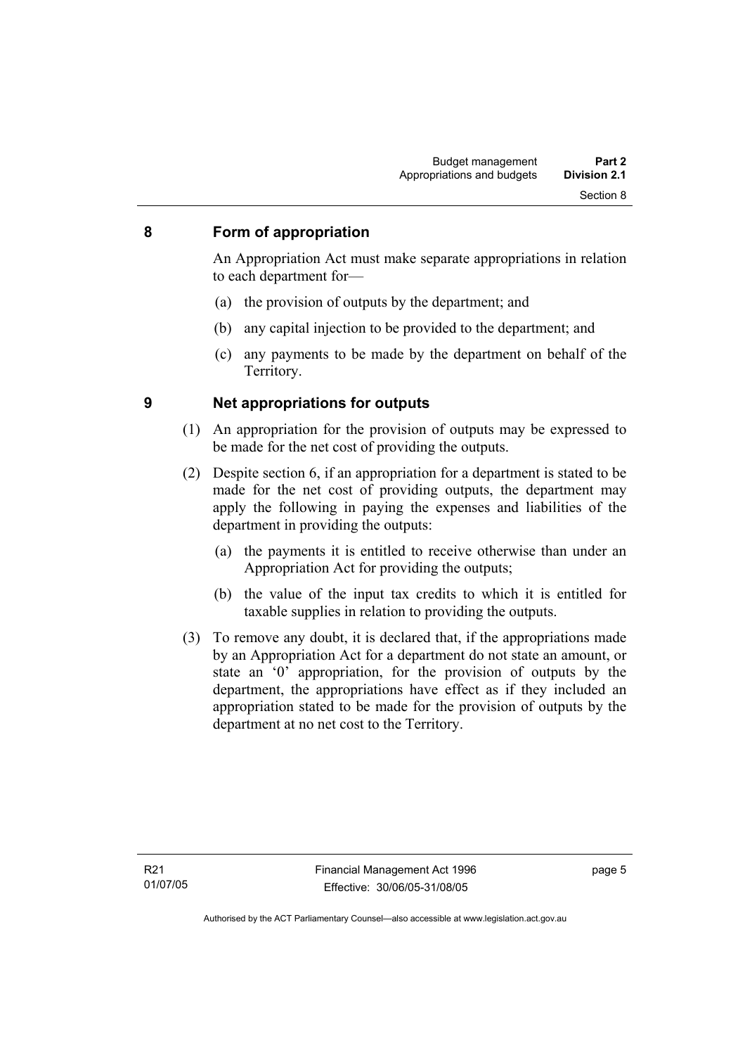## 8 Form of appropriation

An Appropriation Act must make separate appropriations in relation to each department for—

(a) the provision of outputs by the department; and

(b) any capital injection to be provided to the department; and

(c) any payments to be made by the department on behalf of the Territory.

## 9 Net appropriations for outputs

(1) An appropriation for the provision of outputs may be expressed to be made for the net cost of providing the outputs.

(2) Despite section 6, if an appropriation for a department is stated to be made for the net cost of providing outputs, the department may apply the following in paying the expenses and liabilities of the department in providing the outputs:

(a) the payments it is entitled to receive otherwise than under an Appropriation Act for providing the outputs;

(b) the value of the input tax credits to which it is entitled for taxable supplies in relation to providing the outputs.

(3) To remove any doubt, it is declared that, if the appropriations made by an Appropriation Act for a department do not state an amount, or state an '0' appropriation, for the provision of outputs by the department, the appropriations have effect as if they included an appropriation stated to be made for the provision of outputs by the department at no net cost to the Territory.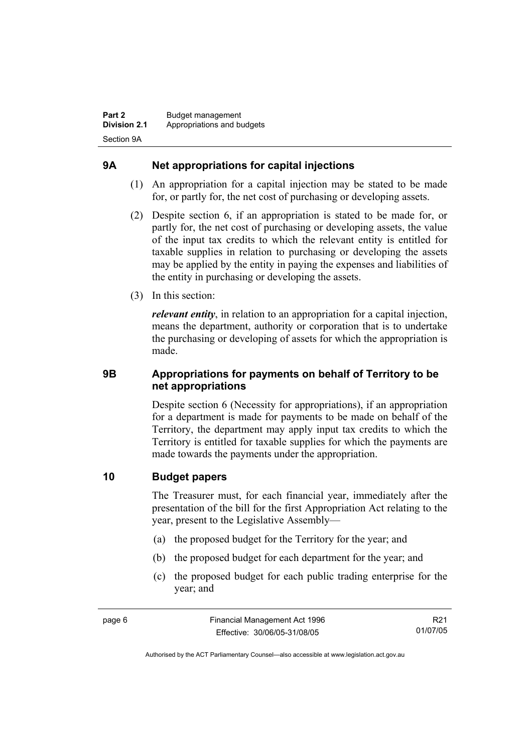## 9A Net appropriations for capital injections

(1) An appropriation for a capital injection may be stated to be made for, or partly for, the net cost of purchasing or developing assets.

(2) Despite section 6, if an appropriation is stated to be made for, or partly for, the net cost of purchasing or developing assets, the value of the input tax credits to which the relevant entity is entitled for taxable supplies in relation to purchasing or developing the assets may be applied by the entity in paying the expenses and liabilities of the entity in purchasing or developing the assets.

(3) In this section:

***relevant entity***, in relation to an appropriation for a capital injection, means the department, authority or corporation that is to undertake the purchasing or developing of assets for which the appropriation is made.

## 9B Appropriations for payments on behalf of Territory to be net appropriations

Despite section 6 (Necessity for appropriations), if an appropriation for a department is made for payments to be made on behalf of the Territory, the department may apply input tax credits to which the Territory is entitled for taxable supplies for which the payments are made towards the payments under the appropriation.

## 10 Budget papers

The Treasurer must, for each financial year, immediately after the presentation of the bill for the first Appropriation Act relating to the year, present to the Legislative Assembly—

(a) the proposed budget for the Territory for the year; and

(b) the proposed budget for each department for the year; and

(c) the proposed budget for each public trading enterprise for the year; and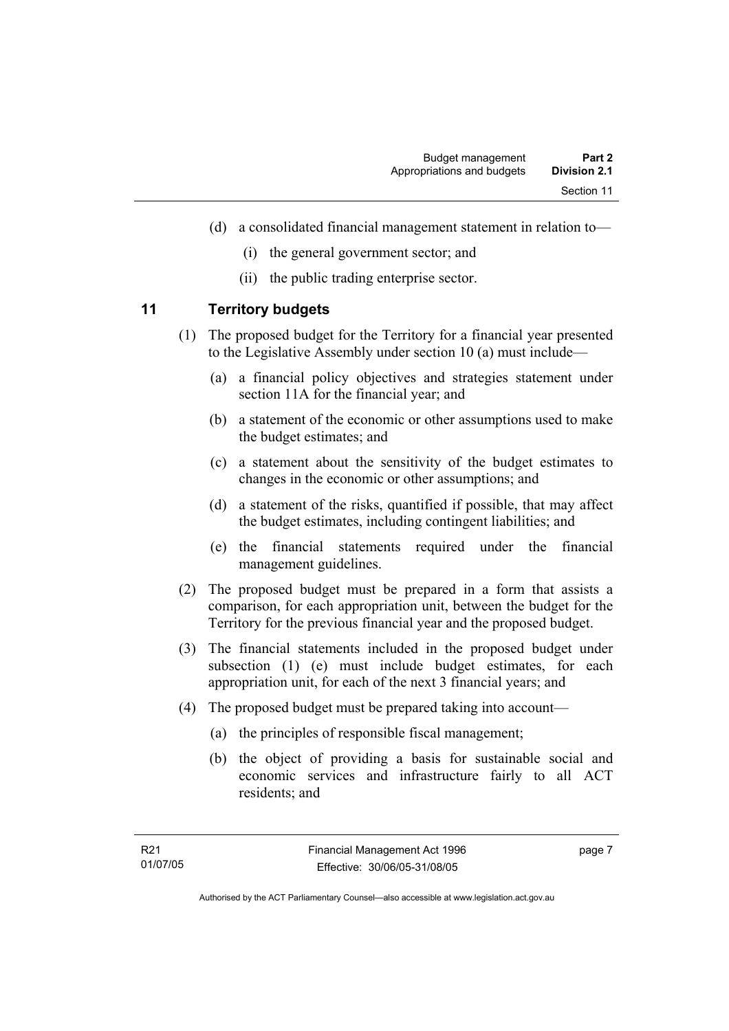(d) a consolidated financial management statement in relation to—

(i) the general government sector; and

(ii) the public trading enterprise sector.

## 11 Territory budgets

(1) The proposed budget for the Territory for a financial year presented to the Legislative Assembly under section 10 (a) must include—

(a) a financial policy objectives and strategies statement under section 11A for the financial year; and

(b) a statement of the economic or other assumptions used to make the budget estimates; and

(c) a statement about the sensitivity of the budget estimates to changes in the economic or other assumptions; and

(d) a statement of the risks, quantified if possible, that may affect the budget estimates, including contingent liabilities; and

(e) the financial statements required under the financial management guidelines.

(2) The proposed budget must be prepared in a form that assists a comparison, for each appropriation unit, between the budget for the Territory for the previous financial year and the proposed budget.

(3) The financial statements included in the proposed budget under subsection (1) (e) must include budget estimates, for each appropriation unit, for each of the next 3 financial years; and

(4) The proposed budget must be prepared taking into account—

(a) the principles of responsible fiscal management;

(b) the object of providing a basis for sustainable social and economic services and infrastructure fairly to all ACT residents; and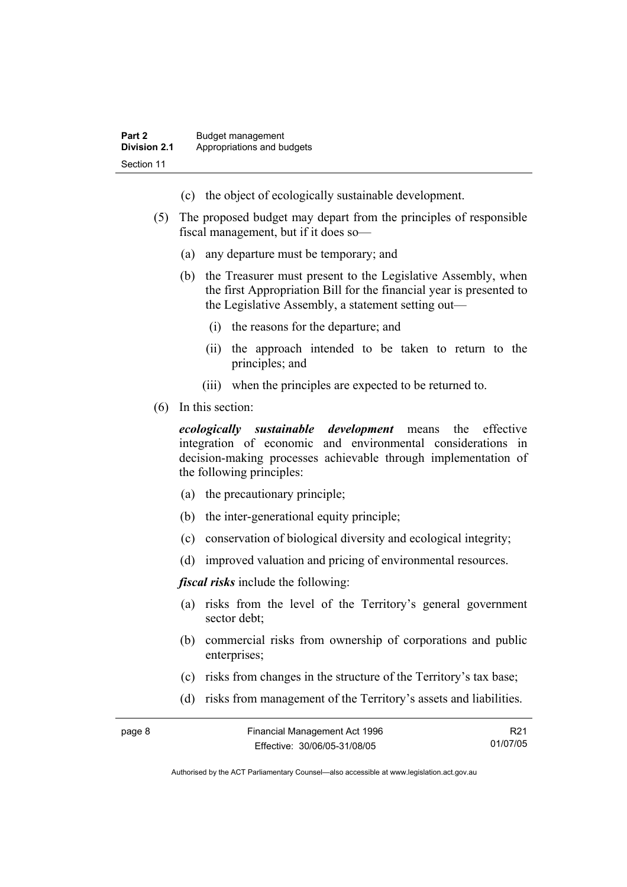(c) the object of ecologically sustainable development.

(5) The proposed budget may depart from the principles of responsible fiscal management, but if it does so—

(a) any departure must be temporary; and

(b) the Treasurer must present to the Legislative Assembly, when the first Appropriation Bill for the financial year is presented to the Legislative Assembly, a statement setting out—

(i) the reasons for the departure; and

(ii) the approach intended to be taken to return to the principles; and

(iii) when the principles are expected to be returned to.

(6) In this section:

***ecologically sustainable development*** means the effective integration of economic and environmental considerations in decision-making processes achievable through implementation of the following principles:

(a) the precautionary principle;

(b) the inter-generational equity principle;

(c) conservation of biological diversity and ecological integrity;

(d) improved valuation and pricing of environmental resources.

***fiscal risks*** include the following:

(a) risks from the level of the Territory's general government sector debt;

(b) commercial risks from ownership of corporations and public enterprises;

(c) risks from changes in the structure of the Territory's tax base;

(d) risks from management of the Territory's assets and liabilities.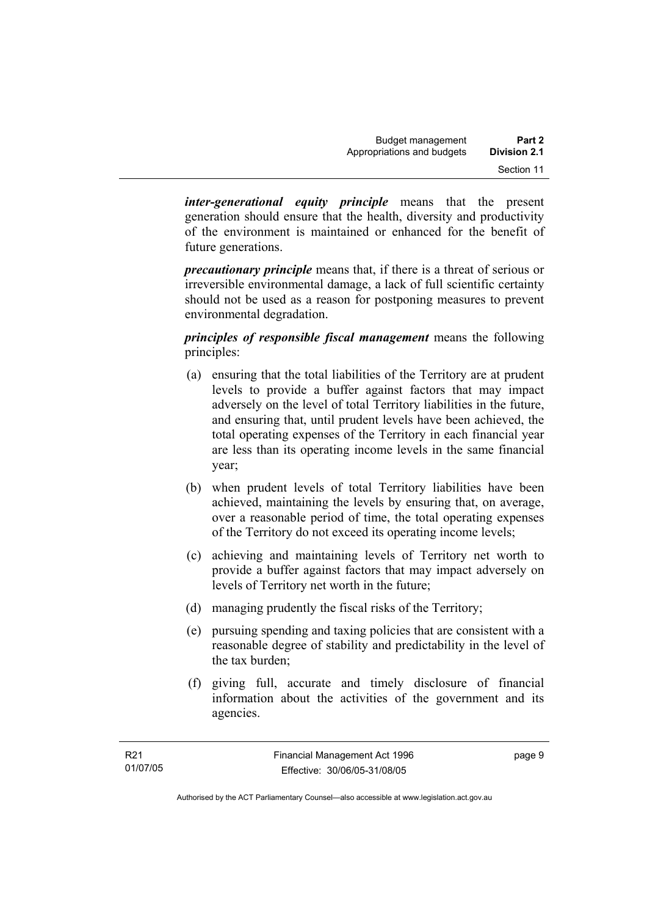***inter-generational equity principle*** means that the present generation should ensure that the health, diversity and productivity of the environment is maintained or enhanced for the benefit of future generations.

***precautionary principle*** means that, if there is a threat of serious or irreversible environmental damage, a lack of full scientific certainty should not be used as a reason for postponing measures to prevent environmental degradation.

***principles of responsible fiscal management*** means the following principles:

(a) ensuring that the total liabilities of the Territory are at prudent levels to provide a buffer against factors that may impact adversely on the level of total Territory liabilities in the future, and ensuring that, until prudent levels have been achieved, the total operating expenses of the Territory in each financial year are less than its operating income levels in the same financial year;

(b) when prudent levels of total Territory liabilities have been achieved, maintaining the levels by ensuring that, on average, over a reasonable period of time, the total operating expenses of the Territory do not exceed its operating income levels;

(c) achieving and maintaining levels of Territory net worth to provide a buffer against factors that may impact adversely on levels of Territory net worth in the future;

(d) managing prudently the fiscal risks of the Territory;

(e) pursuing spending and taxing policies that are consistent with a reasonable degree of stability and predictability in the level of the tax burden;

(f) giving full, accurate and timely disclosure of financial information about the activities of the government and its agencies.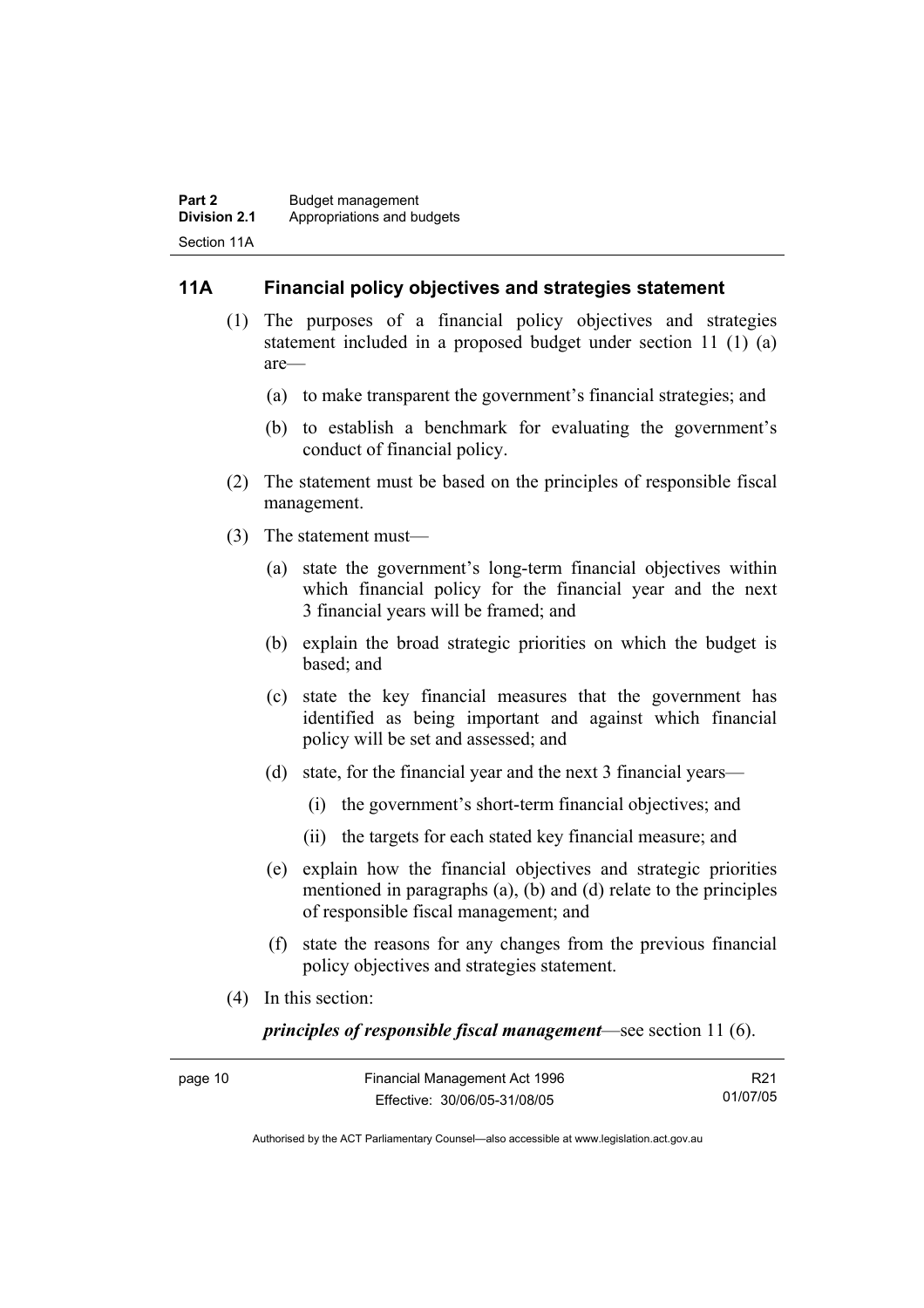## 11A Financial policy objectives and strategies statement

(1) The purposes of a financial policy objectives and strategies statement included in a proposed budget under section 11 (1) (a) are—

(a) to make transparent the government's financial strategies; and

(b) to establish a benchmark for evaluating the government's conduct of financial policy.

(2) The statement must be based on the principles of responsible fiscal management.

(3) The statement must—

(a) state the government's long-term financial objectives within which financial policy for the financial year and the next 3 financial years will be framed; and

(b) explain the broad strategic priorities on which the budget is based; and

(c) state the key financial measures that the government has identified as being important and against which financial policy will be set and assessed; and

(d) state, for the financial year and the next 3 financial years—

(i) the government's short-term financial objectives; and

(ii) the targets for each stated key financial measure; and

(e) explain how the financial objectives and strategic priorities mentioned in paragraphs (a), (b) and (d) relate to the principles of responsible fiscal management; and

(f) state the reasons for any changes from the previous financial policy objectives and strategies statement.

(4) In this section:

***principles of responsible fiscal management***—see section 11 (6).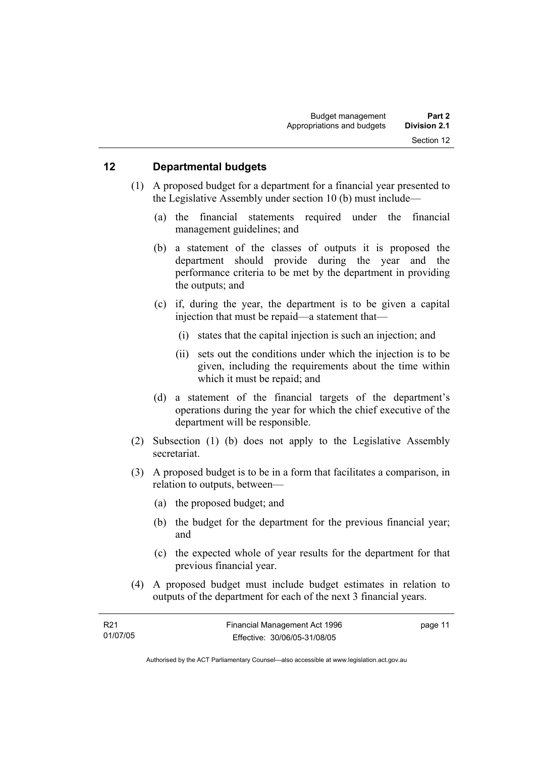## 12 Departmental budgets

(1) A proposed budget for a department for a financial year presented to the Legislative Assembly under section 10 (b) must include—

(a) the financial statements required under the financial management guidelines; and

(b) a statement of the classes of outputs it is proposed the department should provide during the year and the performance criteria to be met by the department in providing the outputs; and

(c) if, during the year, the department is to be given a capital injection that must be repaid—a statement that—

(i) states that the capital injection is such an injection; and

(ii) sets out the conditions under which the injection is to be given, including the requirements about the time within which it must be repaid; and

(d) a statement of the financial targets of the department's operations during the year for which the chief executive of the department will be responsible.

(2) Subsection (1) (b) does not apply to the Legislative Assembly secretariat.

(3) A proposed budget is to be in a form that facilitates a comparison, in relation to outputs, between—

(a) the proposed budget; and

(b) the budget for the department for the previous financial year; and

(c) the expected whole of year results for the department for that previous financial year.

(4) A proposed budget must include budget estimates in relation to outputs of the department for each of the next 3 financial years.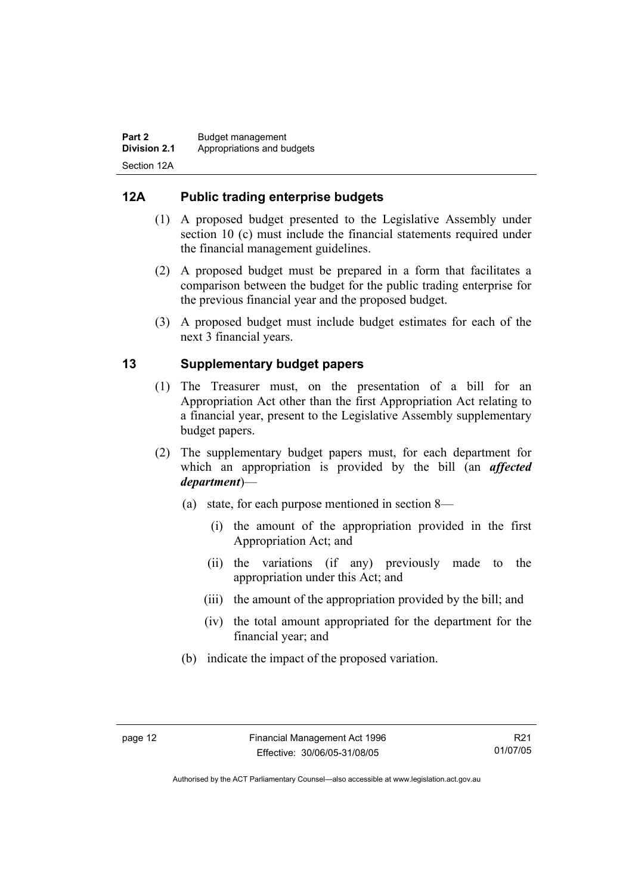## 12A Public trading enterprise budgets

(1) A proposed budget presented to the Legislative Assembly under section 10 (c) must include the financial statements required under the financial management guidelines.

(2) A proposed budget must be prepared in a form that facilitates a comparison between the budget for the public trading enterprise for the previous financial year and the proposed budget.

(3) A proposed budget must include budget estimates for each of the next 3 financial years.

## 13 Supplementary budget papers

(1) The Treasurer must, on the presentation of a bill for an Appropriation Act other than the first Appropriation Act relating to a financial year, present to the Legislative Assembly supplementary budget papers.

(2) The supplementary budget papers must, for each department for which an appropriation is provided by the bill (an ***affected department***)—

(a) state, for each purpose mentioned in section 8—

(i) the amount of the appropriation provided in the first Appropriation Act; and

(ii) the variations (if any) previously made to the appropriation under this Act; and

(iii) the amount of the appropriation provided by the bill; and

(iv) the total amount appropriated for the department for the financial year; and

(b) indicate the impact of the proposed variation.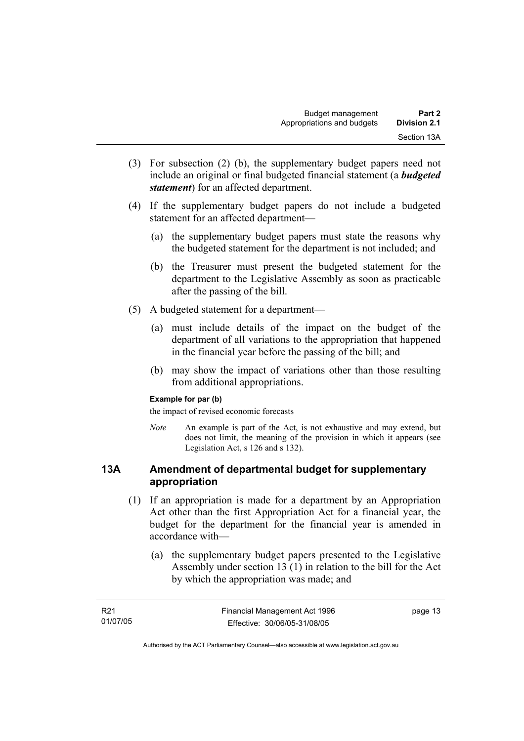(3) For subsection (2) (b), the supplementary budget papers need not include an original or final budgeted financial statement (a ***budgeted statement***) for an affected department.

(4) If the supplementary budget papers do not include a budgeted statement for an affected department—

(a) the supplementary budget papers must state the reasons why the budgeted statement for the department is not included; and

(b) the Treasurer must present the budgeted statement for the department to the Legislative Assembly as soon as practicable after the passing of the bill.

(5) A budgeted statement for a department—

(a) must include details of the impact on the budget of the department of all variations to the appropriation that happened in the financial year before the passing of the bill; and

(b) may show the impact of variations other than those resulting from additional appropriations.

**Example for par (b)**

the impact of revised economic forecasts

*Note* An example is part of the Act, is not exhaustive and may extend, but does not limit, the meaning of the provision in which it appears (see Legislation Act, s 126 and s 132).

## 13A Amendment of departmental budget for supplementary appropriation

(1) If an appropriation is made for a department by an Appropriation Act other than the first Appropriation Act for a financial year, the budget for the department for the financial year is amended in accordance with—

(a) the supplementary budget papers presented to the Legislative Assembly under section 13 (1) in relation to the bill for the Act by which the appropriation was made; and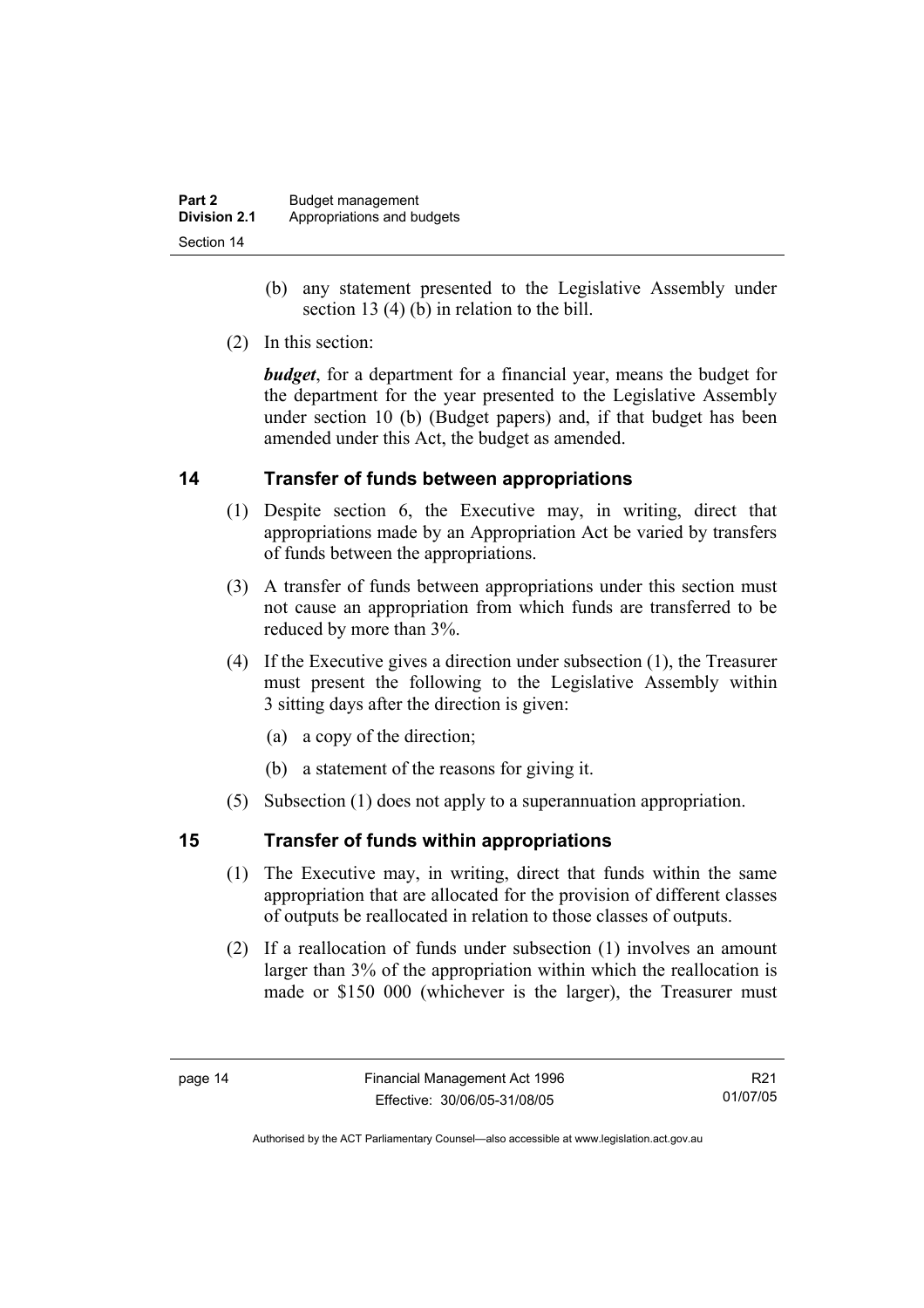(b) any statement presented to the Legislative Assembly under section 13 (4) (b) in relation to the bill.

(2) In this section:

***budget***, for a department for a financial year, means the budget for the department for the year presented to the Legislative Assembly under section 10 (b) (Budget papers) and, if that budget has been amended under this Act, the budget as amended.

## 14 Transfer of funds between appropriations

(1) Despite section 6, the Executive may, in writing, direct that appropriations made by an Appropriation Act be varied by transfers of funds between the appropriations.

(3) A transfer of funds between appropriations under this section must not cause an appropriation from which funds are transferred to be reduced by more than 3%.

(4) If the Executive gives a direction under subsection (1), the Treasurer must present the following to the Legislative Assembly within 3 sitting days after the direction is given:

(a) a copy of the direction;

(b) a statement of the reasons for giving it.

(5) Subsection (1) does not apply to a superannuation appropriation.

## 15 Transfer of funds within appropriations

(1) The Executive may, in writing, direct that funds within the same appropriation that are allocated for the provision of different classes of outputs be reallocated in relation to those classes of outputs.

(2) If a reallocation of funds under subsection (1) involves an amount larger than 3% of the appropriation within which the reallocation is made or $150 000 (whichever is the larger), the Treasurer must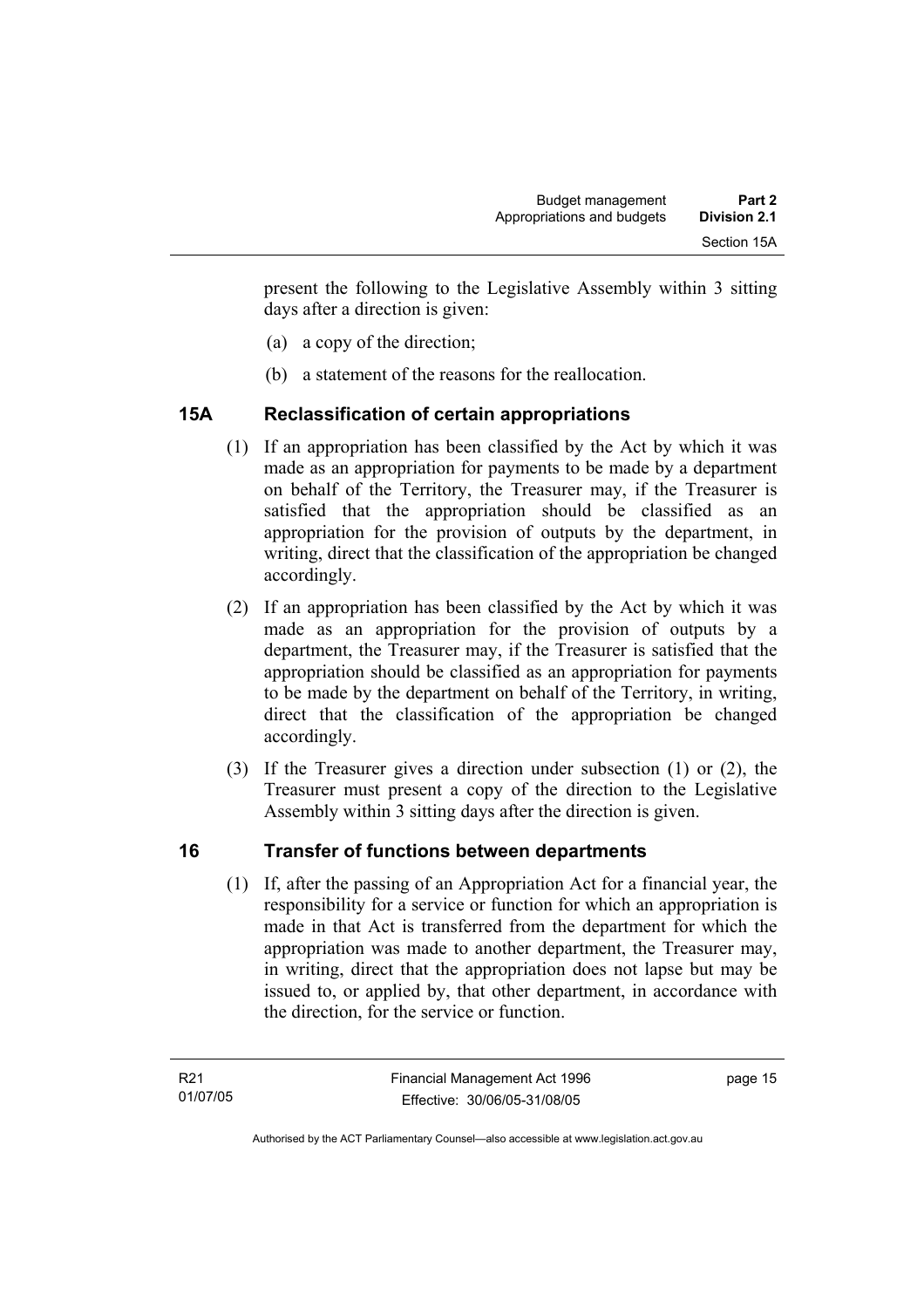present the following to the Legislative Assembly within 3 sitting days after a direction is given:

(a) a copy of the direction;

(b) a statement of the reasons for the reallocation.

## 15A Reclassification of certain appropriations

(1) If an appropriation has been classified by the Act by which it was made as an appropriation for payments to be made by a department on behalf of the Territory, the Treasurer may, if the Treasurer is satisfied that the appropriation should be classified as an appropriation for the provision of outputs by the department, in writing, direct that the classification of the appropriation be changed accordingly.

(2) If an appropriation has been classified by the Act by which it was made as an appropriation for the provision of outputs by a department, the Treasurer may, if the Treasurer is satisfied that the appropriation should be classified as an appropriation for payments to be made by the department on behalf of the Territory, in writing, direct that the classification of the appropriation be changed accordingly.

(3) If the Treasurer gives a direction under subsection (1) or (2), the Treasurer must present a copy of the direction to the Legislative Assembly within 3 sitting days after the direction is given.

## 16 Transfer of functions between departments

(1) If, after the passing of an Appropriation Act for a financial year, the responsibility for a service or function for which an appropriation is made in that Act is transferred from the department for which the appropriation was made to another department, the Treasurer may, in writing, direct that the appropriation does not lapse but may be issued to, or applied by, that other department, in accordance with the direction, for the service or function.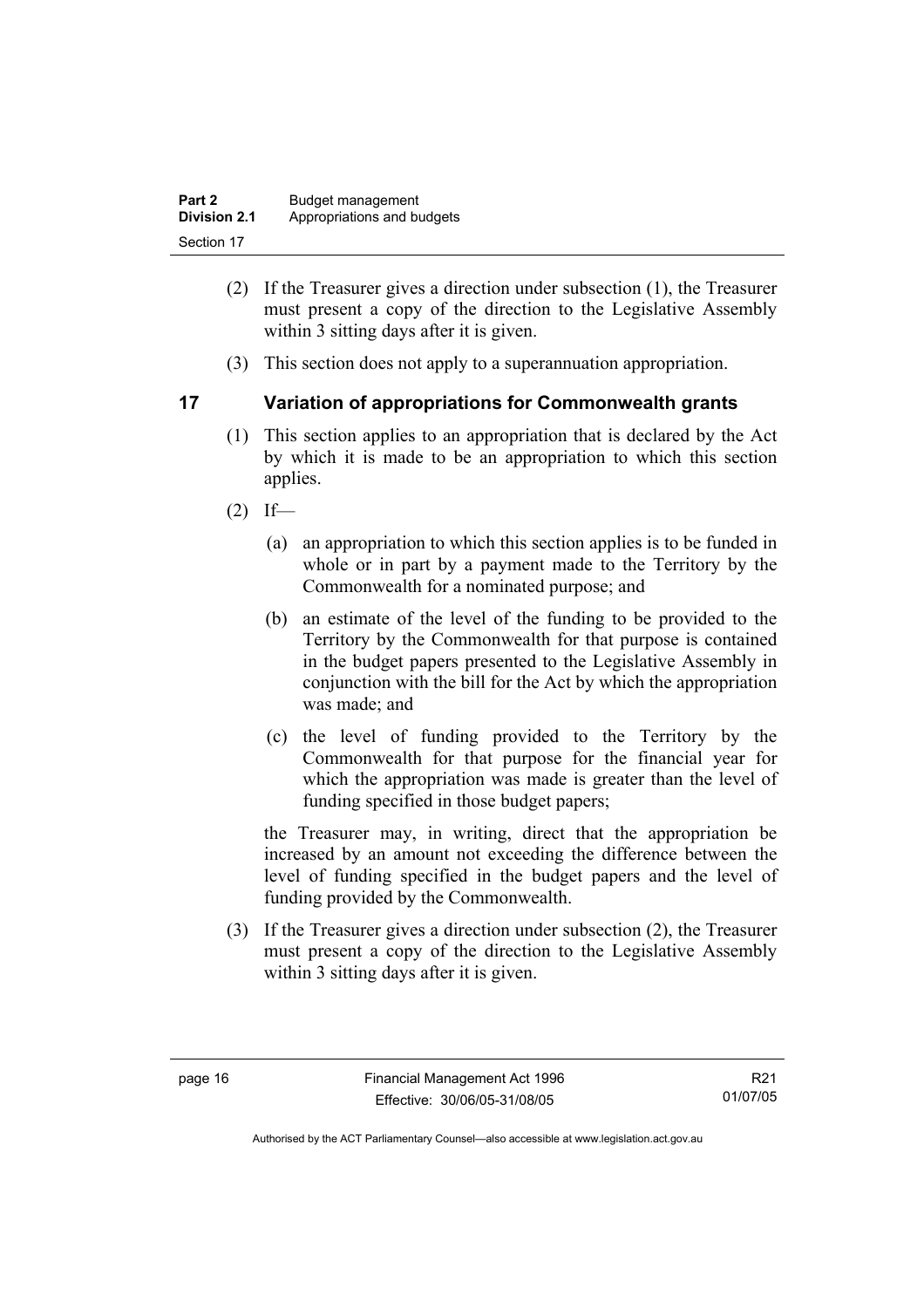(2) If the Treasurer gives a direction under subsection (1), the Treasurer must present a copy of the direction to the Legislative Assembly within 3 sitting days after it is given.

(3) This section does not apply to a superannuation appropriation.

## 17 Variation of appropriations for Commonwealth grants

(1) This section applies to an appropriation that is declared by the Act by which it is made to be an appropriation to which this section applies.

(2) If—

(a) an appropriation to which this section applies is to be funded in whole or in part by a payment made to the Territory by the Commonwealth for a nominated purpose; and

(b) an estimate of the level of the funding to be provided to the Territory by the Commonwealth for that purpose is contained in the budget papers presented to the Legislative Assembly in conjunction with the bill for the Act by which the appropriation was made; and

(c) the level of funding provided to the Territory by the Commonwealth for that purpose for the financial year for which the appropriation was made is greater than the level of funding specified in those budget papers;

the Treasurer may, in writing, direct that the appropriation be increased by an amount not exceeding the difference between the level of funding specified in the budget papers and the level of funding provided by the Commonwealth.

(3) If the Treasurer gives a direction under subsection (2), the Treasurer must present a copy of the direction to the Legislative Assembly within 3 sitting days after it is given.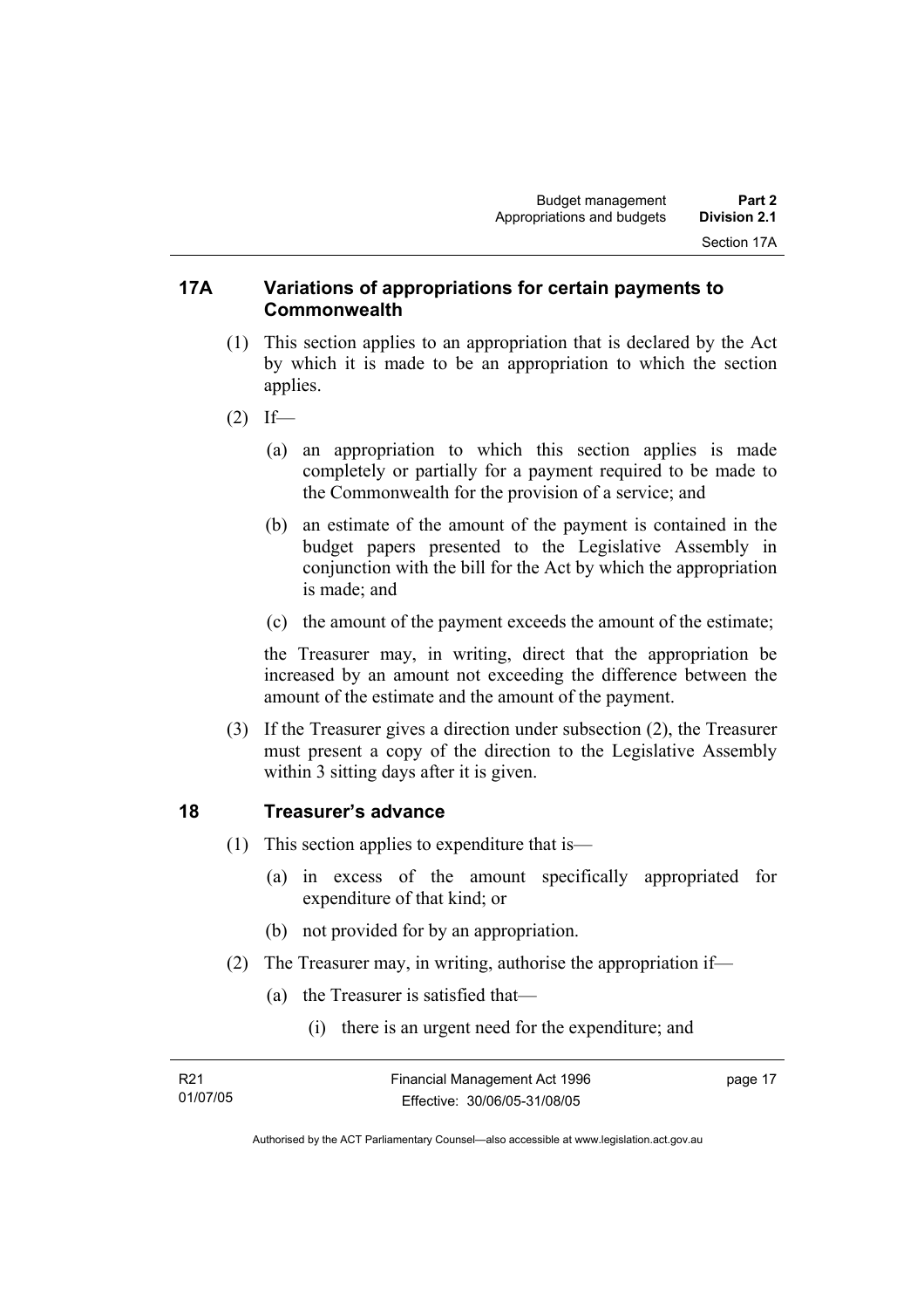## 17A Variations of appropriations for certain payments to Commonwealth

(1) This section applies to an appropriation that is declared by the Act by which it is made to be an appropriation to which the section applies.

(2) If—

(a) an appropriation to which this section applies is made completely or partially for a payment required to be made to the Commonwealth for the provision of a service; and

(b) an estimate of the amount of the payment is contained in the budget papers presented to the Legislative Assembly in conjunction with the bill for the Act by which the appropriation is made; and

(c) the amount of the payment exceeds the amount of the estimate;

the Treasurer may, in writing, direct that the appropriation be increased by an amount not exceeding the difference between the amount of the estimate and the amount of the payment.

(3) If the Treasurer gives a direction under subsection (2), the Treasurer must present a copy of the direction to the Legislative Assembly within 3 sitting days after it is given.

## 18 Treasurer's advance

(1) This section applies to expenditure that is—

(a) in excess of the amount specifically appropriated for expenditure of that kind; or

(b) not provided for by an appropriation.

(2) The Treasurer may, in writing, authorise the appropriation if—

(a) the Treasurer is satisfied that—

(i) there is an urgent need for the expenditure; and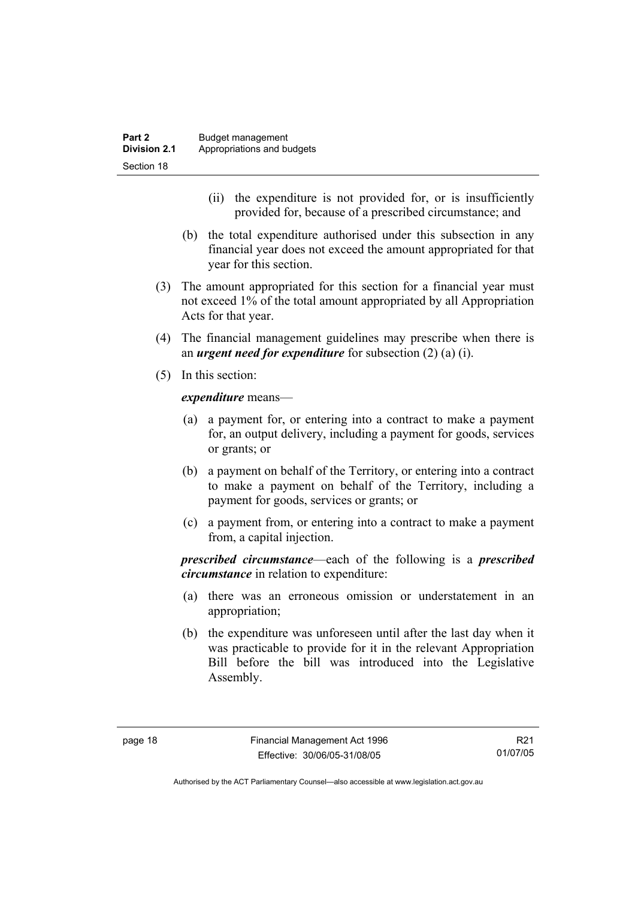(ii) the expenditure is not provided for, or is insufficiently provided for, because of a prescribed circumstance; and

(b) the total expenditure authorised under this subsection in any financial year does not exceed the amount appropriated for that year for this section.

(3) The amount appropriated for this section for a financial year must not exceed 1% of the total amount appropriated by all Appropriation Acts for that year.

(4) The financial management guidelines may prescribe when there is an ***urgent need for expenditure*** for subsection (2) (a) (i).

(5) In this section:

***expenditure*** means—

(a) a payment for, or entering into a contract to make a payment for, an output delivery, including a payment for goods, services or grants; or

(b) a payment on behalf of the Territory, or entering into a contract to make a payment on behalf of the Territory, including a payment for goods, services or grants; or

(c) a payment from, or entering into a contract to make a payment from, a capital injection.

***prescribed circumstance***—each of the following is a ***prescribed circumstance*** in relation to expenditure:

(a) there was an erroneous omission or understatement in an appropriation;

(b) the expenditure was unforeseen until after the last day when it was practicable to provide for it in the relevant Appropriation Bill before the bill was introduced into the Legislative Assembly.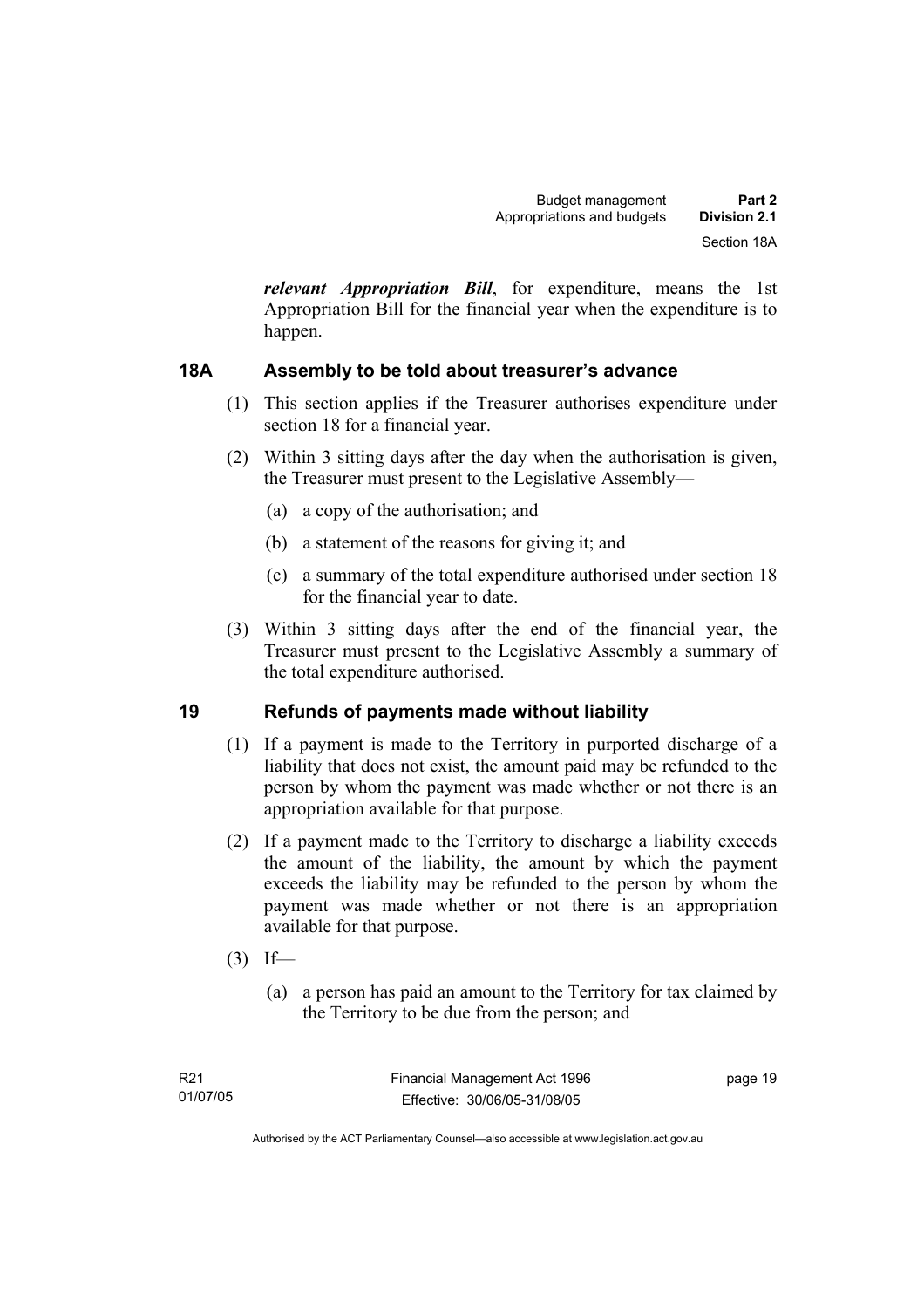***relevant Appropriation Bill***, for expenditure, means the 1st Appropriation Bill for the financial year when the expenditure is to happen.

## 18A Assembly to be told about treasurer's advance

(1) This section applies if the Treasurer authorises expenditure under section 18 for a financial year.

(2) Within 3 sitting days after the day when the authorisation is given, the Treasurer must present to the Legislative Assembly—

(a) a copy of the authorisation; and

(b) a statement of the reasons for giving it; and

(c) a summary of the total expenditure authorised under section 18 for the financial year to date.

(3) Within 3 sitting days after the end of the financial year, the Treasurer must present to the Legislative Assembly a summary of the total expenditure authorised.

## 19 Refunds of payments made without liability

(1) If a payment is made to the Territory in purported discharge of a liability that does not exist, the amount paid may be refunded to the person by whom the payment was made whether or not there is an appropriation available for that purpose.

(2) If a payment made to the Territory to discharge a liability exceeds the amount of the liability, the amount by which the payment exceeds the liability may be refunded to the person by whom the payment was made whether or not there is an appropriation available for that purpose.

(3) If—

(a) a person has paid an amount to the Territory for tax claimed by the Territory to be due from the person; and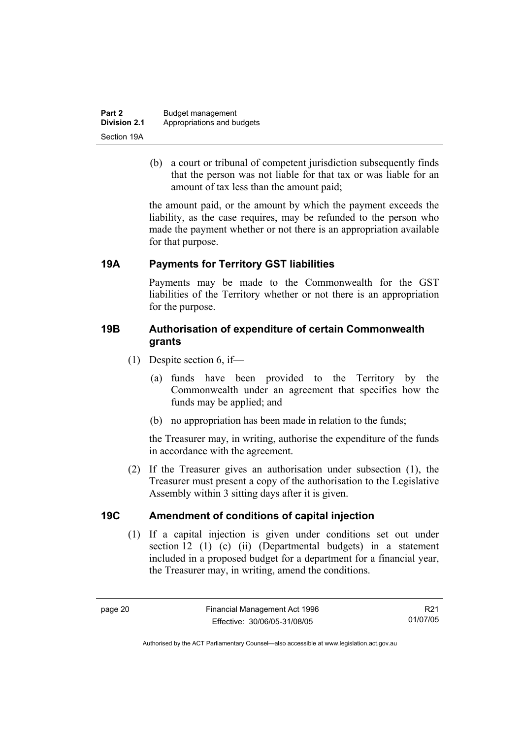(b) a court or tribunal of competent jurisdiction subsequently finds that the person was not liable for that tax or was liable for an amount of tax less than the amount paid;

the amount paid, or the amount by which the payment exceeds the liability, as the case requires, may be refunded to the person who made the payment whether or not there is an appropriation available for that purpose.

## 19A Payments for Territory GST liabilities

Payments may be made to the Commonwealth for the GST liabilities of the Territory whether or not there is an appropriation for the purpose.

## 19B Authorisation of expenditure of certain Commonwealth grants

(1) Despite section 6, if—

(a) funds have been provided to the Territory by the Commonwealth under an agreement that specifies how the funds may be applied; and

(b) no appropriation has been made in relation to the funds;

the Treasurer may, in writing, authorise the expenditure of the funds in accordance with the agreement.

(2) If the Treasurer gives an authorisation under subsection (1), the Treasurer must present a copy of the authorisation to the Legislative Assembly within 3 sitting days after it is given.

## 19C Amendment of conditions of capital injection

(1) If a capital injection is given under conditions set out under section 12 (1) (c) (ii) (Departmental budgets) in a statement included in a proposed budget for a department for a financial year, the Treasurer may, in writing, amend the conditions.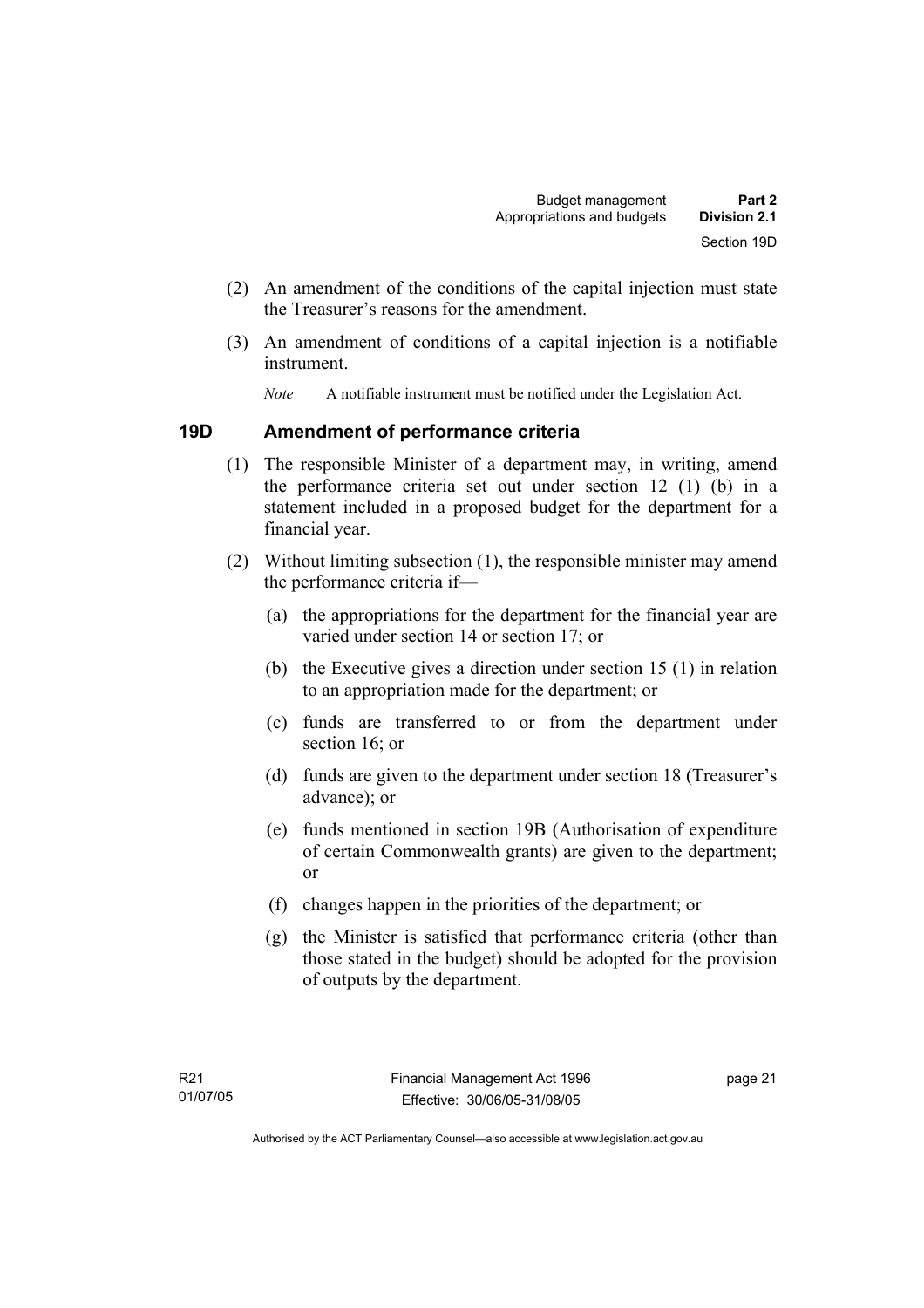(2) An amendment of the conditions of the capital injection must state the Treasurer's reasons for the amendment.

(3) An amendment of conditions of a capital injection is a notifiable instrument.

*Note* A notifiable instrument must be notified under the Legislation Act.

## 19D Amendment of performance criteria

(1) The responsible Minister of a department may, in writing, amend the performance criteria set out under section 12 (1) (b) in a statement included in a proposed budget for the department for a financial year.

(2) Without limiting subsection (1), the responsible minister may amend the performance criteria if—

(a) the appropriations for the department for the financial year are varied under section 14 or section 17; or

(b) the Executive gives a direction under section 15 (1) in relation to an appropriation made for the department; or

(c) funds are transferred to or from the department under section 16; or

(d) funds are given to the department under section 18 (Treasurer's advance); or

(e) funds mentioned in section 19B (Authorisation of expenditure of certain Commonwealth grants) are given to the department; or

(f) changes happen in the priorities of the department; or

(g) the Minister is satisfied that performance criteria (other than those stated in the budget) should be adopted for the provision of outputs by the department.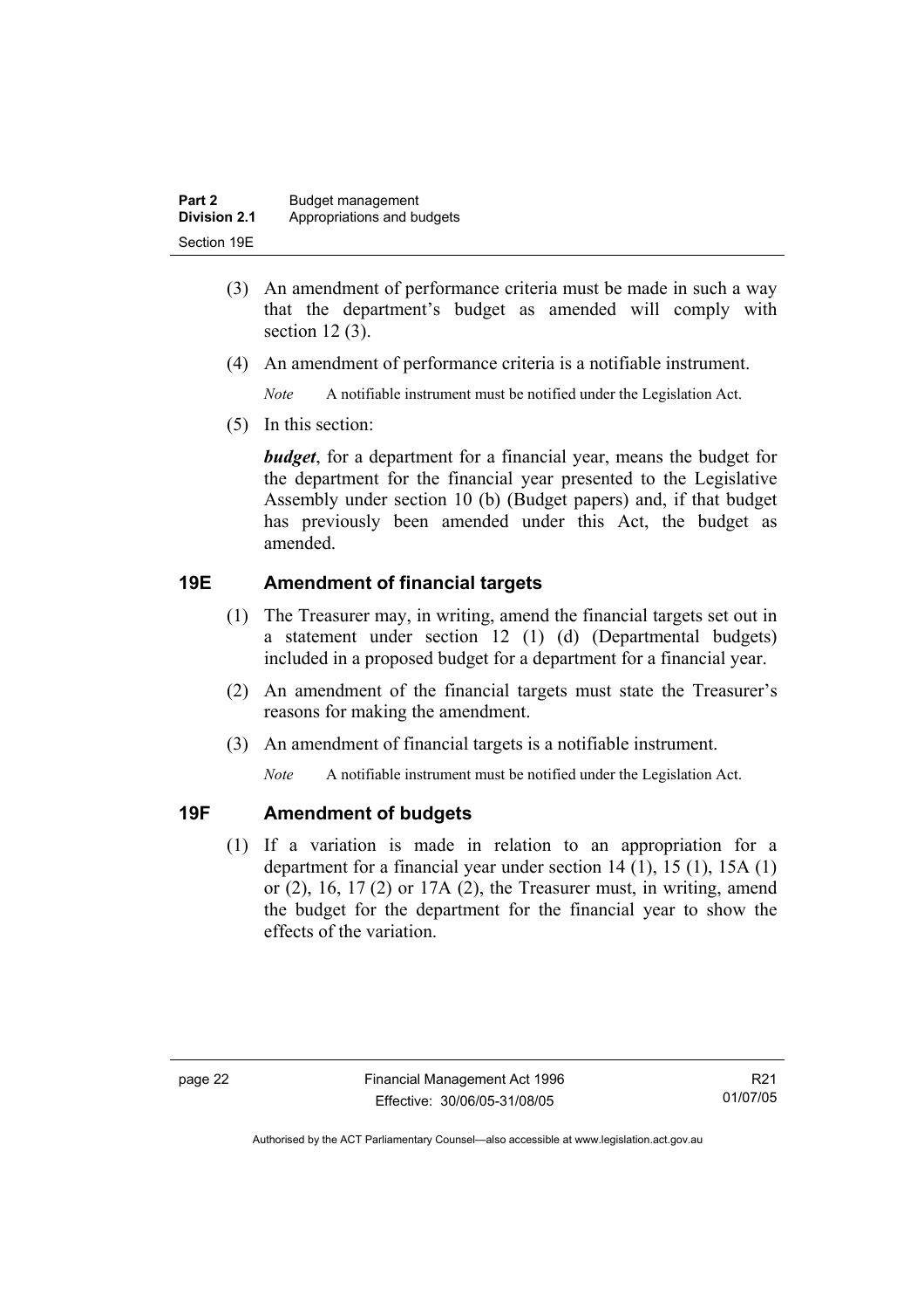(3) An amendment of performance criteria must be made in such a way that the department's budget as amended will comply with section 12 (3).

(4) An amendment of performance criteria is a notifiable instrument.

*Note* A notifiable instrument must be notified under the Legislation Act.

(5) In this section:

***budget***, for a department for a financial year, means the budget for the department for the financial year presented to the Legislative Assembly under section 10 (b) (Budget papers) and, if that budget has previously been amended under this Act, the budget as amended.

## 19E Amendment of financial targets

(1) The Treasurer may, in writing, amend the financial targets set out in a statement under section 12 (1) (d) (Departmental budgets) included in a proposed budget for a department for a financial year.

(2) An amendment of the financial targets must state the Treasurer's reasons for making the amendment.

(3) An amendment of financial targets is a notifiable instrument.

*Note* A notifiable instrument must be notified under the Legislation Act.

## 19F Amendment of budgets

(1) If a variation is made in relation to an appropriation for a department for a financial year under section 14 (1), 15 (1), 15A (1) or (2), 16, 17 (2) or 17A (2), the Treasurer must, in writing, amend the budget for the department for the financial year to show the effects of the variation.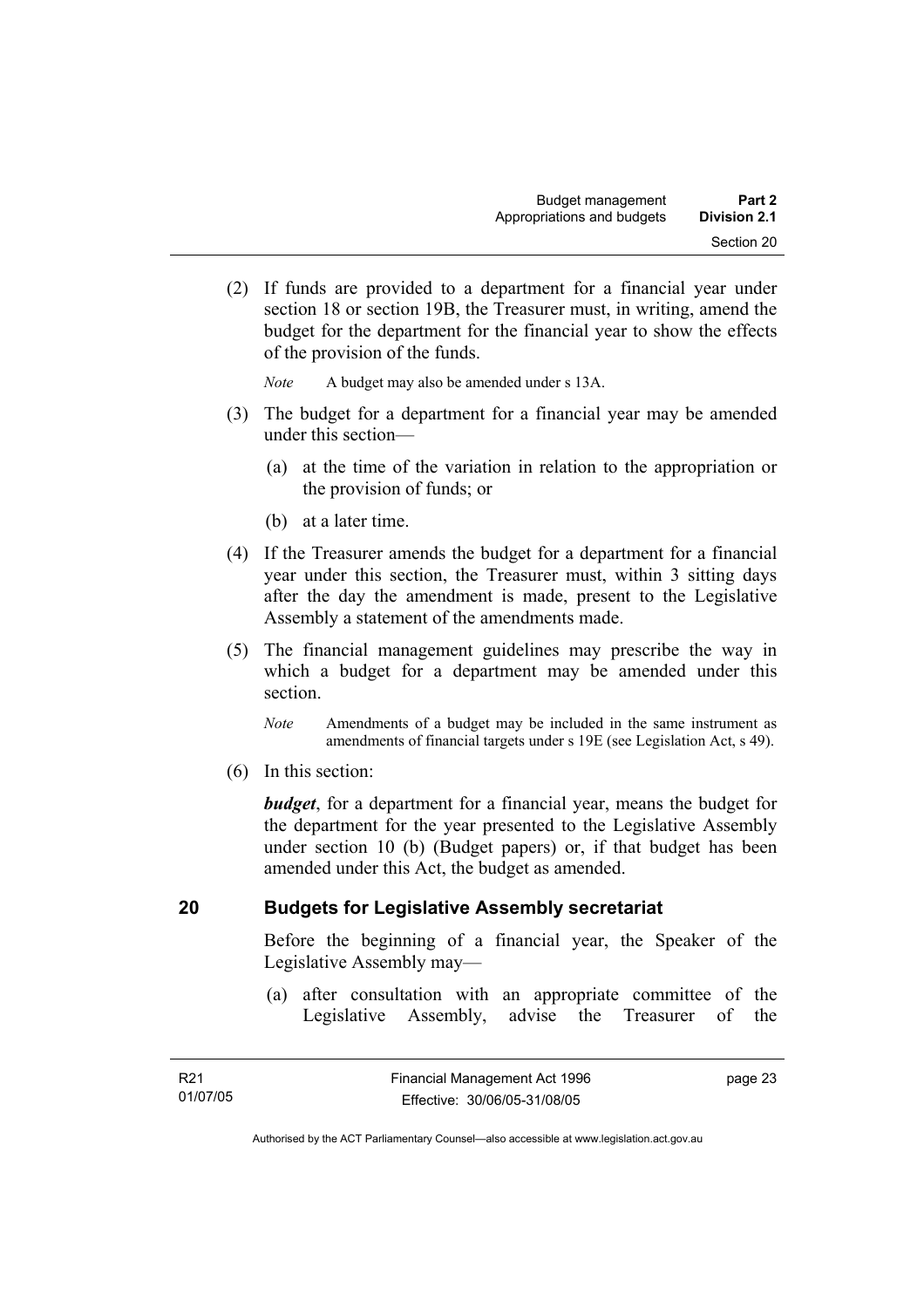(2) If funds are provided to a department for a financial year under section 18 or section 19B, the Treasurer must, in writing, amend the budget for the department for the financial year to show the effects of the provision of the funds.

*Note* A budget may also be amended under s 13A.

(3) The budget for a department for a financial year may be amended under this section—

(a) at the time of the variation in relation to the appropriation or the provision of funds; or

(b) at a later time.

(4) If the Treasurer amends the budget for a department for a financial year under this section, the Treasurer must, within 3 sitting days after the day the amendment is made, present to the Legislative Assembly a statement of the amendments made.

(5) The financial management guidelines may prescribe the way in which a budget for a department may be amended under this section.

*Note* Amendments of a budget may be included in the same instrument as amendments of financial targets under s 19E (see Legislation Act, s 49).

(6) In this section:

***budget***, for a department for a financial year, means the budget for the department for the year presented to the Legislative Assembly under section 10 (b) (Budget papers) or, if that budget has been amended under this Act, the budget as amended.

## 20 Budgets for Legislative Assembly secretariat

Before the beginning of a financial year, the Speaker of the Legislative Assembly may—

(a) after consultation with an appropriate committee of the Legislative Assembly, advise the Treasurer of the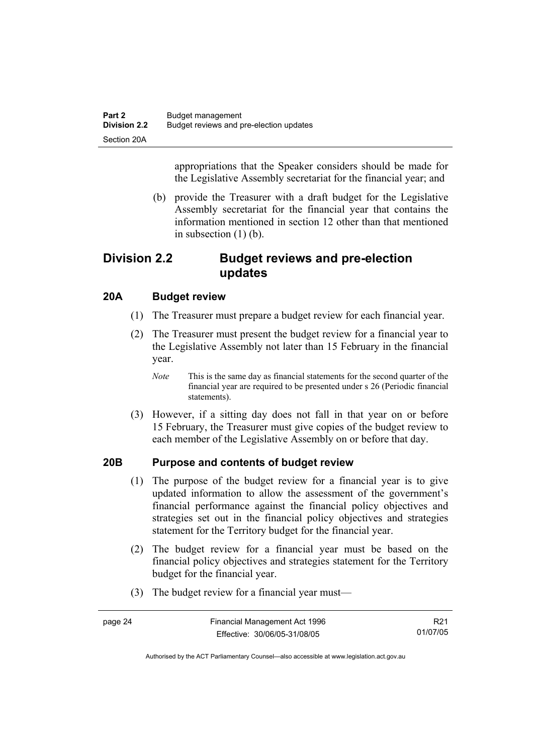appropriations that the Speaker considers should be made for the Legislative Assembly secretariat for the financial year; and

(b) provide the Treasurer with a draft budget for the Legislative Assembly secretariat for the financial year that contains the information mentioned in section 12 other than that mentioned in subsection (1) (b).

## Division 2.2 Budget reviews and pre-election updates

### 20A Budget review

(1) The Treasurer must prepare a budget review for each financial year.

(2) The Treasurer must present the budget review for a financial year to the Legislative Assembly not later than 15 February in the financial year.

*Note* This is the same day as financial statements for the second quarter of the financial year are required to be presented under s 26 (Periodic financial statements).

(3) However, if a sitting day does not fall in that year on or before 15 February, the Treasurer must give copies of the budget review to each member of the Legislative Assembly on or before that day.

### 20B Purpose and contents of budget review

(1) The purpose of the budget review for a financial year is to give updated information to allow the assessment of the government's financial performance against the financial policy objectives and strategies set out in the financial policy objectives and strategies statement for the Territory budget for the financial year.

(2) The budget review for a financial year must be based on the financial policy objectives and strategies statement for the Territory budget for the financial year.

(3) The budget review for a financial year must—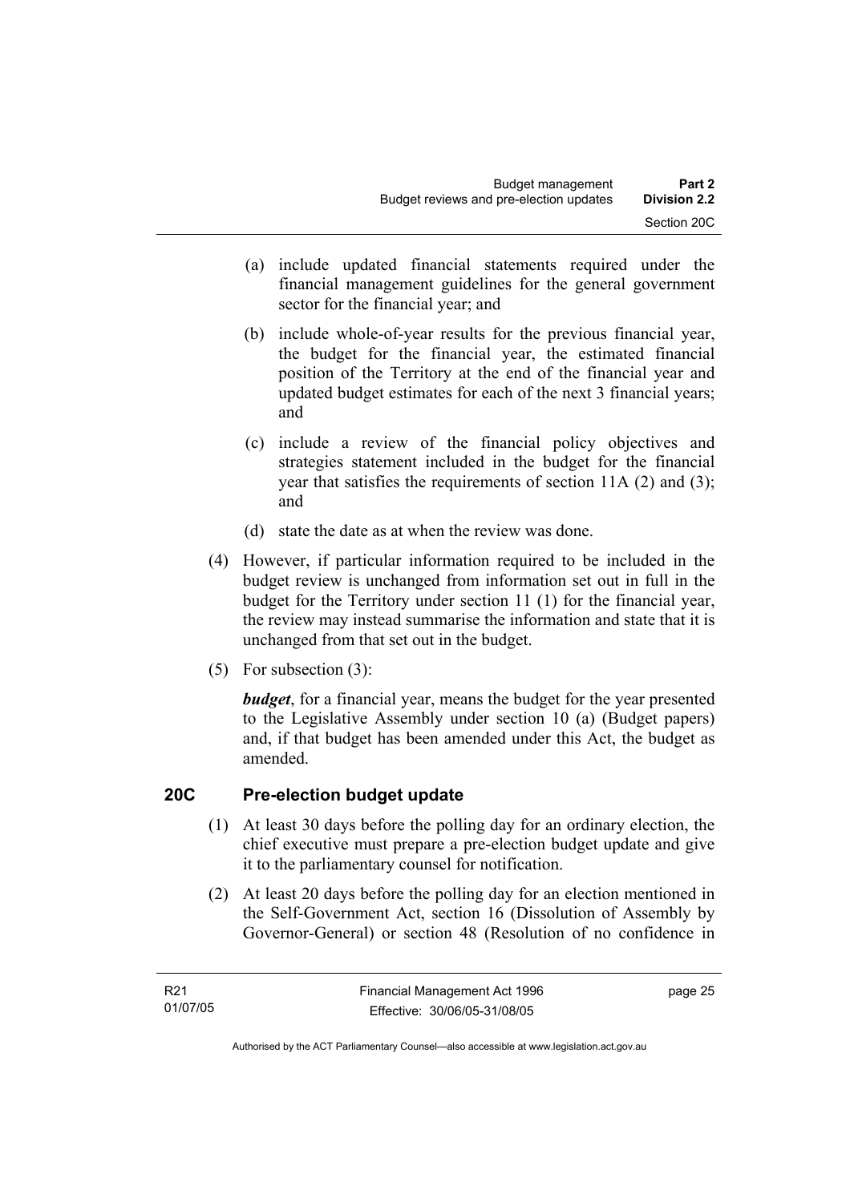(a) include updated financial statements required under the financial management guidelines for the general government sector for the financial year; and

(b) include whole-of-year results for the previous financial year, the budget for the financial year, the estimated financial position of the Territory at the end of the financial year and updated budget estimates for each of the next 3 financial years; and

(c) include a review of the financial policy objectives and strategies statement included in the budget for the financial year that satisfies the requirements of section 11A (2) and (3); and

(d) state the date as at when the review was done.

(4) However, if particular information required to be included in the budget review is unchanged from information set out in full in the budget for the Territory under section 11 (1) for the financial year, the review may instead summarise the information and state that it is unchanged from that set out in the budget.

(5) For subsection (3):

***budget***, for a financial year, means the budget for the year presented to the Legislative Assembly under section 10 (a) (Budget papers) and, if that budget has been amended under this Act, the budget as amended.

## 20C Pre-election budget update

(1) At least 30 days before the polling day for an ordinary election, the chief executive must prepare a pre-election budget update and give it to the parliamentary counsel for notification.

(2) At least 20 days before the polling day for an election mentioned in the Self-Government Act, section 16 (Dissolution of Assembly by Governor-General) or section 48 (Resolution of no confidence in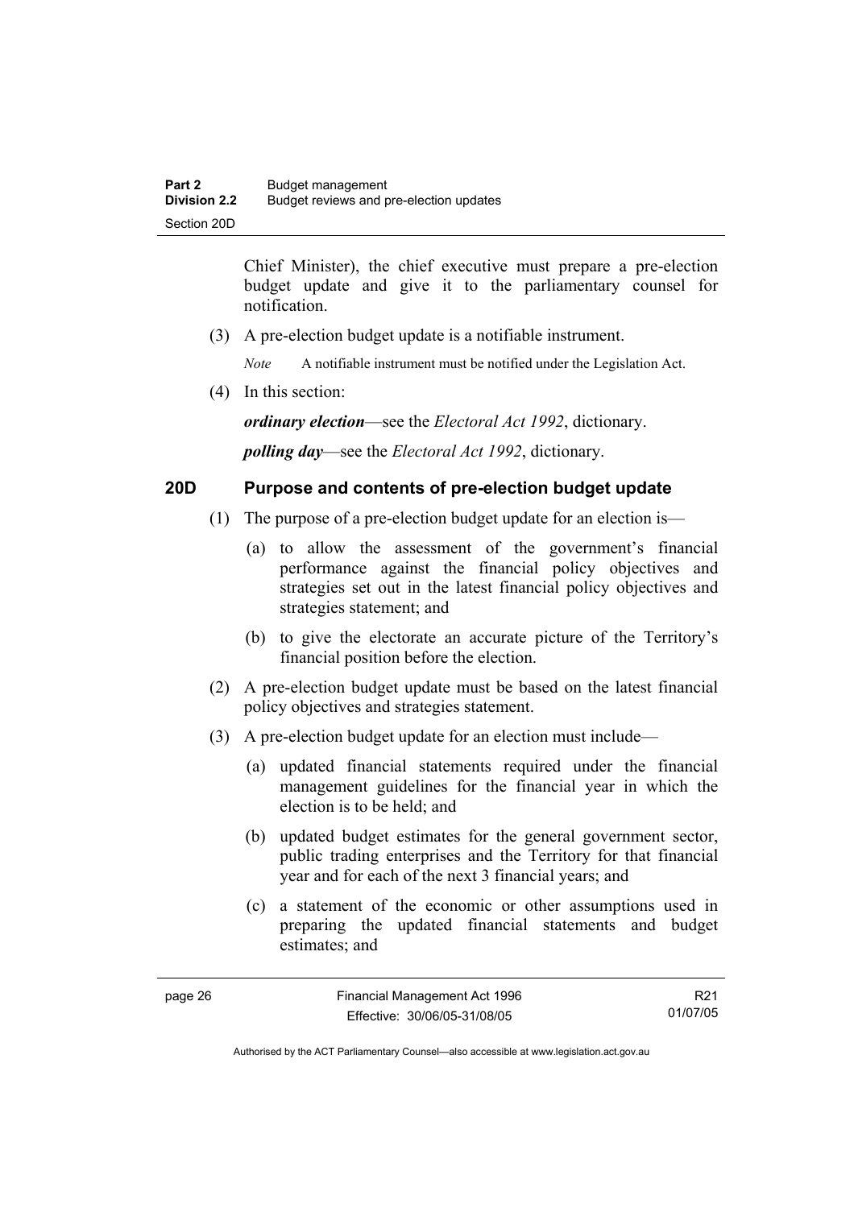Chief Minister), the chief executive must prepare a pre-election budget update and give it to the parliamentary counsel for notification.

(3) A pre-election budget update is a notifiable instrument.

*Note* A notifiable instrument must be notified under the Legislation Act.

(4) In this section:

***ordinary election***—see the *Electoral Act 1992*, dictionary.

***polling day***—see the *Electoral Act 1992*, dictionary.

### 20D Purpose and contents of pre-election budget update

(1) The purpose of a pre-election budget update for an election is—

(a) to allow the assessment of the government's financial performance against the financial policy objectives and strategies set out in the latest financial policy objectives and strategies statement; and

(b) to give the electorate an accurate picture of the Territory's financial position before the election.

(2) A pre-election budget update must be based on the latest financial policy objectives and strategies statement.

(3) A pre-election budget update for an election must include—

(a) updated financial statements required under the financial management guidelines for the financial year in which the election is to be held; and

(b) updated budget estimates for the general government sector, public trading enterprises and the Territory for that financial year and for each of the next 3 financial years; and

(c) a statement of the economic or other assumptions used in preparing the updated financial statements and budget estimates; and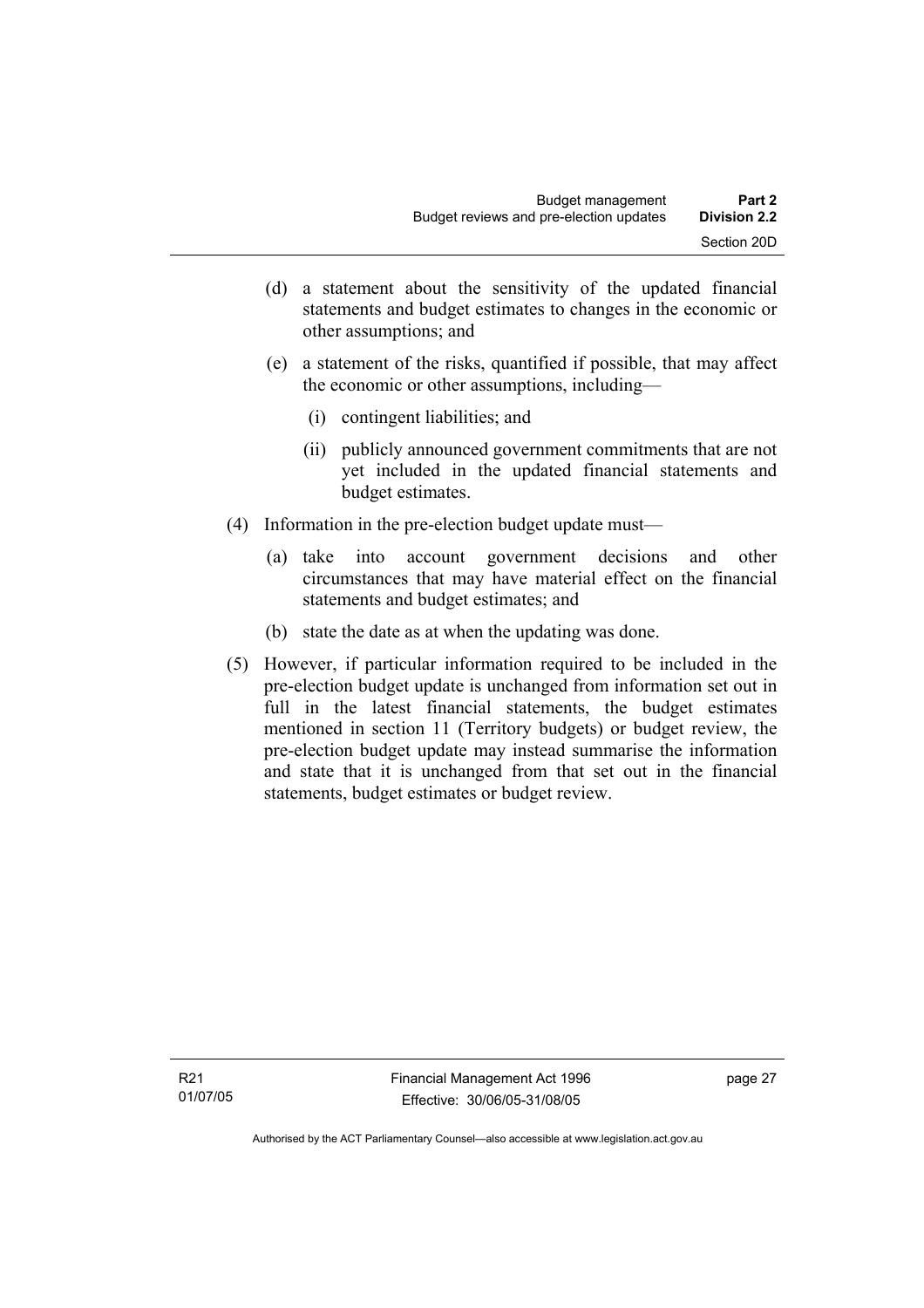(d) a statement about the sensitivity of the updated financial statements and budget estimates to changes in the economic or other assumptions; and

(e) a statement of the risks, quantified if possible, that may affect the economic or other assumptions, including—

  (i) contingent liabilities; and

  (ii) publicly announced government commitments that are not yet included in the updated financial statements and budget estimates.

(4) Information in the pre-election budget update must—

  (a) take into account government decisions and other circumstances that may have material effect on the financial statements and budget estimates; and

  (b) state the date as at when the updating was done.

(5) However, if particular information required to be included in the pre-election budget update is unchanged from information set out in full in the latest financial statements, the budget estimates mentioned in section 11 (Territory budgets) or budget review, the pre-election budget update may instead summarise the information and state that it is unchanged from that set out in the financial statements, budget estimates or budget review.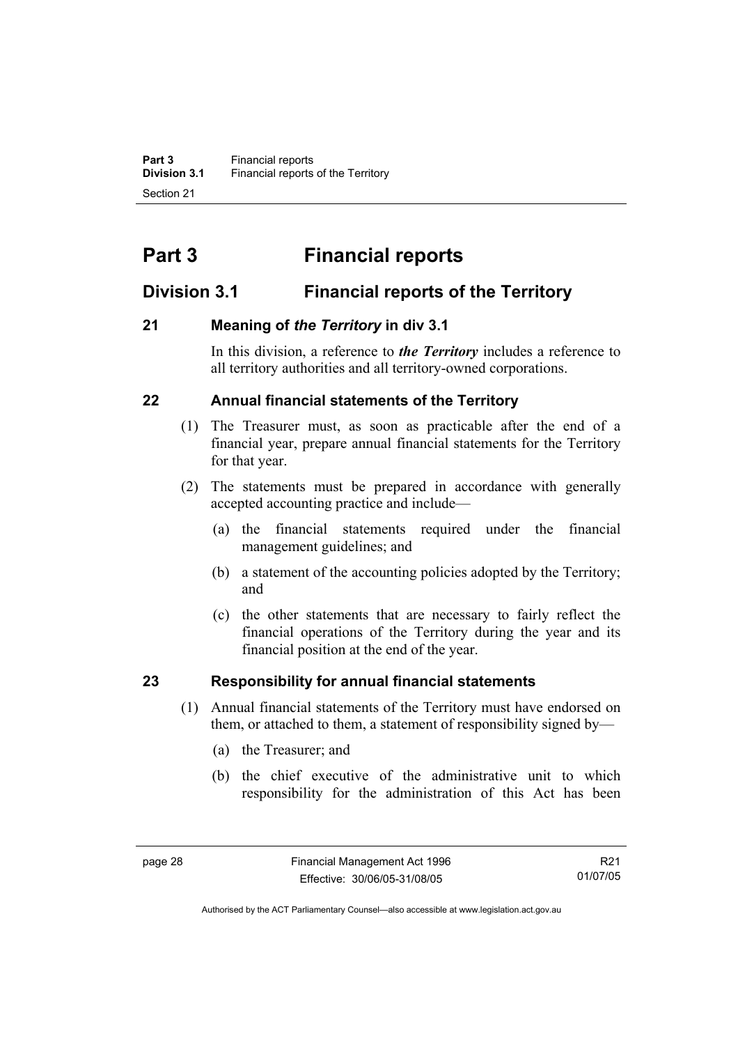# Part 3 Financial reports

## Division 3.1 Financial reports of the Territory

### 21 Meaning of *the Territory* in div 3.1

In this division, a reference to ***the Territory*** includes a reference to all territory authorities and all territory-owned corporations.

### 22 Annual financial statements of the Territory

(1) The Treasurer must, as soon as practicable after the end of a financial year, prepare annual financial statements for the Territory for that year.

(2) The statements must be prepared in accordance with generally accepted accounting practice and include—

- (a) the financial statements required under the financial management guidelines; and
- (b) a statement of the accounting policies adopted by the Territory; and
- (c) the other statements that are necessary to fairly reflect the financial operations of the Territory during the year and its financial position at the end of the year.

### 23 Responsibility for annual financial statements

(1) Annual financial statements of the Territory must have endorsed on them, or attached to them, a statement of responsibility signed by—

- (a) the Treasurer; and
- (b) the chief executive of the administrative unit to which responsibility for the administration of this Act has been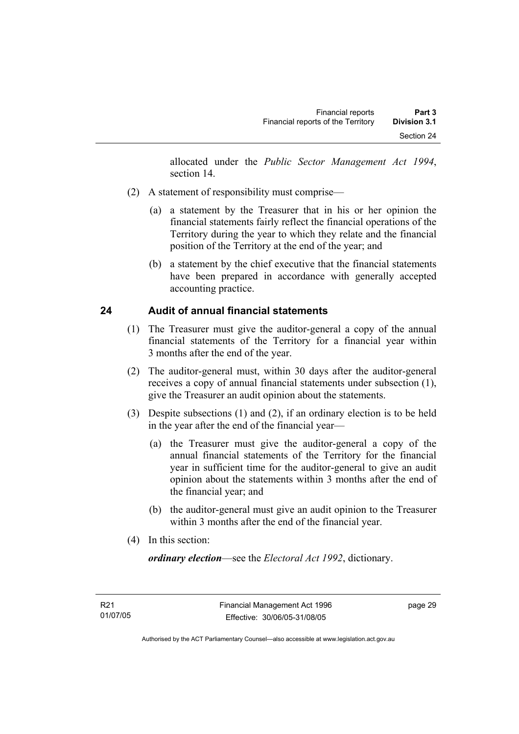allocated under the *Public Sector Management Act 1994*, section 14.

(2) A statement of responsibility must comprise—

(a) a statement by the Treasurer that in his or her opinion the financial statements fairly reflect the financial operations of the Territory during the year to which they relate and the financial position of the Territory at the end of the year; and

(b) a statement by the chief executive that the financial statements have been prepared in accordance with generally accepted accounting practice.

## 24 Audit of annual financial statements

(1) The Treasurer must give the auditor-general a copy of the annual financial statements of the Territory for a financial year within 3 months after the end of the year.

(2) The auditor-general must, within 30 days after the auditor-general receives a copy of annual financial statements under subsection (1), give the Treasurer an audit opinion about the statements.

(3) Despite subsections (1) and (2), if an ordinary election is to be held in the year after the end of the financial year—

(a) the Treasurer must give the auditor-general a copy of the annual financial statements of the Territory for the financial year in sufficient time for the auditor-general to give an audit opinion about the statements within 3 months after the end of the financial year; and

(b) the auditor-general must give an audit opinion to the Treasurer within 3 months after the end of the financial year.

(4) In this section:

***ordinary election***—see the *Electoral Act 1992*, dictionary.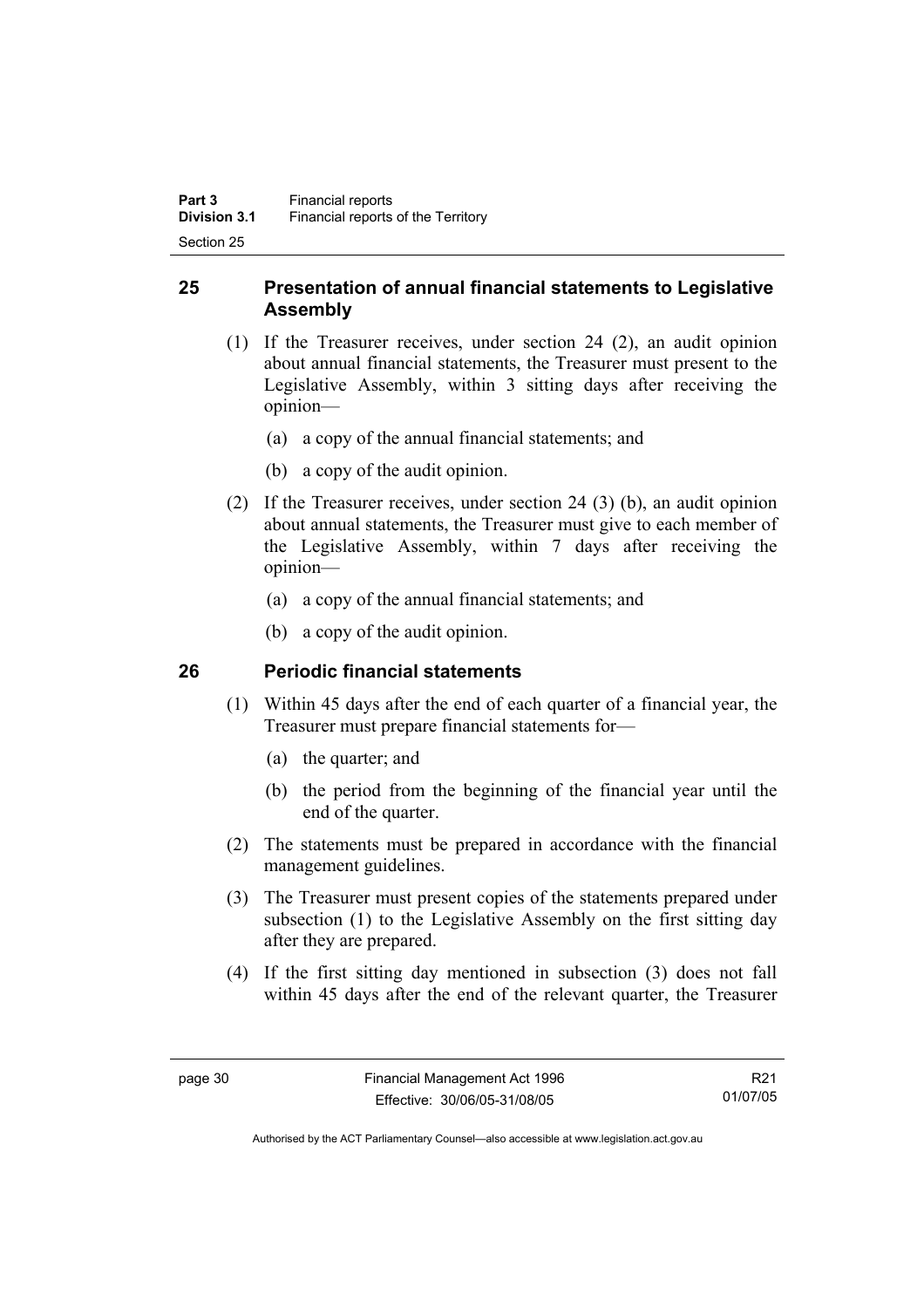## 25 Presentation of annual financial statements to Legislative Assembly

(1) If the Treasurer receives, under section 24 (2), an audit opinion about annual financial statements, the Treasurer must present to the Legislative Assembly, within 3 sitting days after receiving the opinion—

(a) a copy of the annual financial statements; and

(b) a copy of the audit opinion.

(2) If the Treasurer receives, under section 24 (3) (b), an audit opinion about annual statements, the Treasurer must give to each member of the Legislative Assembly, within 7 days after receiving the opinion—

(a) a copy of the annual financial statements; and

(b) a copy of the audit opinion.

## 26 Periodic financial statements

(1) Within 45 days after the end of each quarter of a financial year, the Treasurer must prepare financial statements for—

(a) the quarter; and

(b) the period from the beginning of the financial year until the end of the quarter.

(2) The statements must be prepared in accordance with the financial management guidelines.

(3) The Treasurer must present copies of the statements prepared under subsection (1) to the Legislative Assembly on the first sitting day after they are prepared.

(4) If the first sitting day mentioned in subsection (3) does not fall within 45 days after the end of the relevant quarter, the Treasurer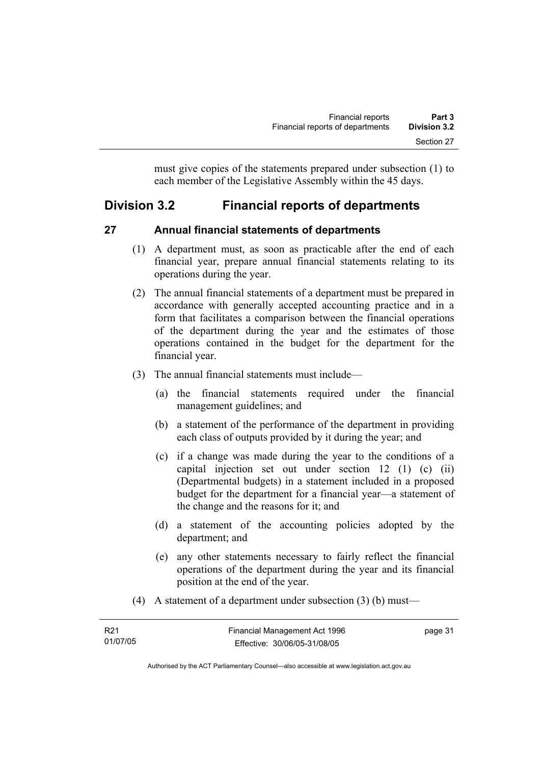must give copies of the statements prepared under subsection (1) to each member of the Legislative Assembly within the 45 days.

## Division 3.2 Financial reports of departments

### 27 Annual financial statements of departments

(1) A department must, as soon as practicable after the end of each financial year, prepare annual financial statements relating to its operations during the year.

(2) The annual financial statements of a department must be prepared in accordance with generally accepted accounting practice and in a form that facilitates a comparison between the financial operations of the department during the year and the estimates of those operations contained in the budget for the department for the financial year.

(3) The annual financial statements must include—

(a) the financial statements required under the financial management guidelines; and

(b) a statement of the performance of the department in providing each class of outputs provided by it during the year; and

(c) if a change was made during the year to the conditions of a capital injection set out under section 12 (1) (c) (ii) (Departmental budgets) in a statement included in a proposed budget for the department for a financial year—a statement of the change and the reasons for it; and

(d) a statement of the accounting policies adopted by the department; and

(e) any other statements necessary to fairly reflect the financial operations of the department during the year and its financial position at the end of the year.

(4) A statement of a department under subsection (3) (b) must—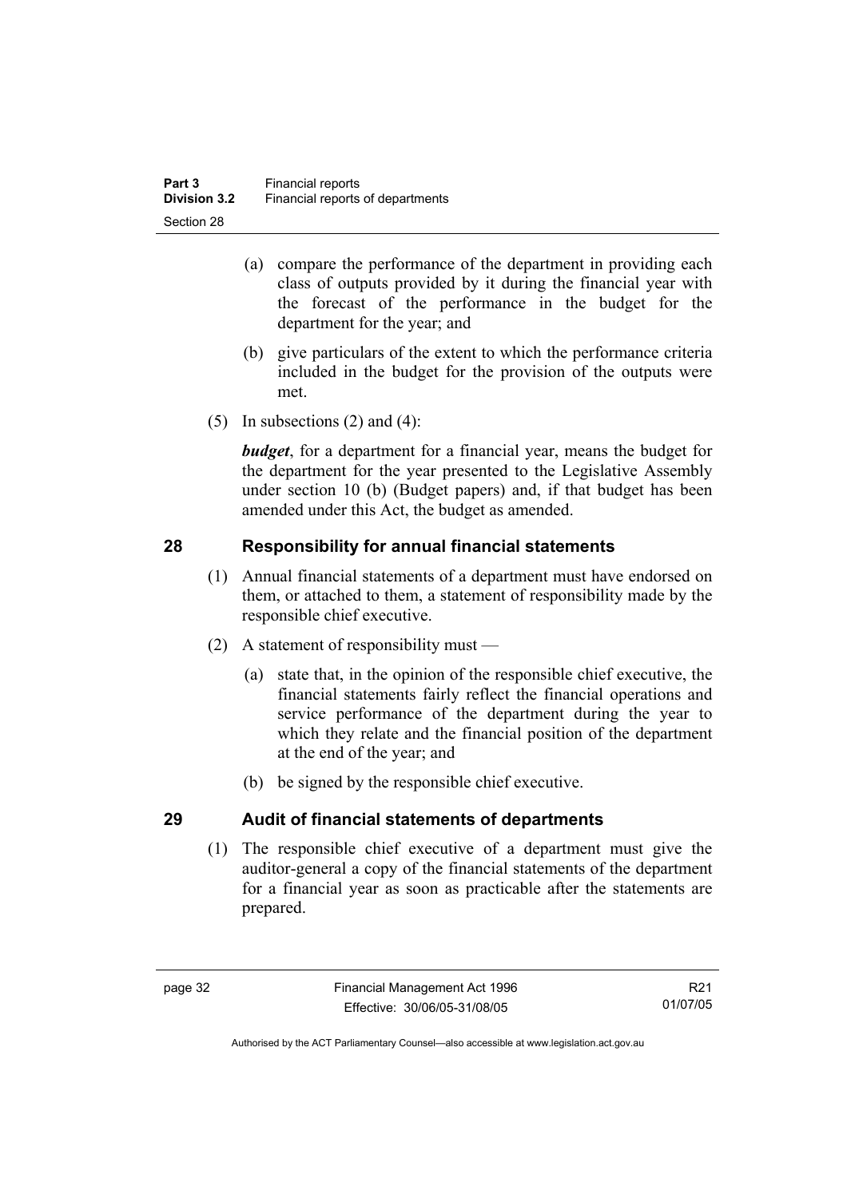(a) compare the performance of the department in providing each class of outputs provided by it during the financial year with the forecast of the performance in the budget for the department for the year; and

(b) give particulars of the extent to which the performance criteria included in the budget for the provision of the outputs were met.

(5) In subsections (2) and (4):

***budget***, for a department for a financial year, means the budget for the department for the year presented to the Legislative Assembly under section 10 (b) (Budget papers) and, if that budget has been amended under this Act, the budget as amended.

## 28 Responsibility for annual financial statements

(1) Annual financial statements of a department must have endorsed on them, or attached to them, a statement of responsibility made by the responsible chief executive.

(2) A statement of responsibility must —

(a) state that, in the opinion of the responsible chief executive, the financial statements fairly reflect the financial operations and service performance of the department during the year to which they relate and the financial position of the department at the end of the year; and

(b) be signed by the responsible chief executive.

## 29 Audit of financial statements of departments

(1) The responsible chief executive of a department must give the auditor-general a copy of the financial statements of the department for a financial year as soon as practicable after the statements are prepared.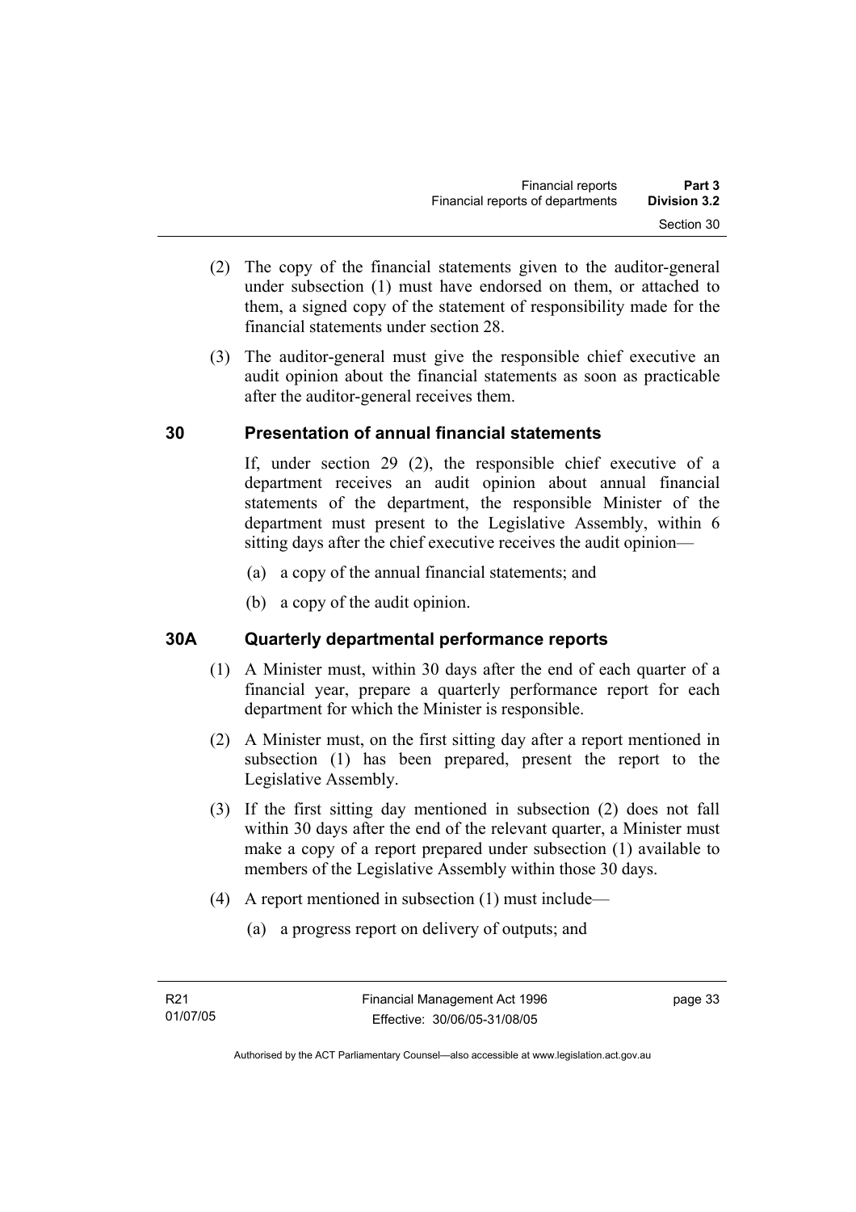(2) The copy of the financial statements given to the auditor-general under subsection (1) must have endorsed on them, or attached to them, a signed copy of the statement of responsibility made for the financial statements under section 28.

(3) The auditor-general must give the responsible chief executive an audit opinion about the financial statements as soon as practicable after the auditor-general receives them.

## 30 Presentation of annual financial statements

If, under section 29 (2), the responsible chief executive of a department receives an audit opinion about annual financial statements of the department, the responsible Minister of the department must present to the Legislative Assembly, within 6 sitting days after the chief executive receives the audit opinion—

(a) a copy of the annual financial statements; and

(b) a copy of the audit opinion.

## 30A Quarterly departmental performance reports

(1) A Minister must, within 30 days after the end of each quarter of a financial year, prepare a quarterly performance report for each department for which the Minister is responsible.

(2) A Minister must, on the first sitting day after a report mentioned in subsection (1) has been prepared, present the report to the Legislative Assembly.

(3) If the first sitting day mentioned in subsection (2) does not fall within 30 days after the end of the relevant quarter, a Minister must make a copy of a report prepared under subsection (1) available to members of the Legislative Assembly within those 30 days.

(4) A report mentioned in subsection (1) must include—

(a) a progress report on delivery of outputs; and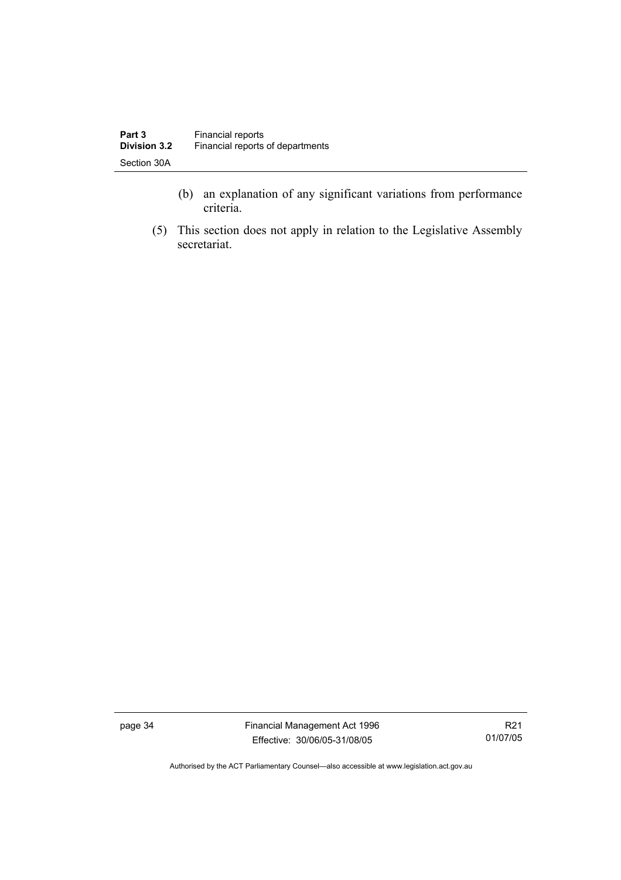(b) an explanation of any significant variations from performance criteria.

(5) This section does not apply in relation to the Legislative Assembly secretariat.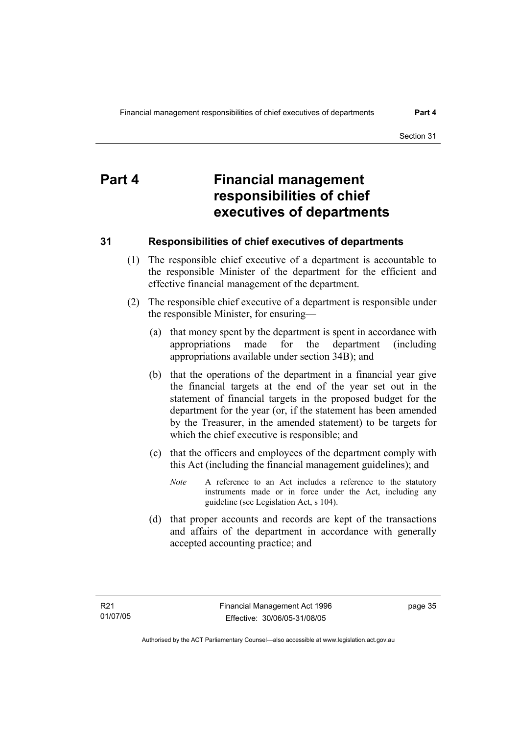# Part 4 Financial management responsibilities of chief executives of departments

## 31 Responsibilities of chief executives of departments

(1) The responsible chief executive of a department is accountable to the responsible Minister of the department for the efficient and effective financial management of the department.

(2) The responsible chief executive of a department is responsible under the responsible Minister, for ensuring—

(a) that money spent by the department is spent in accordance with appropriations made for the department (including appropriations available under section 34B); and

(b) that the operations of the department in a financial year give the financial targets at the end of the year set out in the statement of financial targets in the proposed budget for the department for the year (or, if the statement has been amended by the Treasurer, in the amended statement) to be targets for which the chief executive is responsible; and

(c) that the officers and employees of the department comply with this Act (including the financial management guidelines); and

*Note* A reference to an Act includes a reference to the statutory instruments made or in force under the Act, including any guideline (see Legislation Act, s 104).

(d) that proper accounts and records are kept of the transactions and affairs of the department in accordance with generally accepted accounting practice; and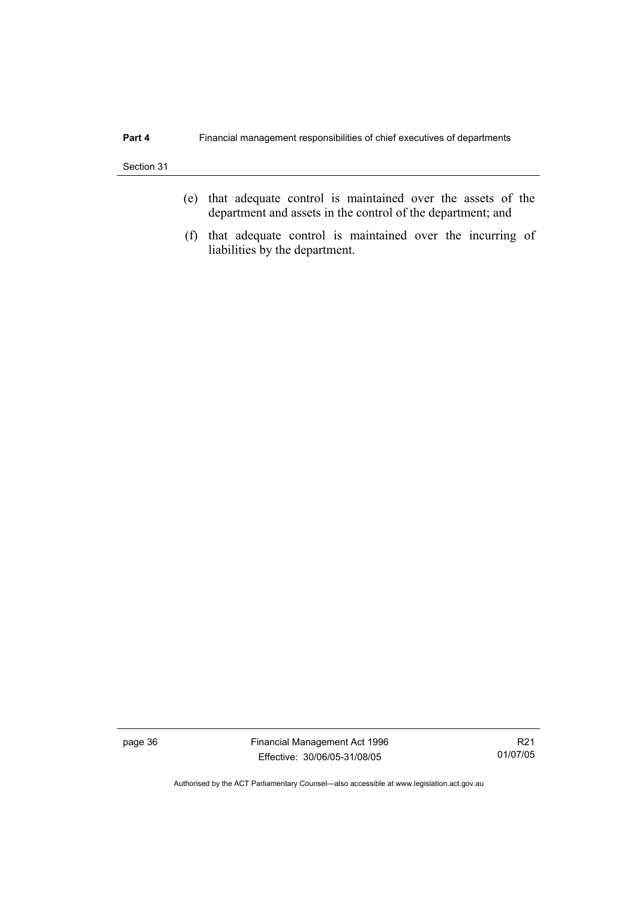(e) that adequate control is maintained over the assets of the department and assets in the control of the department; and

(f) that adequate control is maintained over the incurring of liabilities by the department.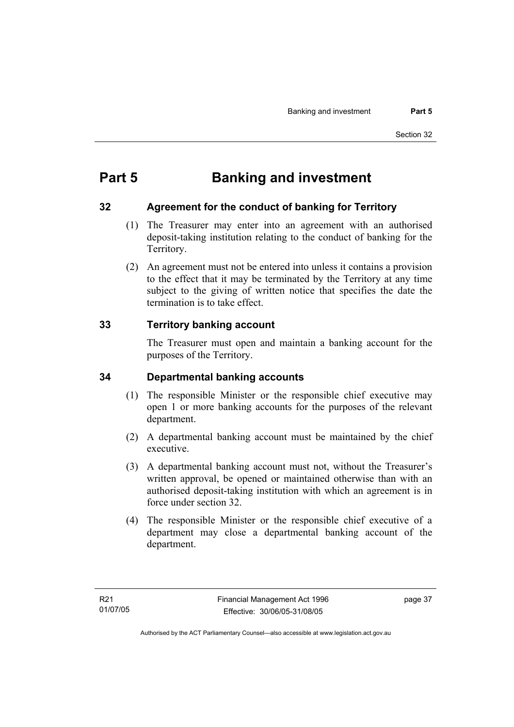# Part 5 Banking and investment

## 32 Agreement for the conduct of banking for Territory

(1) The Treasurer may enter into an agreement with an authorised deposit-taking institution relating to the conduct of banking for the Territory.

(2) An agreement must not be entered into unless it contains a provision to the effect that it may be terminated by the Territory at any time subject to the giving of written notice that specifies the date the termination is to take effect.

## 33 Territory banking account

The Treasurer must open and maintain a banking account for the purposes of the Territory.

## 34 Departmental banking accounts

(1) The responsible Minister or the responsible chief executive may open 1 or more banking accounts for the purposes of the relevant department.

(2) A departmental banking account must be maintained by the chief executive.

(3) A departmental banking account must not, without the Treasurer's written approval, be opened or maintained otherwise than with an authorised deposit-taking institution with which an agreement is in force under section 32.

(4) The responsible Minister or the responsible chief executive of a department may close a departmental banking account of the department.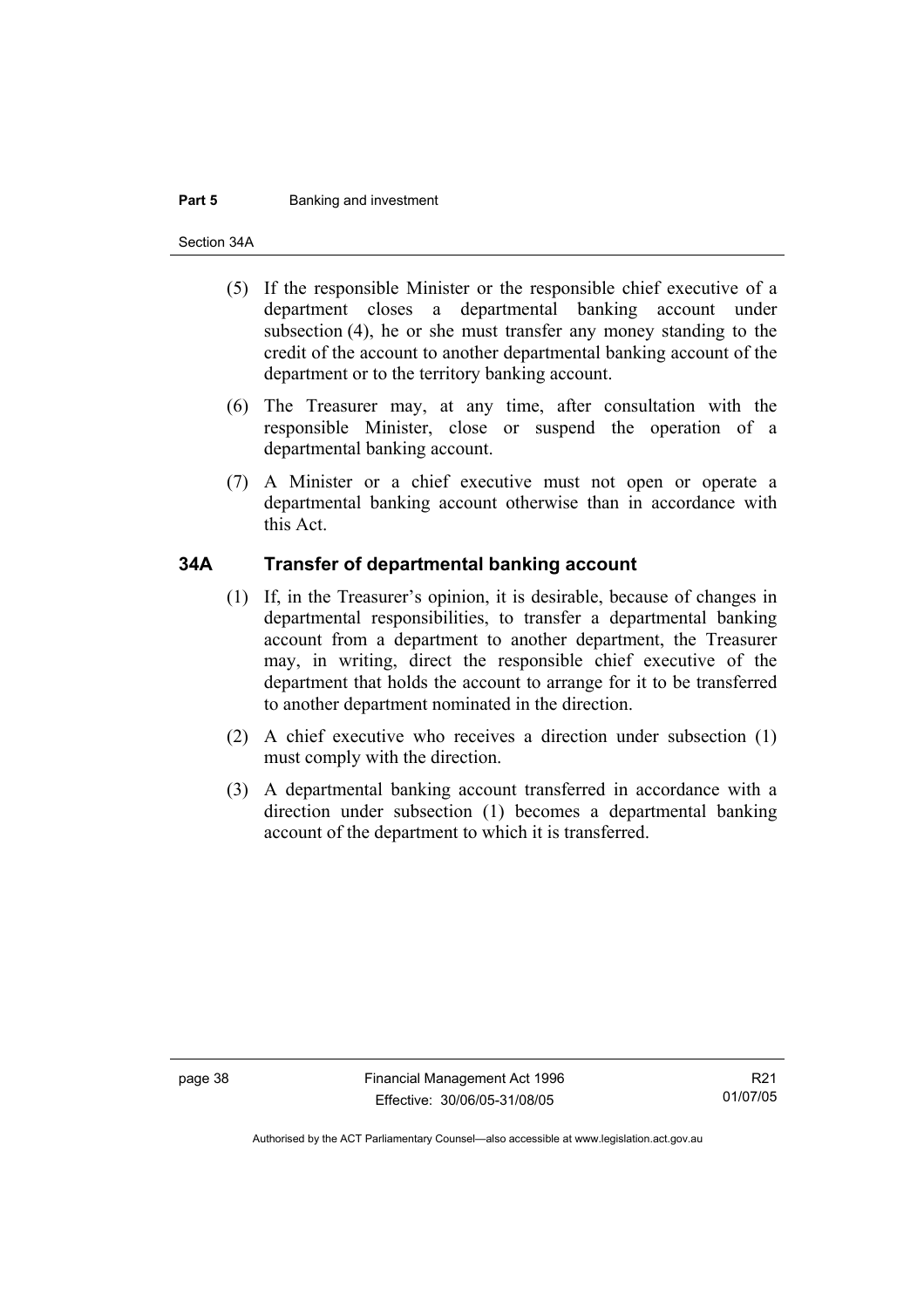(5) If the responsible Minister or the responsible chief executive of a department closes a departmental banking account under subsection (4), he or she must transfer any money standing to the credit of the account to another departmental banking account of the department or to the territory banking account.

(6) The Treasurer may, at any time, after consultation with the responsible Minister, close or suspend the operation of a departmental banking account.

(7) A Minister or a chief executive must not open or operate a departmental banking account otherwise than in accordance with this Act.

## 34A Transfer of departmental banking account

(1) If, in the Treasurer's opinion, it is desirable, because of changes in departmental responsibilities, to transfer a departmental banking account from a department to another department, the Treasurer may, in writing, direct the responsible chief executive of the department that holds the account to arrange for it to be transferred to another department nominated in the direction.

(2) A chief executive who receives a direction under subsection (1) must comply with the direction.

(3) A departmental banking account transferred in accordance with a direction under subsection (1) becomes a departmental banking account of the department to which it is transferred.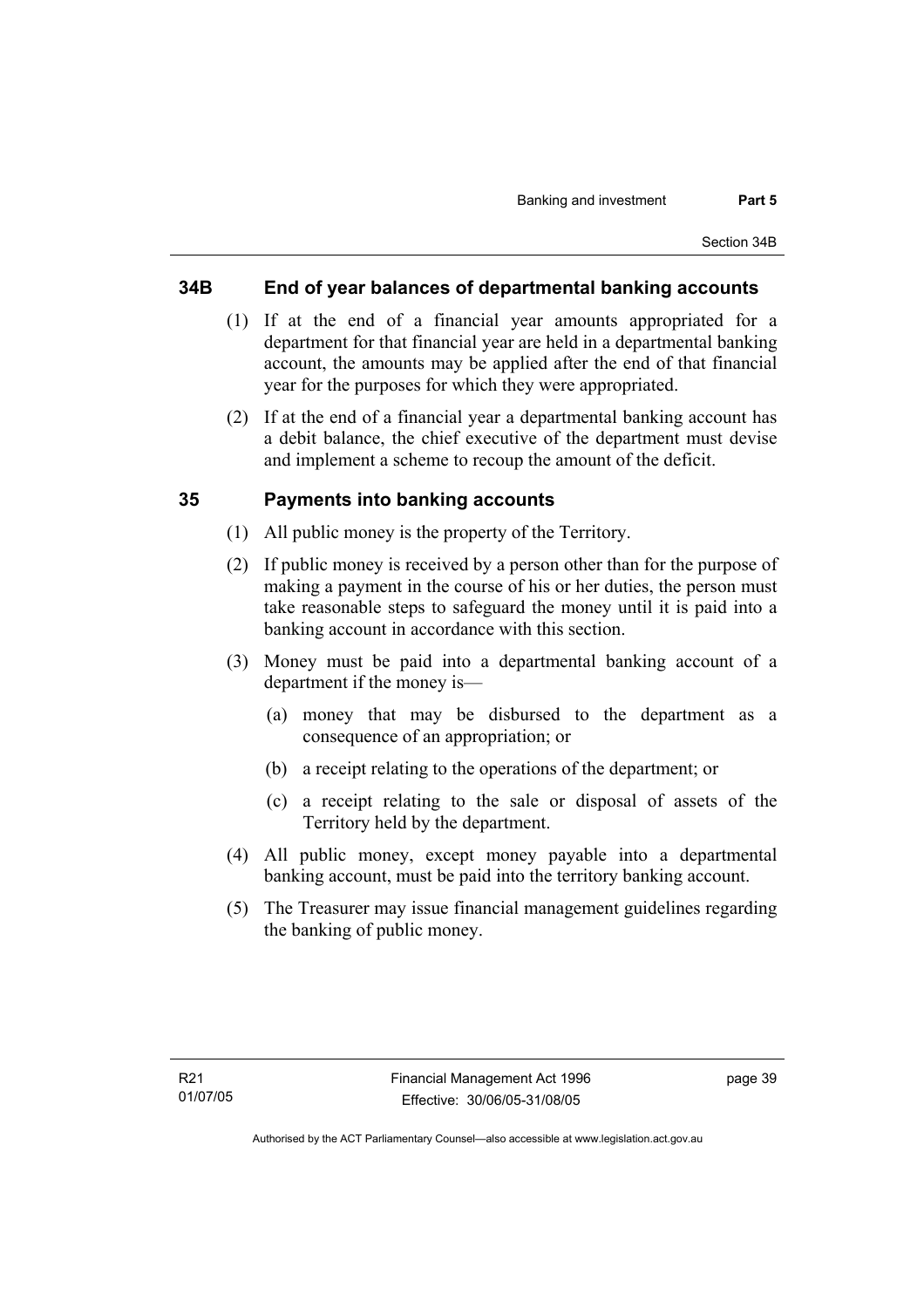### 34B End of year balances of departmental banking accounts

(1) If at the end of a financial year amounts appropriated for a department for that financial year are held in a departmental banking account, the amounts may be applied after the end of that financial year for the purposes for which they were appropriated.

(2) If at the end of a financial year a departmental banking account has a debit balance, the chief executive of the department must devise and implement a scheme to recoup the amount of the deficit.

### 35 Payments into banking accounts

(1) All public money is the property of the Territory.

(2) If public money is received by a person other than for the purpose of making a payment in the course of his or her duties, the person must take reasonable steps to safeguard the money until it is paid into a banking account in accordance with this section.

(3) Money must be paid into a departmental banking account of a department if the money is—

(a) money that may be disbursed to the department as a consequence of an appropriation; or

(b) a receipt relating to the operations of the department; or

(c) a receipt relating to the sale or disposal of assets of the Territory held by the department.

(4) All public money, except money payable into a departmental banking account, must be paid into the territory banking account.

(5) The Treasurer may issue financial management guidelines regarding the banking of public money.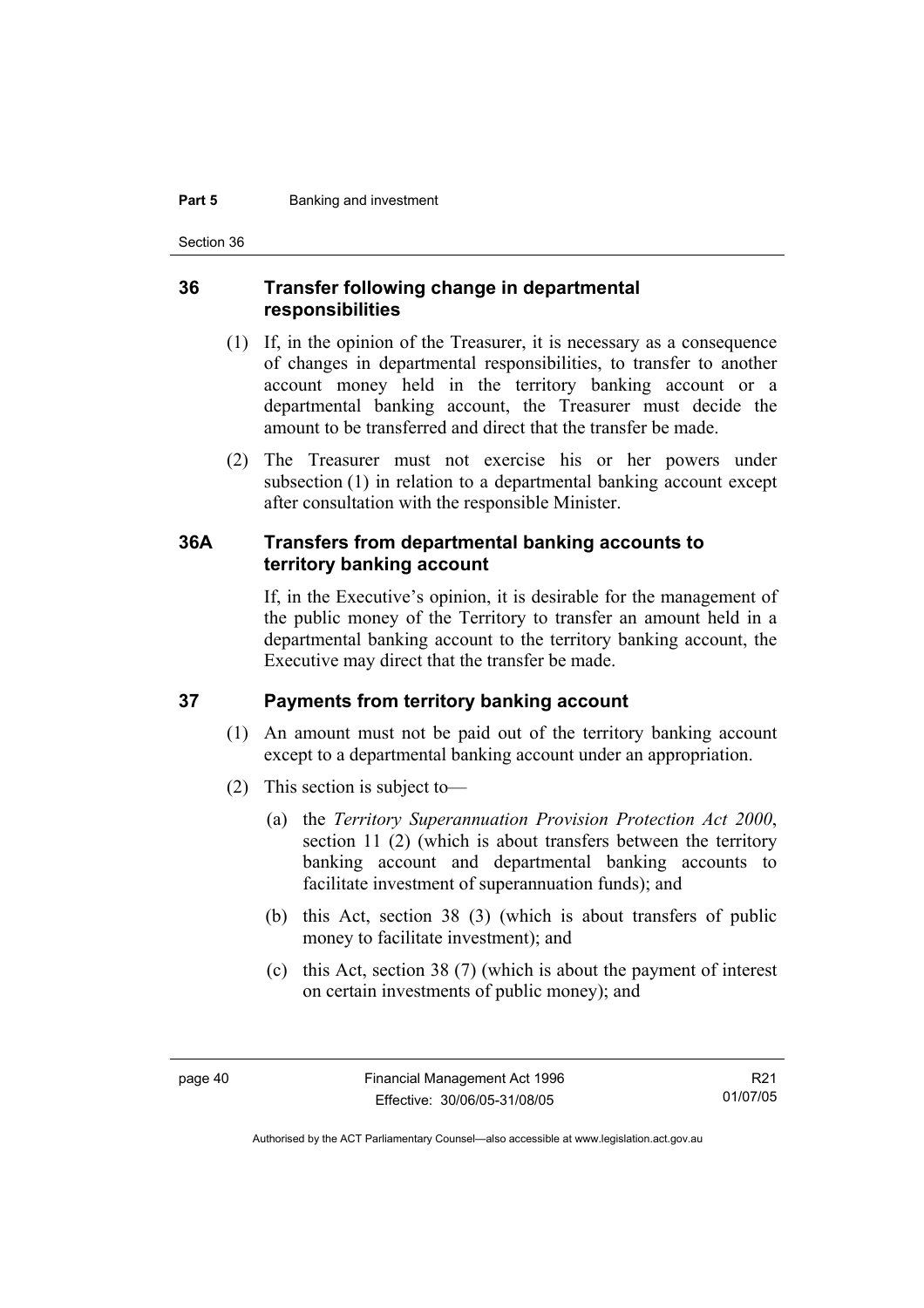## 36 Transfer following change in departmental responsibilities

(1) If, in the opinion of the Treasurer, it is necessary as a consequence of changes in departmental responsibilities, to transfer to another account money held in the territory banking account or a departmental banking account, the Treasurer must decide the amount to be transferred and direct that the transfer be made.

(2) The Treasurer must not exercise his or her powers under subsection (1) in relation to a departmental banking account except after consultation with the responsible Minister.

## 36A Transfers from departmental banking accounts to territory banking account

If, in the Executive's opinion, it is desirable for the management of the public money of the Territory to transfer an amount held in a departmental banking account to the territory banking account, the Executive may direct that the transfer be made.

## 37 Payments from territory banking account

(1) An amount must not be paid out of the territory banking account except to a departmental banking account under an appropriation.

(2) This section is subject to—

(a) the *Territory Superannuation Provision Protection Act 2000*, section 11 (2) (which is about transfers between the territory banking account and departmental banking accounts to facilitate investment of superannuation funds); and

(b) this Act, section 38 (3) (which is about transfers of public money to facilitate investment); and

(c) this Act, section 38 (7) (which is about the payment of interest on certain investments of public money); and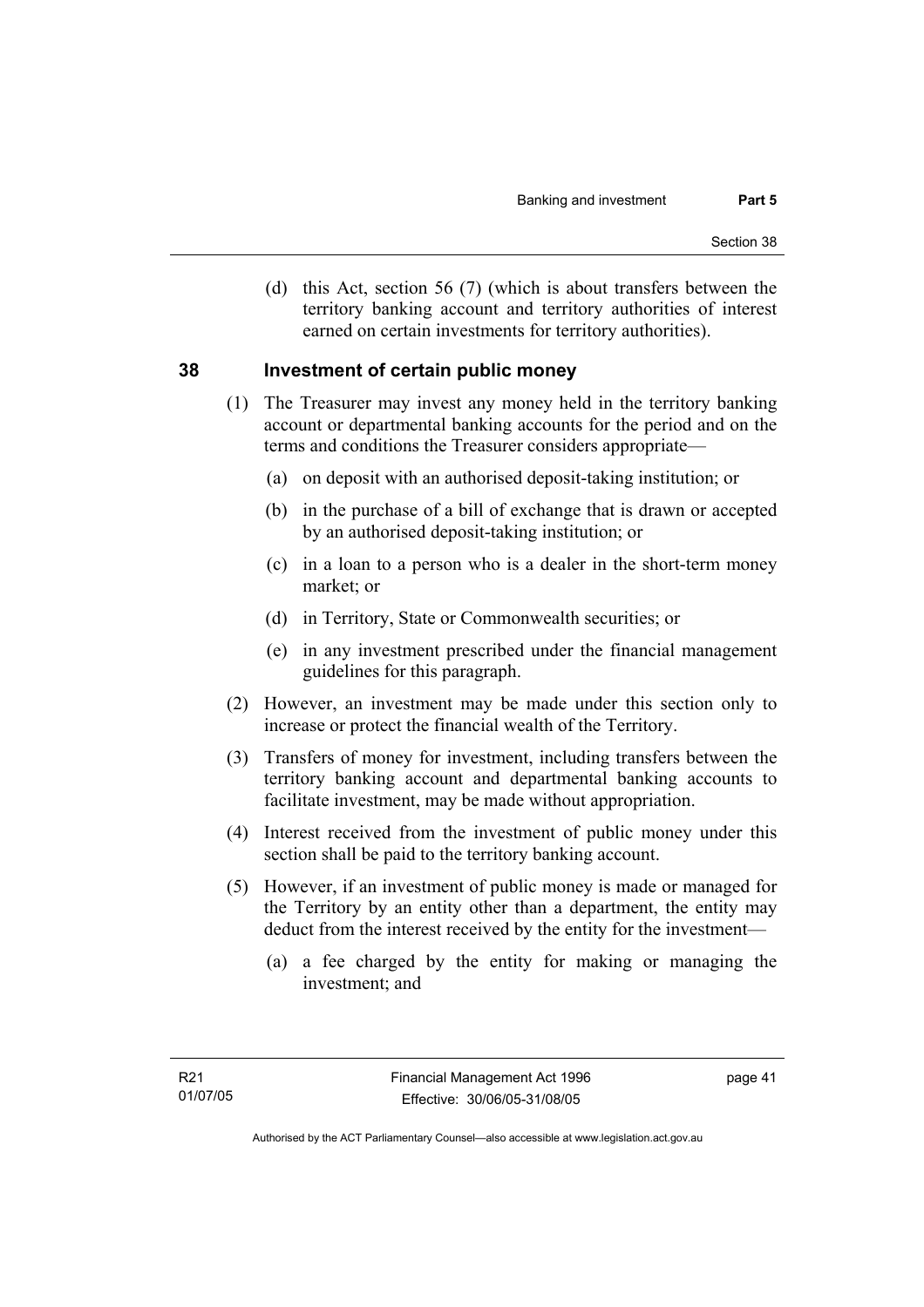(d) this Act, section 56 (7) (which is about transfers between the territory banking account and territory authorities of interest earned on certain investments for territory authorities).

## 38 Investment of certain public money

(1) The Treasurer may invest any money held in the territory banking account or departmental banking accounts for the period and on the terms and conditions the Treasurer considers appropriate—

(a) on deposit with an authorised deposit-taking institution; or

(b) in the purchase of a bill of exchange that is drawn or accepted by an authorised deposit-taking institution; or

(c) in a loan to a person who is a dealer in the short-term money market; or

(d) in Territory, State or Commonwealth securities; or

(e) in any investment prescribed under the financial management guidelines for this paragraph.

(2) However, an investment may be made under this section only to increase or protect the financial wealth of the Territory.

(3) Transfers of money for investment, including transfers between the territory banking account and departmental banking accounts to facilitate investment, may be made without appropriation.

(4) Interest received from the investment of public money under this section shall be paid to the territory banking account.

(5) However, if an investment of public money is made or managed for the Territory by an entity other than a department, the entity may deduct from the interest received by the entity for the investment—

(a) a fee charged by the entity for making or managing the investment; and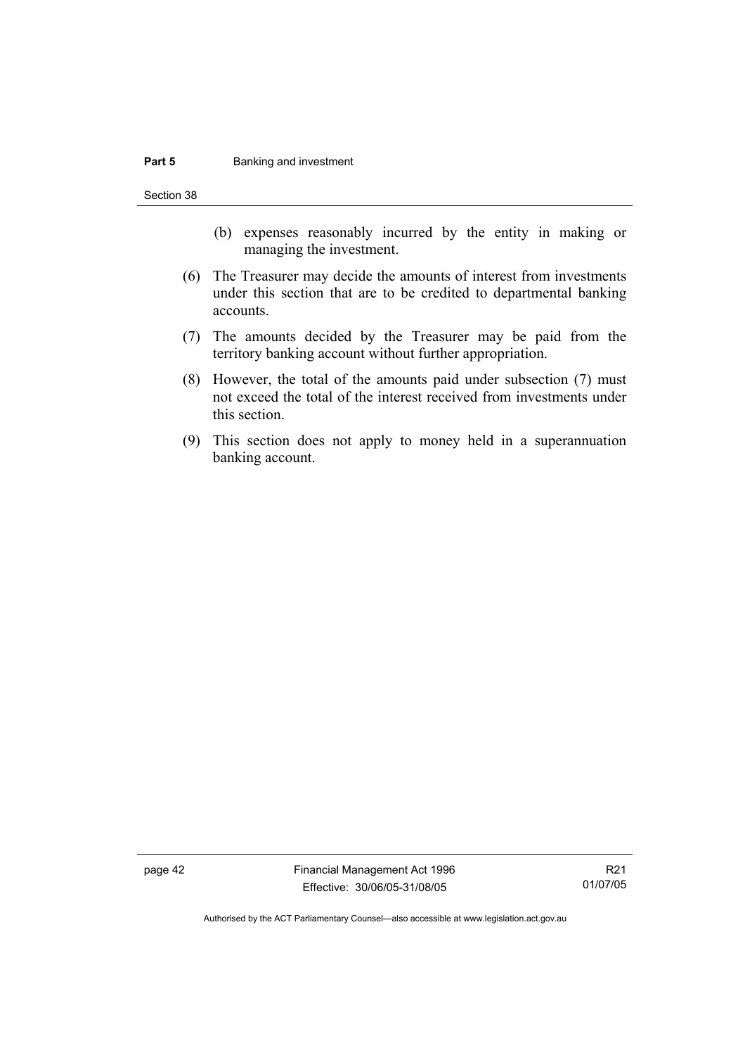(b) expenses reasonably incurred by the entity in making or managing the investment.

(6) The Treasurer may decide the amounts of interest from investments under this section that are to be credited to departmental banking accounts.

(7) The amounts decided by the Treasurer may be paid from the territory banking account without further appropriation.

(8) However, the total of the amounts paid under subsection (7) must not exceed the total of the interest received from investments under this section.

(9) This section does not apply to money held in a superannuation banking account.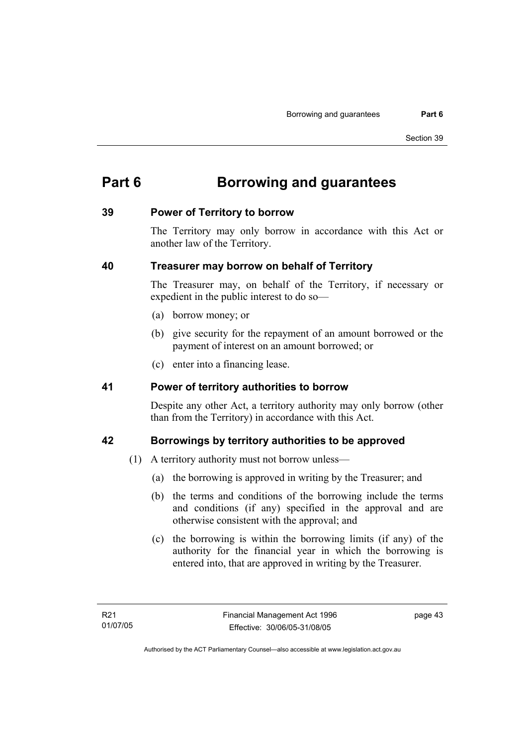# Part 6 Borrowing and guarantees

## 39 Power of Territory to borrow

The Territory may only borrow in accordance with this Act or another law of the Territory.

## 40 Treasurer may borrow on behalf of Territory

The Treasurer may, on behalf of the Territory, if necessary or expedient in the public interest to do so—

(a) borrow money; or

(b) give security for the repayment of an amount borrowed or the payment of interest on an amount borrowed; or

(c) enter into a financing lease.

## 41 Power of territory authorities to borrow

Despite any other Act, a territory authority may only borrow (other than from the Territory) in accordance with this Act.

## 42 Borrowings by territory authorities to be approved

(1) A territory authority must not borrow unless—

(a) the borrowing is approved in writing by the Treasurer; and

(b) the terms and conditions of the borrowing include the terms and conditions (if any) specified in the approval and are otherwise consistent with the approval; and

(c) the borrowing is within the borrowing limits (if any) of the authority for the financial year in which the borrowing is entered into, that are approved in writing by the Treasurer.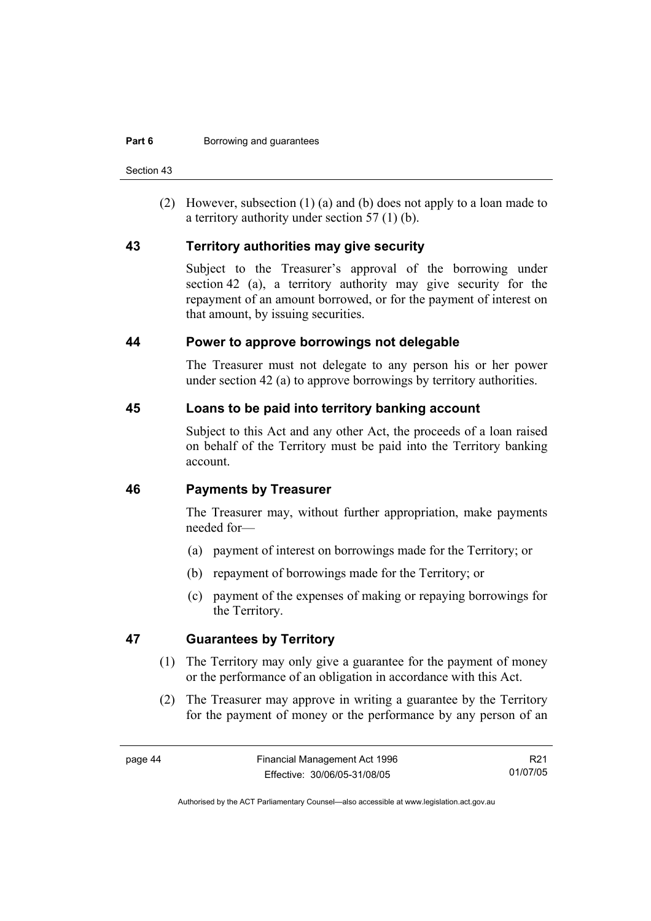(2) However, subsection (1) (a) and (b) does not apply to a loan made to a territory authority under section 57 (1) (b).

## 43 Territory authorities may give security

Subject to the Treasurer's approval of the borrowing under section 42 (a), a territory authority may give security for the repayment of an amount borrowed, or for the payment of interest on that amount, by issuing securities.

## 44 Power to approve borrowings not delegable

The Treasurer must not delegate to any person his or her power under section 42 (a) to approve borrowings by territory authorities.

## 45 Loans to be paid into territory banking account

Subject to this Act and any other Act, the proceeds of a loan raised on behalf of the Territory must be paid into the Territory banking account.

## 46 Payments by Treasurer

The Treasurer may, without further appropriation, make payments needed for—

(a) payment of interest on borrowings made for the Territory; or

(b) repayment of borrowings made for the Territory; or

(c) payment of the expenses of making or repaying borrowings for the Territory.

## 47 Guarantees by Territory

(1) The Territory may only give a guarantee for the payment of money or the performance of an obligation in accordance with this Act.

(2) The Treasurer may approve in writing a guarantee by the Territory for the payment of money or the performance by any person of an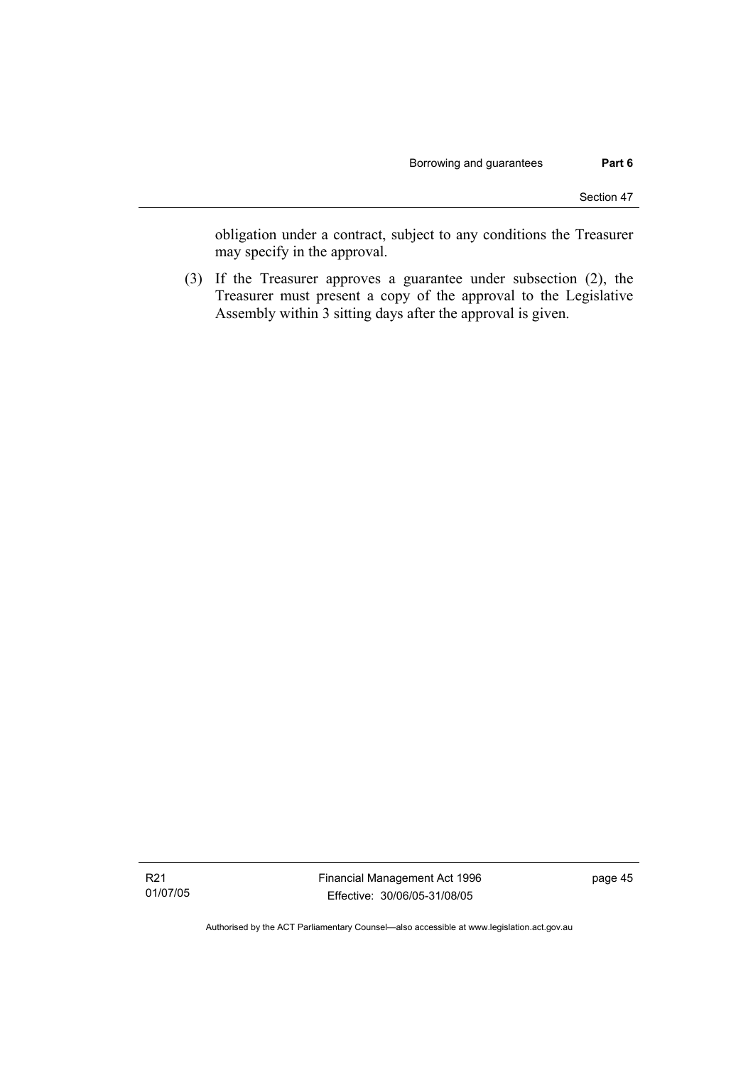obligation under a contract, subject to any conditions the Treasurer may specify in the approval.

(3) If the Treasurer approves a guarantee under subsection (2), the Treasurer must present a copy of the approval to the Legislative Assembly within 3 sitting days after the approval is given.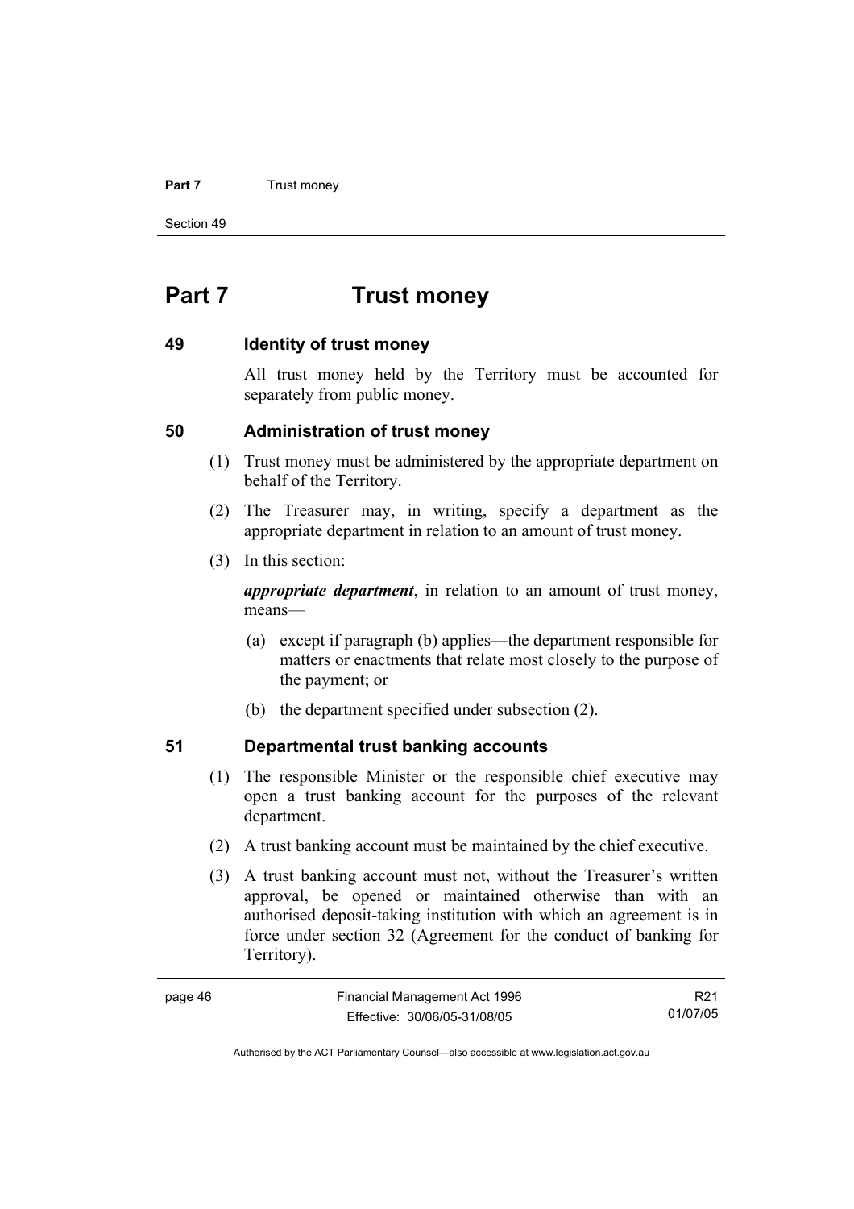# Part 7 Trust money

## 49 Identity of trust money

All trust money held by the Territory must be accounted for separately from public money.

## 50 Administration of trust money

(1) Trust money must be administered by the appropriate department on behalf of the Territory.

(2) The Treasurer may, in writing, specify a department as the appropriate department in relation to an amount of trust money.

(3) In this section:

***appropriate department***, in relation to an amount of trust money, means—

(a) except if paragraph (b) applies—the department responsible for matters or enactments that relate most closely to the purpose of the payment; or

(b) the department specified under subsection (2).

## 51 Departmental trust banking accounts

(1) The responsible Minister or the responsible chief executive may open a trust banking account for the purposes of the relevant department.

(2) A trust banking account must be maintained by the chief executive.

(3) A trust banking account must not, without the Treasurer's written approval, be opened or maintained otherwise than with an authorised deposit-taking institution with which an agreement is in force under section 32 (Agreement for the conduct of banking for Territory).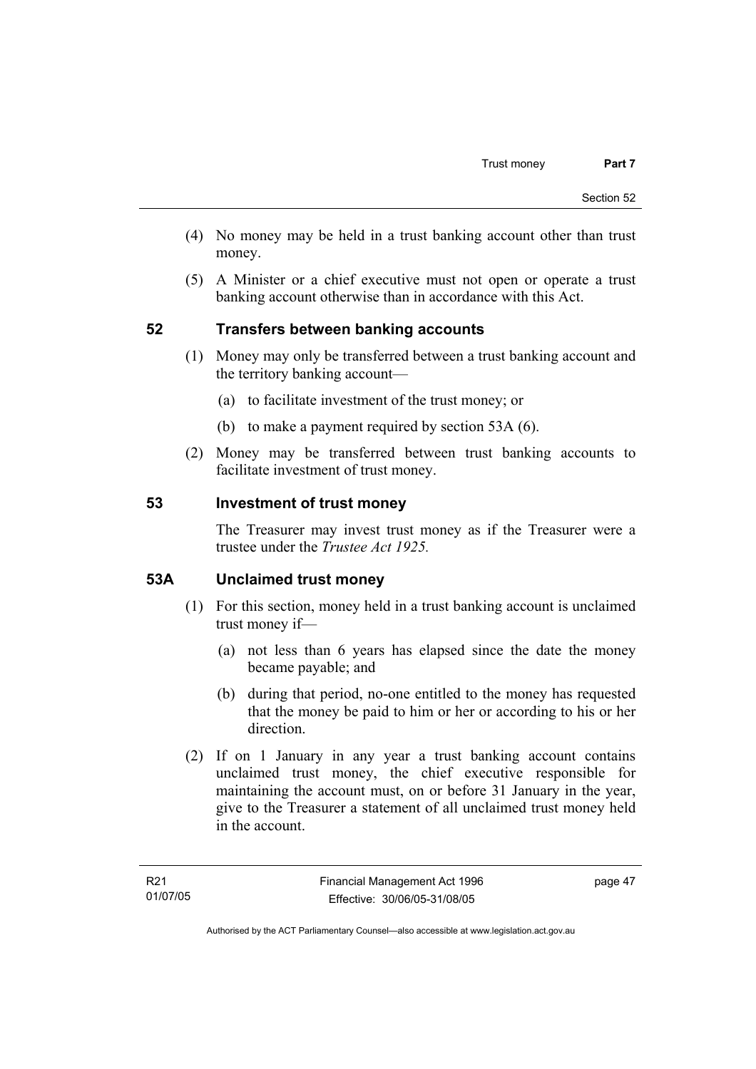(4) No money may be held in a trust banking account other than trust money.

(5) A Minister or a chief executive must not open or operate a trust banking account otherwise than in accordance with this Act.

## 52 Transfers between banking accounts

(1) Money may only be transferred between a trust banking account and the territory banking account—

(a) to facilitate investment of the trust money; or

(b) to make a payment required by section 53A (6).

(2) Money may be transferred between trust banking accounts to facilitate investment of trust money.

## 53 Investment of trust money

The Treasurer may invest trust money as if the Treasurer were a trustee under the *Trustee Act 1925.*

## 53A Unclaimed trust money

(1) For this section, money held in a trust banking account is unclaimed trust money if—

(a) not less than 6 years has elapsed since the date the money became payable; and

(b) during that period, no-one entitled to the money has requested that the money be paid to him or her or according to his or her direction.

(2) If on 1 January in any year a trust banking account contains unclaimed trust money, the chief executive responsible for maintaining the account must, on or before 31 January in the year, give to the Treasurer a statement of all unclaimed trust money held in the account.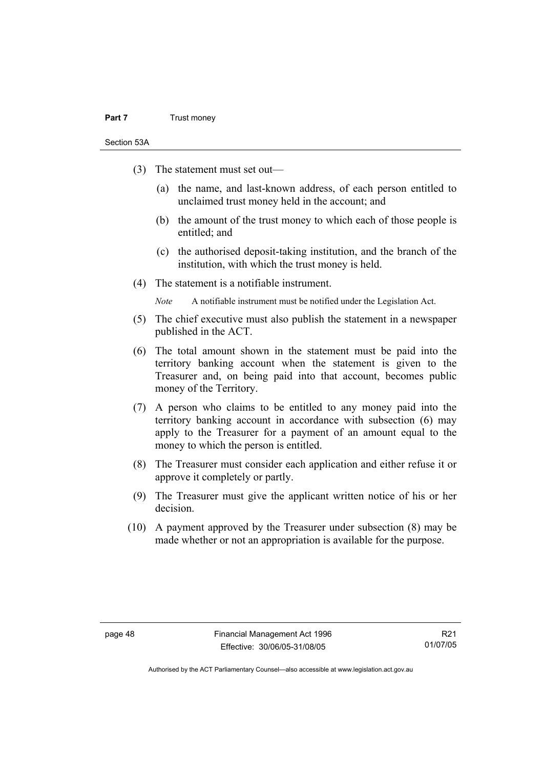(3) The statement must set out—

(a) the name, and last-known address, of each person entitled to unclaimed trust money held in the account; and

(b) the amount of the trust money to which each of those people is entitled; and

(c) the authorised deposit-taking institution, and the branch of the institution, with which the trust money is held.

(4) The statement is a notifiable instrument.

*Note* A notifiable instrument must be notified under the Legislation Act.

(5) The chief executive must also publish the statement in a newspaper published in the ACT.

(6) The total amount shown in the statement must be paid into the territory banking account when the statement is given to the Treasurer and, on being paid into that account, becomes public money of the Territory.

(7) A person who claims to be entitled to any money paid into the territory banking account in accordance with subsection (6) may apply to the Treasurer for a payment of an amount equal to the money to which the person is entitled.

(8) The Treasurer must consider each application and either refuse it or approve it completely or partly.

(9) The Treasurer must give the applicant written notice of his or her decision.

(10) A payment approved by the Treasurer under subsection (8) may be made whether or not an appropriation is available for the purpose.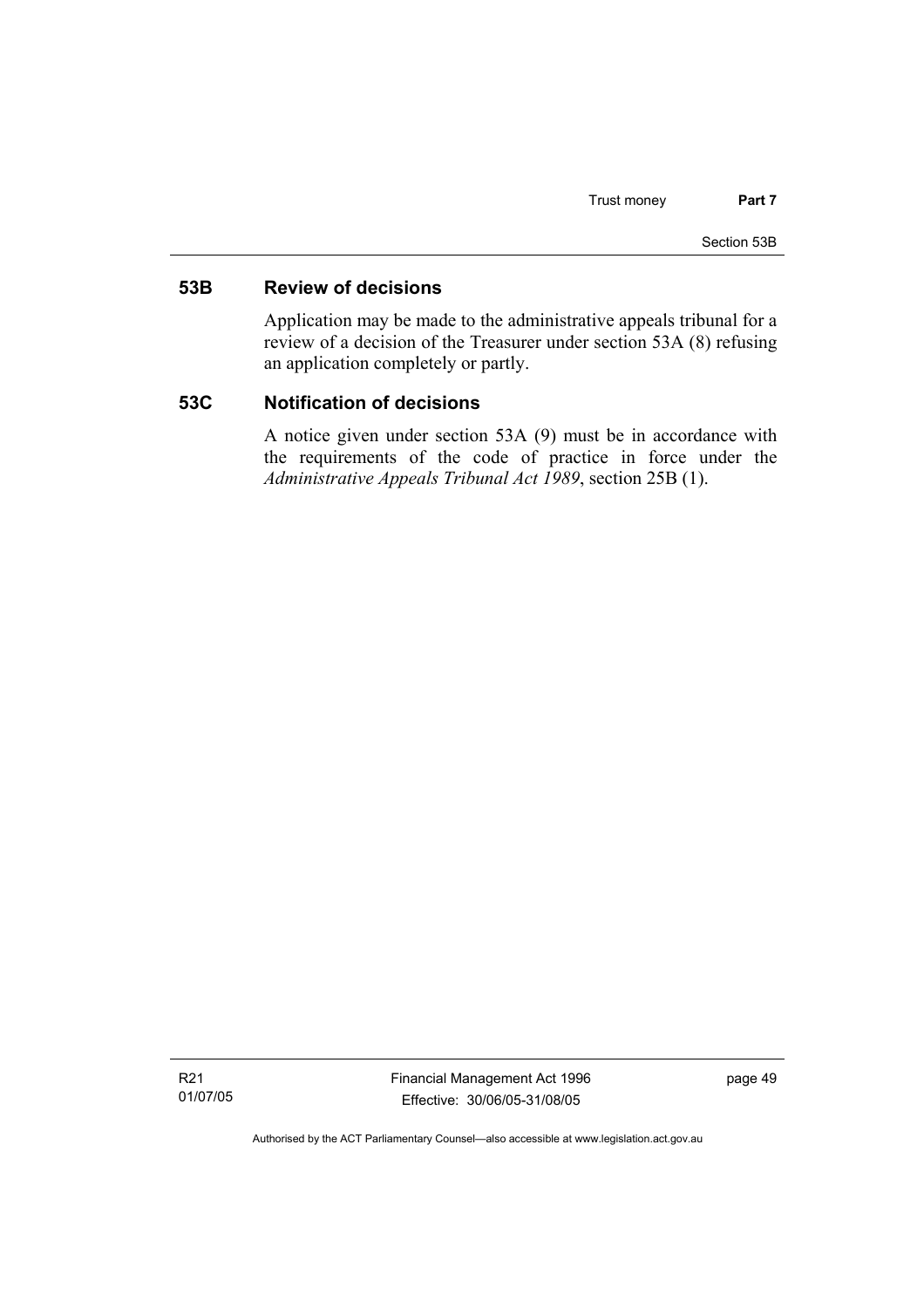### 53B Review of decisions

Application may be made to the administrative appeals tribunal for a review of a decision of the Treasurer under section 53A (8) refusing an application completely or partly.

### 53C Notification of decisions

A notice given under section 53A (9) must be in accordance with the requirements of the code of practice in force under the *Administrative Appeals Tribunal Act 1989*, section 25B (1).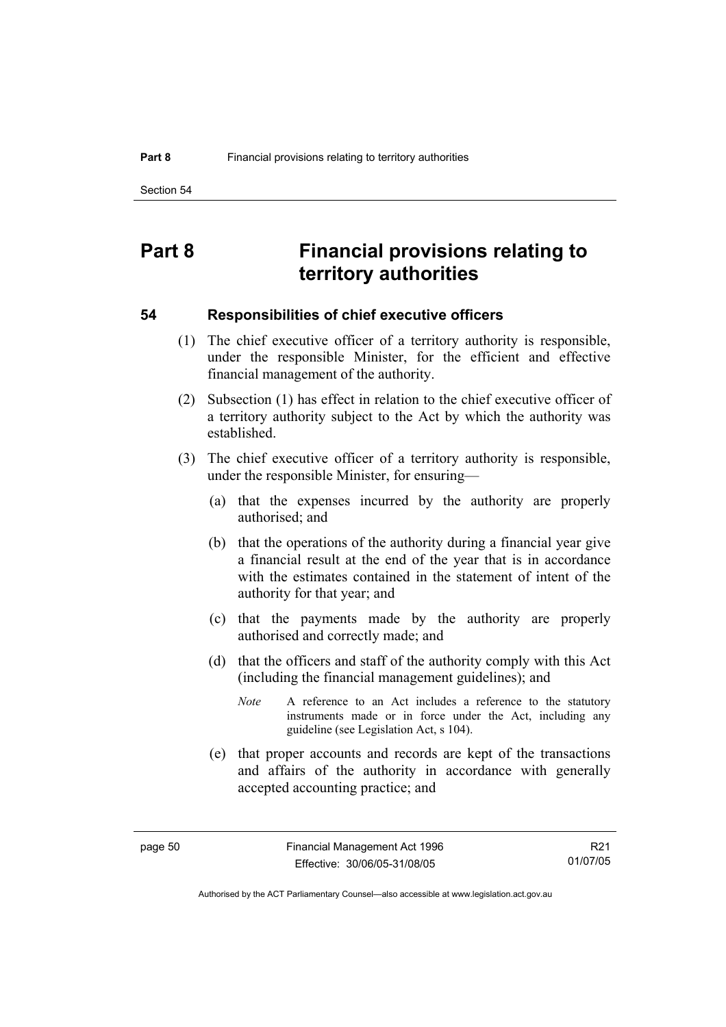# Part 8 Financial provisions relating to territory authorities

## 54 Responsibilities of chief executive officers

(1) The chief executive officer of a territory authority is responsible, under the responsible Minister, for the efficient and effective financial management of the authority.

(2) Subsection (1) has effect in relation to the chief executive officer of a territory authority subject to the Act by which the authority was established.

(3) The chief executive officer of a territory authority is responsible, under the responsible Minister, for ensuring—

(a) that the expenses incurred by the authority are properly authorised; and

(b) that the operations of the authority during a financial year give a financial result at the end of the year that is in accordance with the estimates contained in the statement of intent of the authority for that year; and

(c) that the payments made by the authority are properly authorised and correctly made; and

(d) that the officers and staff of the authority comply with this Act (including the financial management guidelines); and

*Note* A reference to an Act includes a reference to the statutory instruments made or in force under the Act, including any guideline (see Legislation Act, s 104).

(e) that proper accounts and records are kept of the transactions and affairs of the authority in accordance with generally accepted accounting practice; and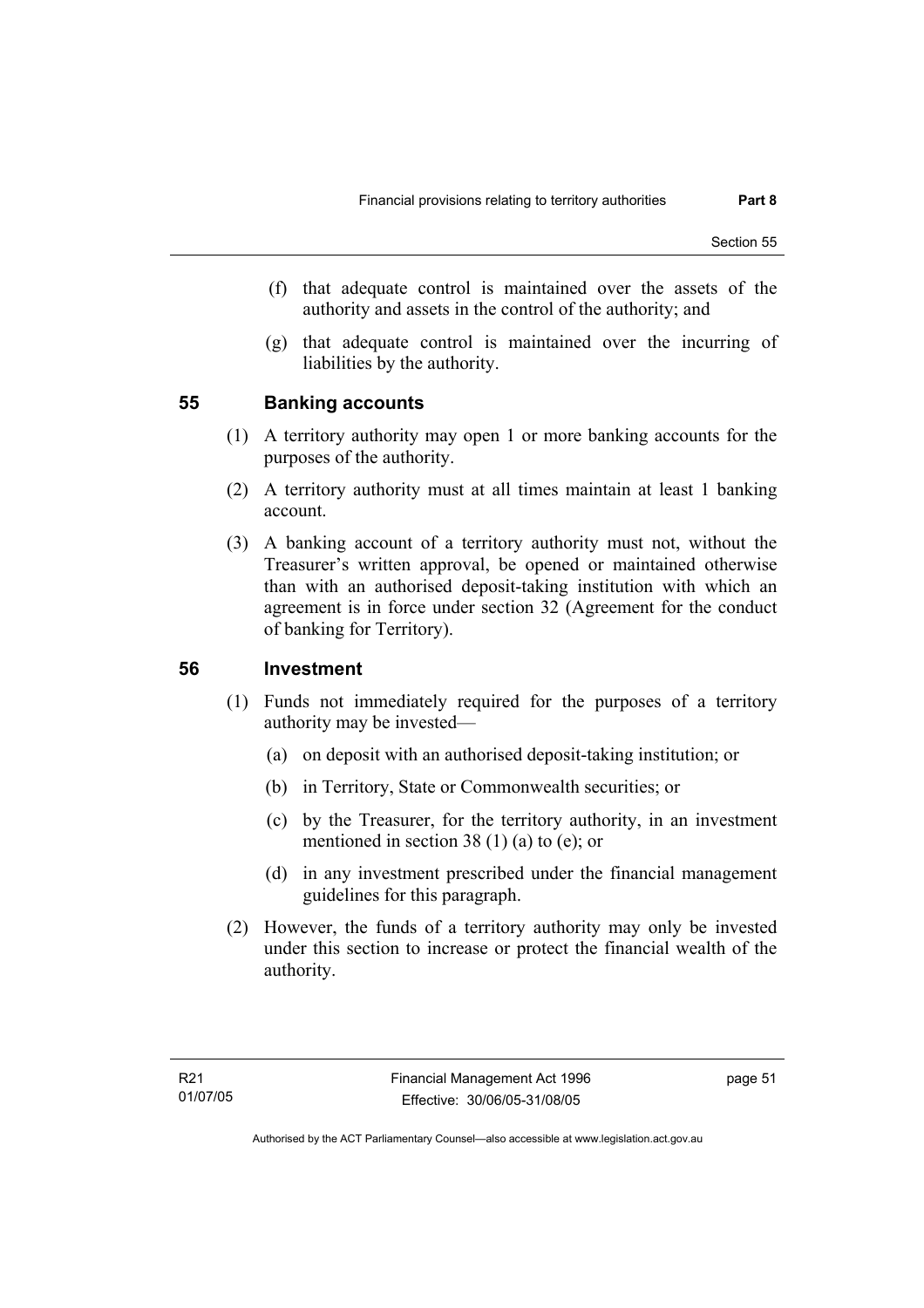(f) that adequate control is maintained over the assets of the authority and assets in the control of the authority; and

(g) that adequate control is maintained over the incurring of liabilities by the authority.

## 55 Banking accounts

(1) A territory authority may open 1 or more banking accounts for the purposes of the authority.

(2) A territory authority must at all times maintain at least 1 banking account.

(3) A banking account of a territory authority must not, without the Treasurer's written approval, be opened or maintained otherwise than with an authorised deposit-taking institution with which an agreement is in force under section 32 (Agreement for the conduct of banking for Territory).

## 56 Investment

(1) Funds not immediately required for the purposes of a territory authority may be invested—

(a) on deposit with an authorised deposit-taking institution; or

(b) in Territory, State or Commonwealth securities; or

(c) by the Treasurer, for the territory authority, in an investment mentioned in section 38 (1) (a) to (e); or

(d) in any investment prescribed under the financial management guidelines for this paragraph.

(2) However, the funds of a territory authority may only be invested under this section to increase or protect the financial wealth of the authority.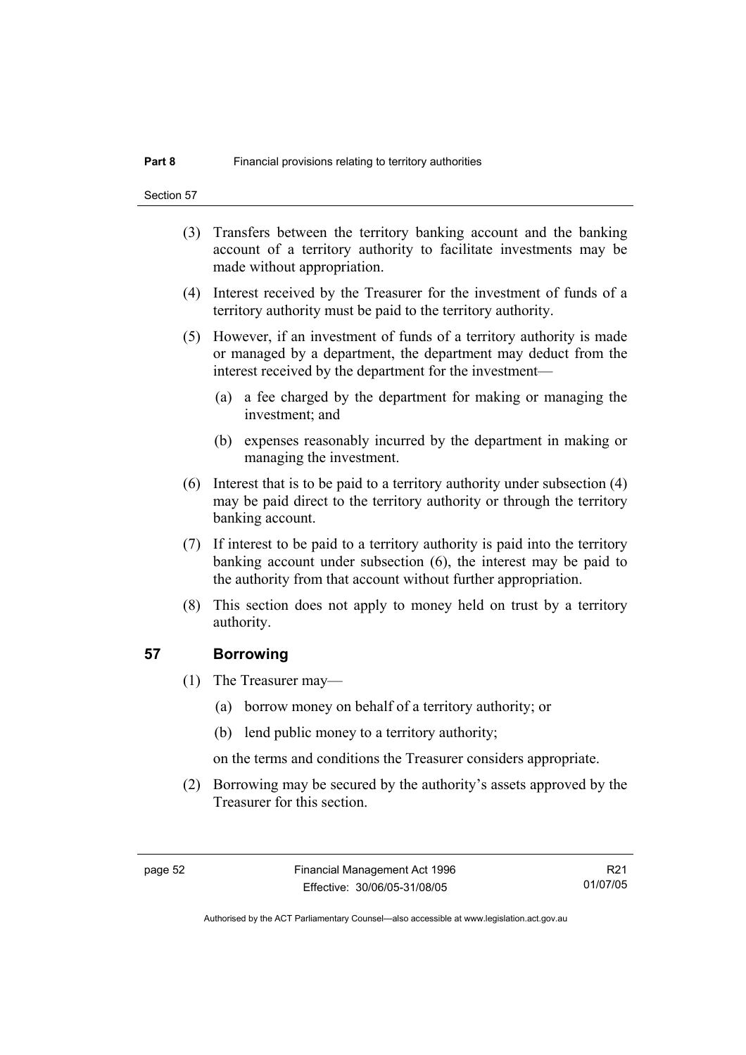(3) Transfers between the territory banking account and the banking account of a territory authority to facilitate investments may be made without appropriation.

(4) Interest received by the Treasurer for the investment of funds of a territory authority must be paid to the territory authority.

(5) However, if an investment of funds of a territory authority is made or managed by a department, the department may deduct from the interest received by the department for the investment—

(a) a fee charged by the department for making or managing the investment; and

(b) expenses reasonably incurred by the department in making or managing the investment.

(6) Interest that is to be paid to a territory authority under subsection (4) may be paid direct to the territory authority or through the territory banking account.

(7) If interest to be paid to a territory authority is paid into the territory banking account under subsection (6), the interest may be paid to the authority from that account without further appropriation.

(8) This section does not apply to money held on trust by a territory authority.

## 57 Borrowing

(1) The Treasurer may—

(a) borrow money on behalf of a territory authority; or

(b) lend public money to a territory authority;

on the terms and conditions the Treasurer considers appropriate.

(2) Borrowing may be secured by the authority's assets approved by the Treasurer for this section.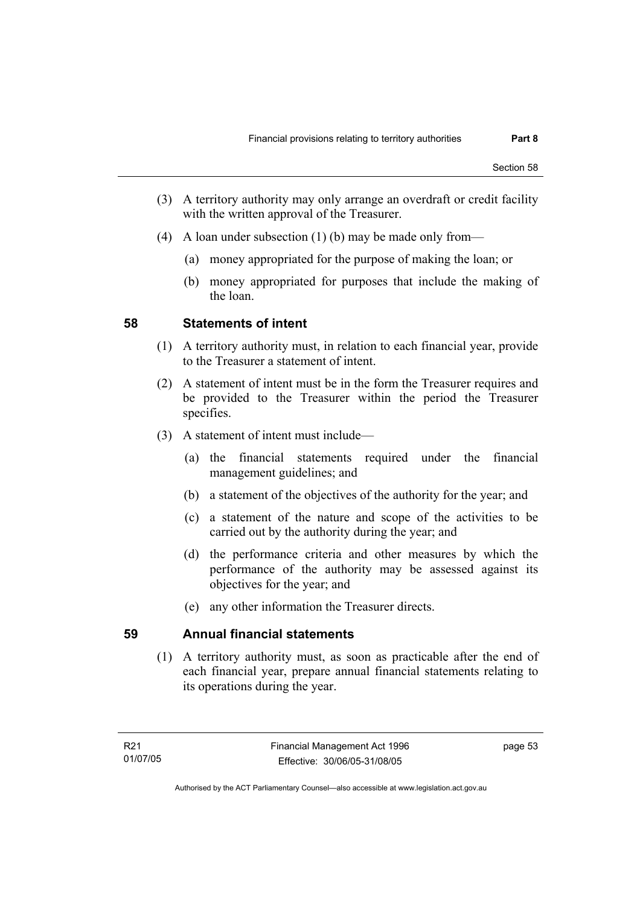(3) A territory authority may only arrange an overdraft or credit facility with the written approval of the Treasurer.

(4) A loan under subsection (1) (b) may be made only from—

(a) money appropriated for the purpose of making the loan; or

(b) money appropriated for purposes that include the making of the loan.

## 58 Statements of intent

(1) A territory authority must, in relation to each financial year, provide to the Treasurer a statement of intent.

(2) A statement of intent must be in the form the Treasurer requires and be provided to the Treasurer within the period the Treasurer specifies.

(3) A statement of intent must include—

(a) the financial statements required under the financial management guidelines; and

(b) a statement of the objectives of the authority for the year; and

(c) a statement of the nature and scope of the activities to be carried out by the authority during the year; and

(d) the performance criteria and other measures by which the performance of the authority may be assessed against its objectives for the year; and

(e) any other information the Treasurer directs.

## 59 Annual financial statements

(1) A territory authority must, as soon as practicable after the end of each financial year, prepare annual financial statements relating to its operations during the year.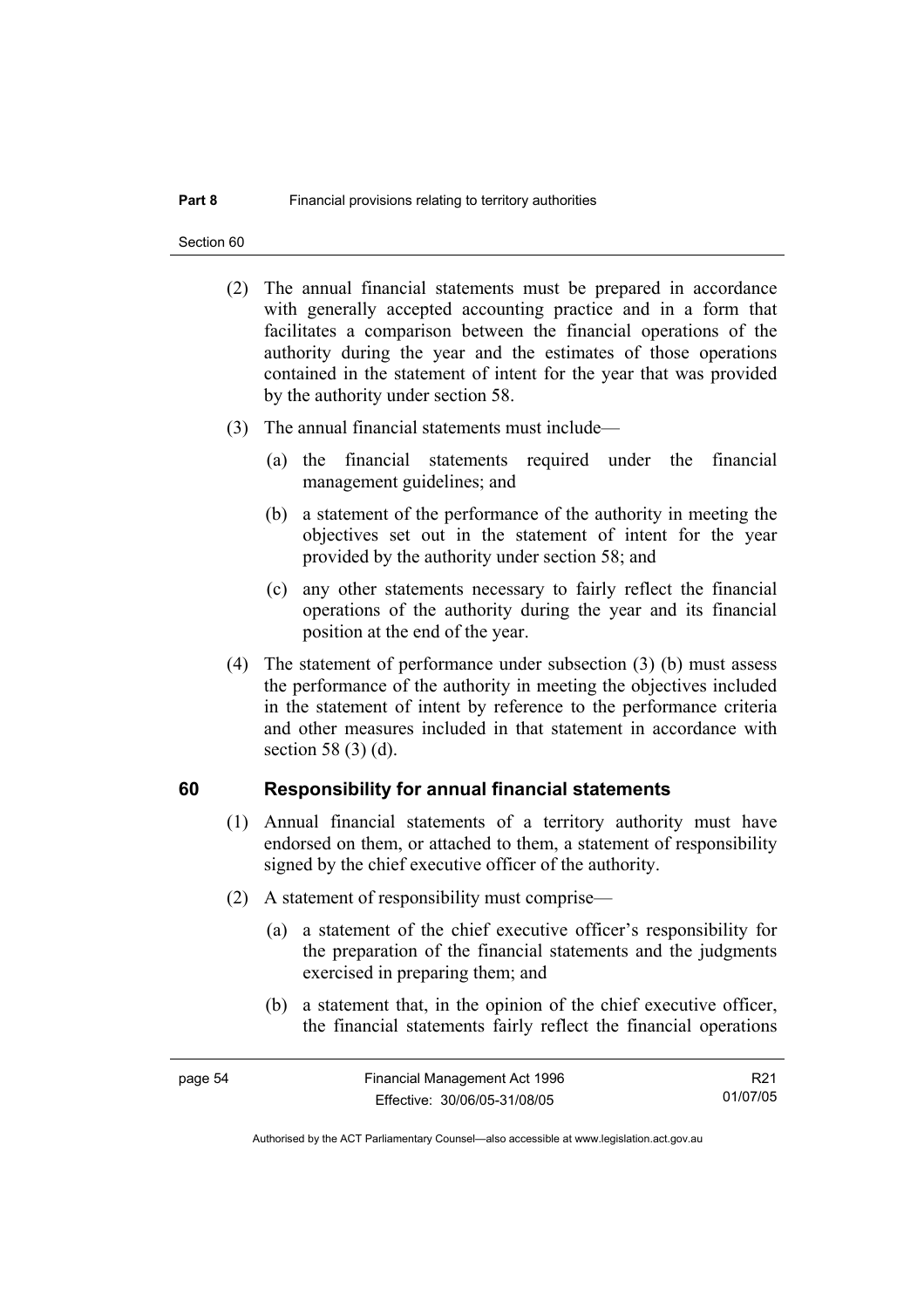(2) The annual financial statements must be prepared in accordance with generally accepted accounting practice and in a form that facilitates a comparison between the financial operations of the authority during the year and the estimates of those operations contained in the statement of intent for the year that was provided by the authority under section 58.

(3) The annual financial statements must include—

(a) the financial statements required under the financial management guidelines; and

(b) a statement of the performance of the authority in meeting the objectives set out in the statement of intent for the year provided by the authority under section 58; and

(c) any other statements necessary to fairly reflect the financial operations of the authority during the year and its financial position at the end of the year.

(4) The statement of performance under subsection (3) (b) must assess the performance of the authority in meeting the objectives included in the statement of intent by reference to the performance criteria and other measures included in that statement in accordance with section 58 (3) (d).

## 60 Responsibility for annual financial statements

(1) Annual financial statements of a territory authority must have endorsed on them, or attached to them, a statement of responsibility signed by the chief executive officer of the authority.

(2) A statement of responsibility must comprise—

(a) a statement of the chief executive officer's responsibility for the preparation of the financial statements and the judgments exercised in preparing them; and

(b) a statement that, in the opinion of the chief executive officer, the financial statements fairly reflect the financial operations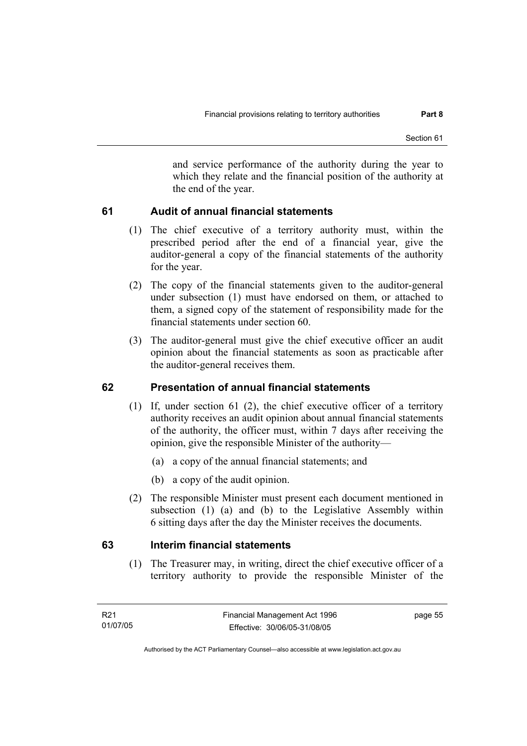and service performance of the authority during the year to which they relate and the financial position of the authority at the end of the year.

## 61 Audit of annual financial statements

(1) The chief executive of a territory authority must, within the prescribed period after the end of a financial year, give the auditor-general a copy of the financial statements of the authority for the year.

(2) The copy of the financial statements given to the auditor-general under subsection (1) must have endorsed on them, or attached to them, a signed copy of the statement of responsibility made for the financial statements under section 60.

(3) The auditor-general must give the chief executive officer an audit opinion about the financial statements as soon as practicable after the auditor-general receives them.

## 62 Presentation of annual financial statements

(1) If, under section 61 (2), the chief executive officer of a territory authority receives an audit opinion about annual financial statements of the authority, the officer must, within 7 days after receiving the opinion, give the responsible Minister of the authority—

(a) a copy of the annual financial statements; and

(b) a copy of the audit opinion.

(2) The responsible Minister must present each document mentioned in subsection (1) (a) and (b) to the Legislative Assembly within 6 sitting days after the day the Minister receives the documents.

## 63 Interim financial statements

(1) The Treasurer may, in writing, direct the chief executive officer of a territory authority to provide the responsible Minister of the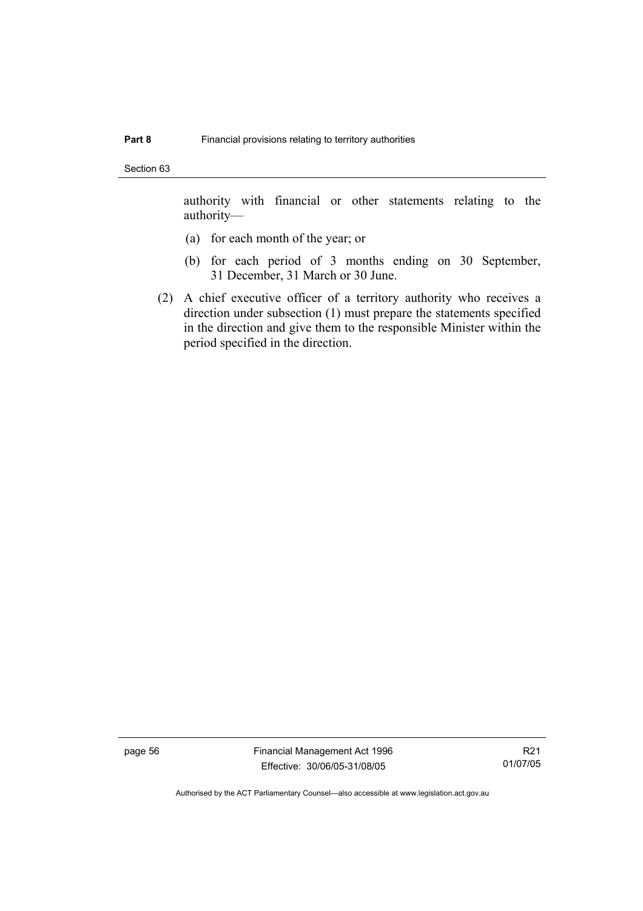authority with financial or other statements relating to the authority—

(a) for each month of the year; or

(b) for each period of 3 months ending on 30 September, 31 December, 31 March or 30 June.

(2) A chief executive officer of a territory authority who receives a direction under subsection (1) must prepare the statements specified in the direction and give them to the responsible Minister within the period specified in the direction.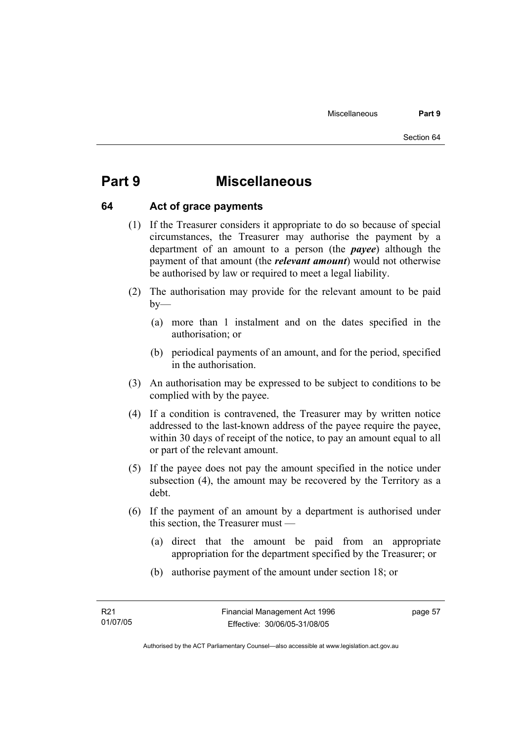# Part 9 Miscellaneous

## 64 Act of grace payments

(1) If the Treasurer considers it appropriate to do so because of special circumstances, the Treasurer may authorise the payment by a department of an amount to a person (the ***payee***) although the payment of that amount (the ***relevant amount***) would not otherwise be authorised by law or required to meet a legal liability.

(2) The authorisation may provide for the relevant amount to be paid by—

(a) more than 1 instalment and on the dates specified in the authorisation; or

(b) periodical payments of an amount, and for the period, specified in the authorisation.

(3) An authorisation may be expressed to be subject to conditions to be complied with by the payee.

(4) If a condition is contravened, the Treasurer may by written notice addressed to the last-known address of the payee require the payee, within 30 days of receipt of the notice, to pay an amount equal to all or part of the relevant amount.

(5) If the payee does not pay the amount specified in the notice under subsection (4), the amount may be recovered by the Territory as a debt.

(6) If the payment of an amount by a department is authorised under this section, the Treasurer must —

(a) direct that the amount be paid from an appropriate appropriation for the department specified by the Treasurer; or

(b) authorise payment of the amount under section 18; or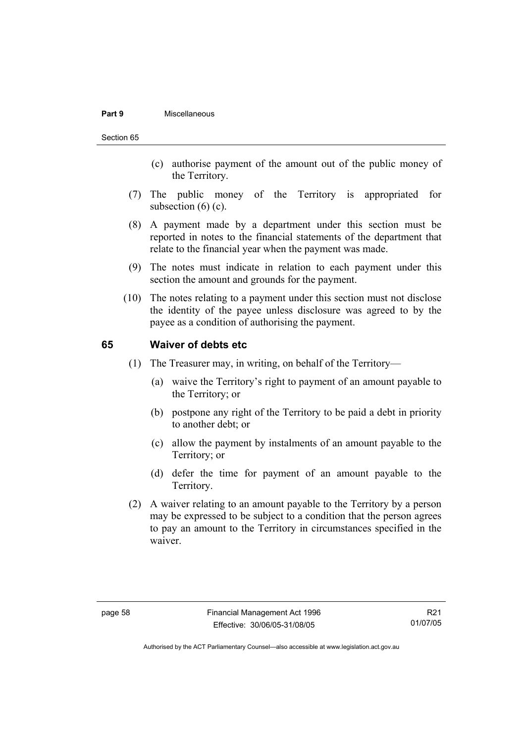(c) authorise payment of the amount out of the public money of the Territory.

(7) The public money of the Territory is appropriated for subsection (6) (c).

(8) A payment made by a department under this section must be reported in notes to the financial statements of the department that relate to the financial year when the payment was made.

(9) The notes must indicate in relation to each payment under this section the amount and grounds for the payment.

(10) The notes relating to a payment under this section must not disclose the identity of the payee unless disclosure was agreed to by the payee as a condition of authorising the payment.

## 65 Waiver of debts etc

(1) The Treasurer may, in writing, on behalf of the Territory—

(a) waive the Territory's right to payment of an amount payable to the Territory; or

(b) postpone any right of the Territory to be paid a debt in priority to another debt; or

(c) allow the payment by instalments of an amount payable to the Territory; or

(d) defer the time for payment of an amount payable to the Territory.

(2) A waiver relating to an amount payable to the Territory by a person may be expressed to be subject to a condition that the person agrees to pay an amount to the Territory in circumstances specified in the waiver.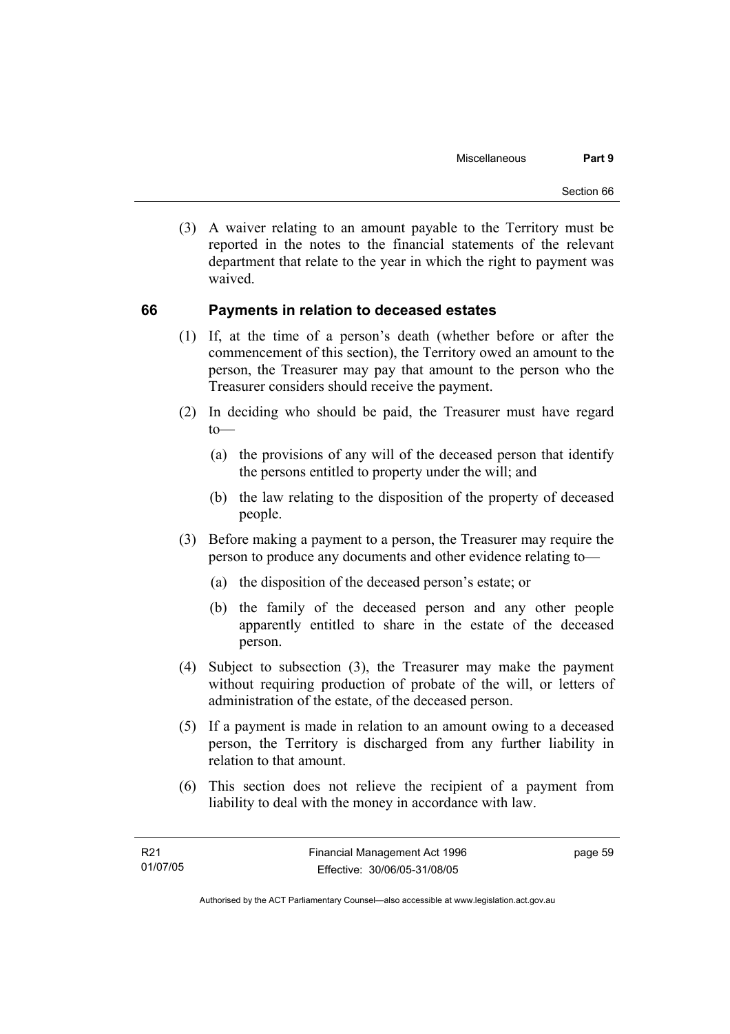(3) A waiver relating to an amount payable to the Territory must be reported in the notes to the financial statements of the relevant department that relate to the year in which the right to payment was waived.

## 66 Payments in relation to deceased estates

(1) If, at the time of a person's death (whether before or after the commencement of this section), the Territory owed an amount to the person, the Treasurer may pay that amount to the person who the Treasurer considers should receive the payment.

(2) In deciding who should be paid, the Treasurer must have regard to—

(a) the provisions of any will of the deceased person that identify the persons entitled to property under the will; and

(b) the law relating to the disposition of the property of deceased people.

(3) Before making a payment to a person, the Treasurer may require the person to produce any documents and other evidence relating to—

(a) the disposition of the deceased person's estate; or

(b) the family of the deceased person and any other people apparently entitled to share in the estate of the deceased person.

(4) Subject to subsection (3), the Treasurer may make the payment without requiring production of probate of the will, or letters of administration of the estate, of the deceased person.

(5) If a payment is made in relation to an amount owing to a deceased person, the Territory is discharged from any further liability in relation to that amount.

(6) This section does not relieve the recipient of a payment from liability to deal with the money in accordance with law.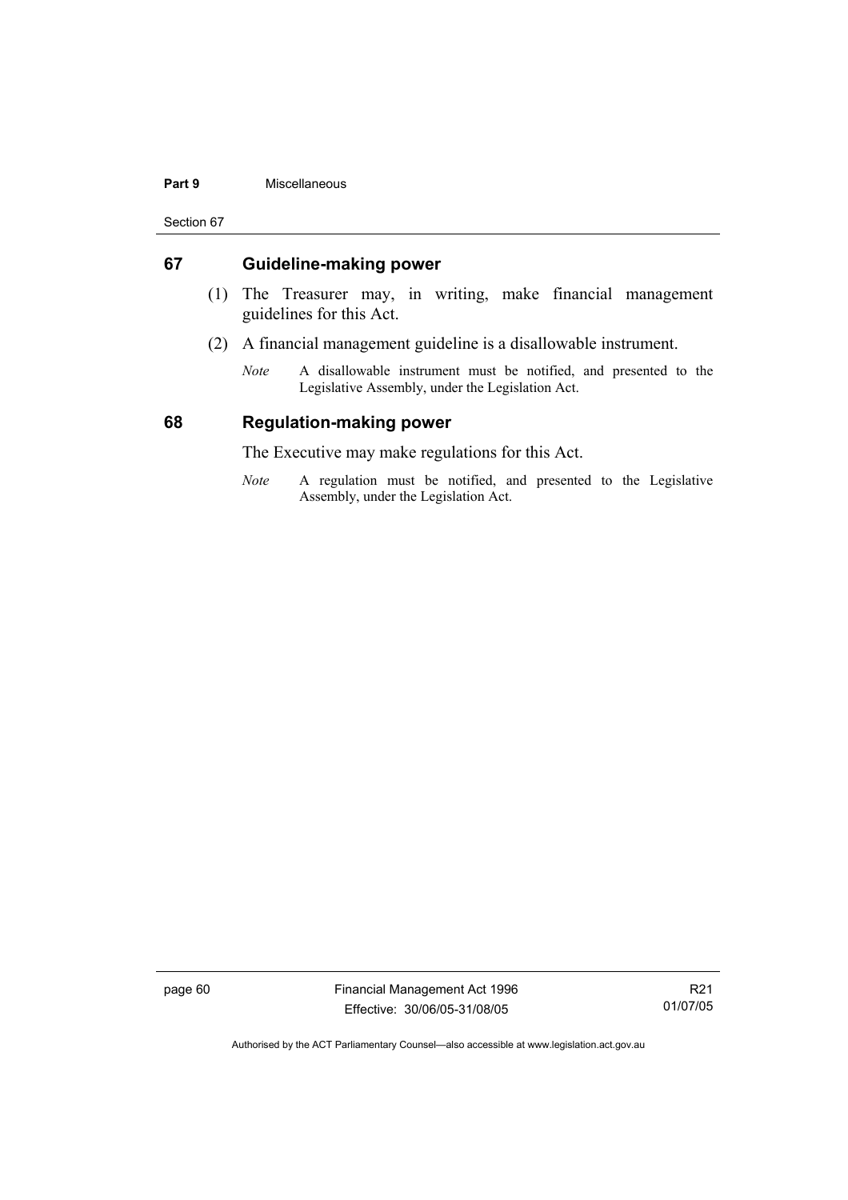## 67 Guideline-making power

(1) The Treasurer may, in writing, make financial management guidelines for this Act.

(2) A financial management guideline is a disallowable instrument.

*Note* A disallowable instrument must be notified, and presented to the Legislative Assembly, under the Legislation Act.

## 68 Regulation-making power

The Executive may make regulations for this Act.

*Note* A regulation must be notified, and presented to the Legislative Assembly, under the Legislation Act.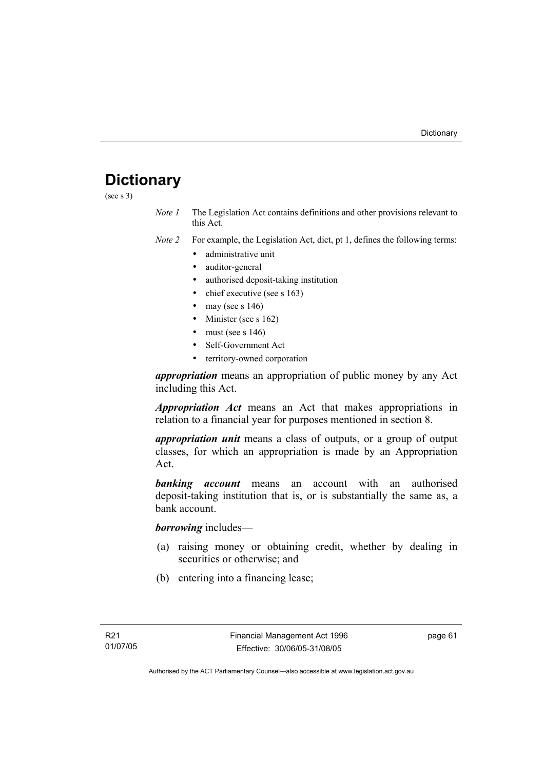# Dictionary

(see s 3)

*Note 1* The Legislation Act contains definitions and other provisions relevant to this Act.

*Note 2* For example, the Legislation Act, dict, pt 1, defines the following terms:

- administrative unit
- auditor-general
- authorised deposit-taking institution
- chief executive (see s 163)
- may (see s 146)
- Minister (see s 162)
- must (see s 146)
- Self-Government Act
- territory-owned corporation

***appropriation*** means an appropriation of public money by any Act including this Act.

***Appropriation Act*** means an Act that makes appropriations in relation to a financial year for purposes mentioned in section 8.

***appropriation unit*** means a class of outputs, or a group of output classes, for which an appropriation is made by an Appropriation Act.

***banking account*** means an account with an authorised deposit-taking institution that is, or is substantially the same as, a bank account.

***borrowing*** includes—

(a) raising money or obtaining credit, whether by dealing in securities or otherwise; and

(b) entering into a financing lease;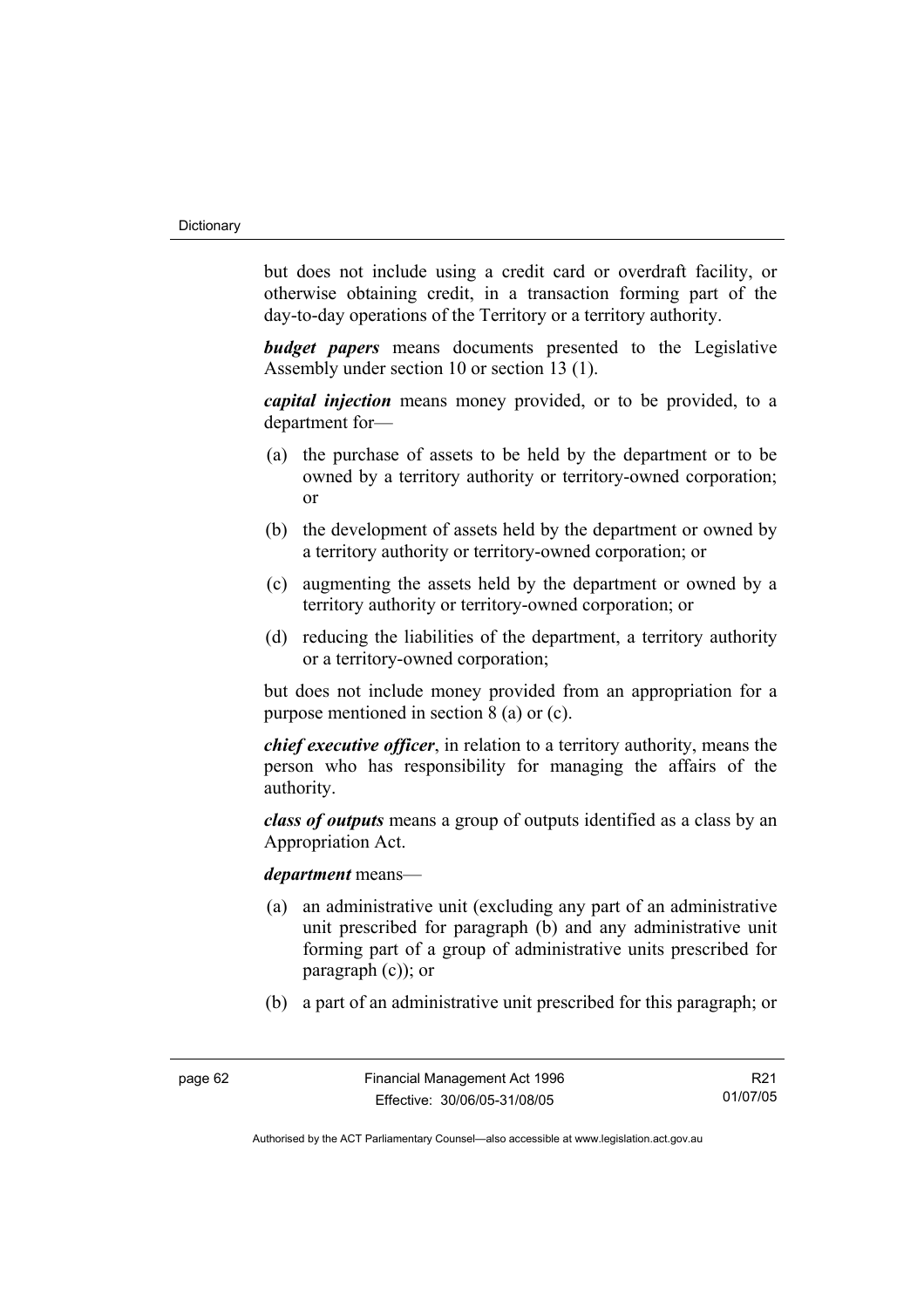but does not include using a credit card or overdraft facility, or otherwise obtaining credit, in a transaction forming part of the day-to-day operations of the Territory or a territory authority.

***budget papers*** means documents presented to the Legislative Assembly under section 10 or section 13 (1).

***capital injection*** means money provided, or to be provided, to a department for—

- (a) the purchase of assets to be held by the department or to be owned by a territory authority or territory-owned corporation; or
- (b) the development of assets held by the department or owned by a territory authority or territory-owned corporation; or
- (c) augmenting the assets held by the department or owned by a territory authority or territory-owned corporation; or
- (d) reducing the liabilities of the department, a territory authority or a territory-owned corporation;

but does not include money provided from an appropriation for a purpose mentioned in section 8 (a) or (c).

***chief executive officer***, in relation to a territory authority, means the person who has responsibility for managing the affairs of the authority.

***class of outputs*** means a group of outputs identified as a class by an Appropriation Act.

***department*** means—

- (a) an administrative unit (excluding any part of an administrative unit prescribed for paragraph (b) and any administrative unit forming part of a group of administrative units prescribed for paragraph (c)); or
- (b) a part of an administrative unit prescribed for this paragraph; or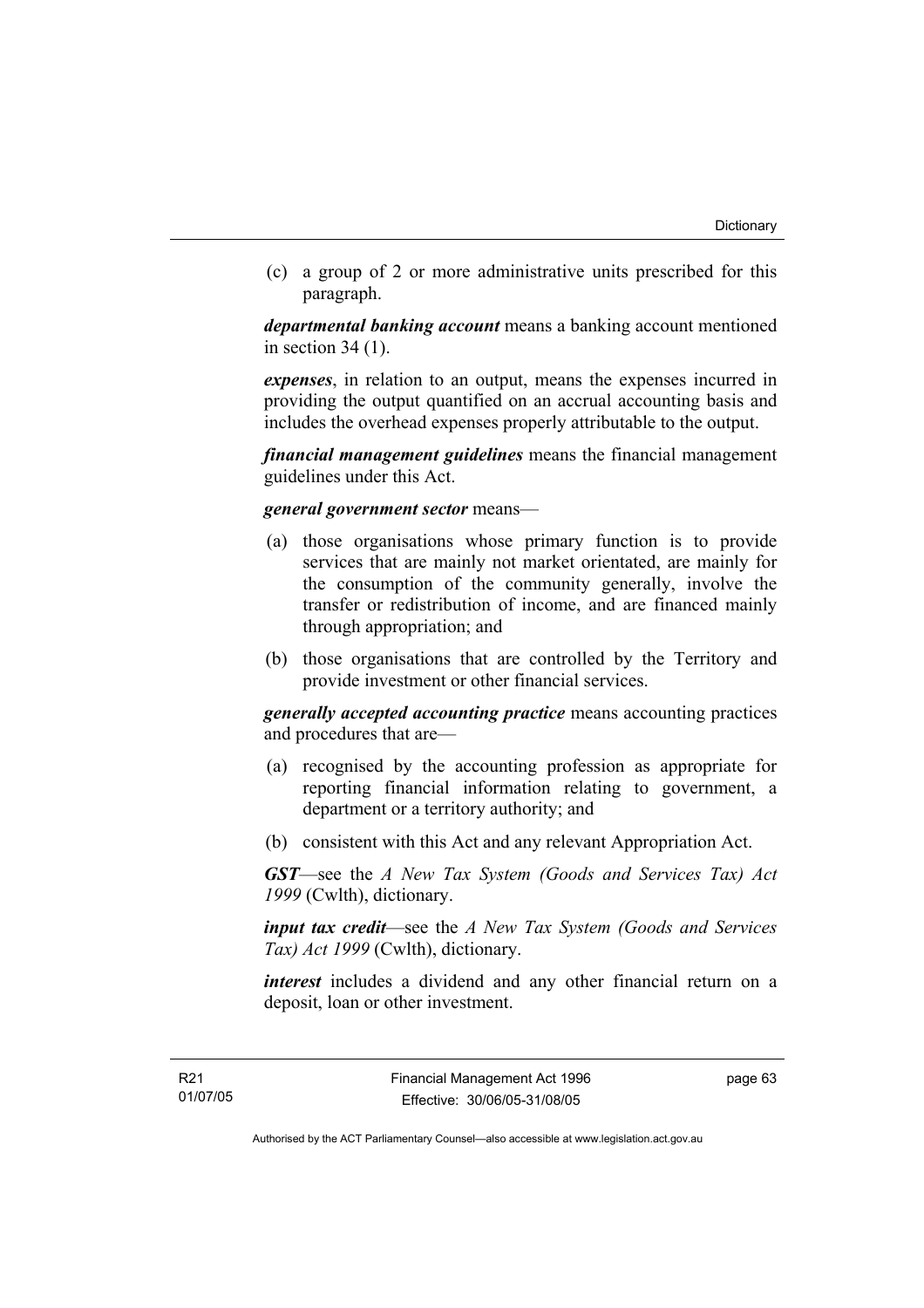(c) a group of 2 or more administrative units prescribed for this paragraph.

***departmental banking account*** means a banking account mentioned in section 34 (1).

***expenses***, in relation to an output, means the expenses incurred in providing the output quantified on an accrual accounting basis and includes the overhead expenses properly attributable to the output.

***financial management guidelines*** means the financial management guidelines under this Act.

***general government sector*** means—

(a) those organisations whose primary function is to provide services that are mainly not market orientated, are mainly for the consumption of the community generally, involve the transfer or redistribution of income, and are financed mainly through appropriation; and

(b) those organisations that are controlled by the Territory and provide investment or other financial services.

***generally accepted accounting practice*** means accounting practices and procedures that are—

(a) recognised by the accounting profession as appropriate for reporting financial information relating to government, a department or a territory authority; and

(b) consistent with this Act and any relevant Appropriation Act.

***GST***—see the *A New Tax System (Goods and Services Tax) Act 1999* (Cwlth), dictionary.

***input tax credit***—see the *A New Tax System (Goods and Services Tax) Act 1999* (Cwlth), dictionary.

***interest*** includes a dividend and any other financial return on a deposit, loan or other investment.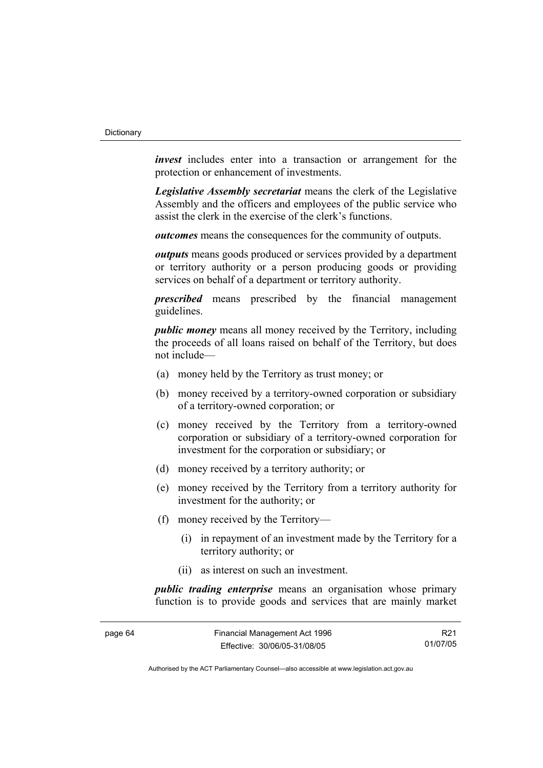***invest*** includes enter into a transaction or arrangement for the protection or enhancement of investments.

***Legislative Assembly secretariat*** means the clerk of the Legislative Assembly and the officers and employees of the public service who assist the clerk in the exercise of the clerk's functions.

***outcomes*** means the consequences for the community of outputs.

***outputs*** means goods produced or services provided by a department or territory authority or a person producing goods or providing services on behalf of a department or territory authority.

***prescribed*** means prescribed by the financial management guidelines.

***public money*** means all money received by the Territory, including the proceeds of all loans raised on behalf of the Territory, but does not include—

(a) money held by the Territory as trust money; or

(b) money received by a territory-owned corporation or subsidiary of a territory-owned corporation; or

(c) money received by the Territory from a territory-owned corporation or subsidiary of a territory-owned corporation for investment for the corporation or subsidiary; or

(d) money received by a territory authority; or

(e) money received by the Territory from a territory authority for investment for the authority; or

(f) money received by the Territory—

(i) in repayment of an investment made by the Territory for a territory authority; or

(ii) as interest on such an investment.

***public trading enterprise*** means an organisation whose primary function is to provide goods and services that are mainly market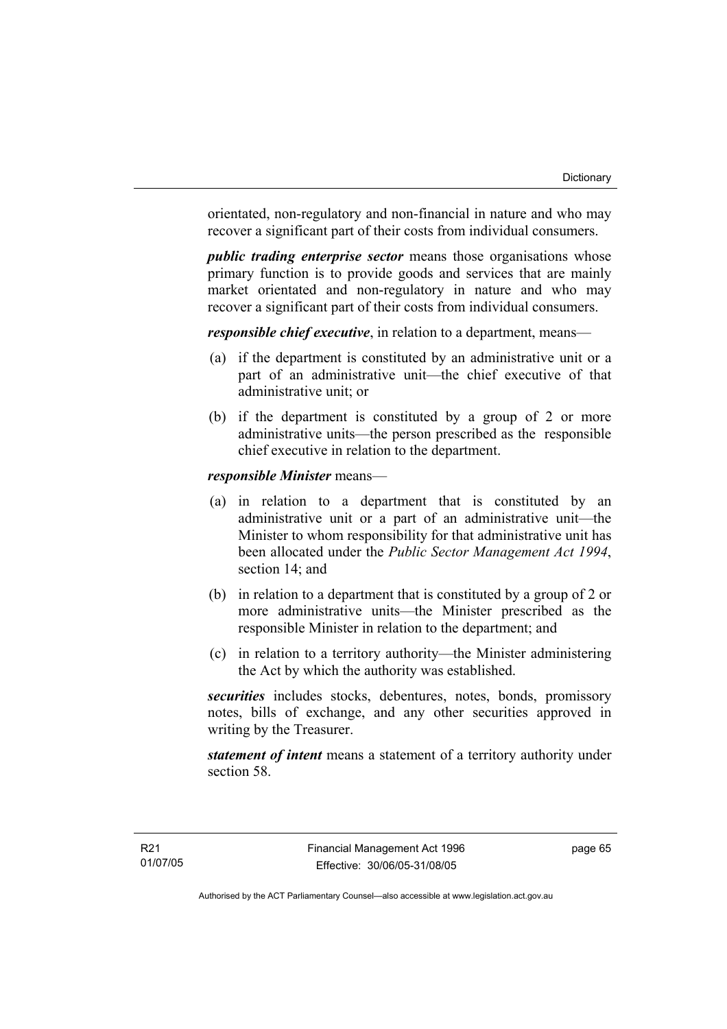orientated, non-regulatory and non-financial in nature and who may recover a significant part of their costs from individual consumers.

***public trading enterprise sector*** means those organisations whose primary function is to provide goods and services that are mainly market orientated and non-regulatory in nature and who may recover a significant part of their costs from individual consumers.

***responsible chief executive***, in relation to a department, means—

(a) if the department is constituted by an administrative unit or a part of an administrative unit—the chief executive of that administrative unit; or

(b) if the department is constituted by a group of 2 or more administrative units—the person prescribed as the responsible chief executive in relation to the department.

***responsible Minister*** means—

(a) in relation to a department that is constituted by an administrative unit or a part of an administrative unit—the Minister to whom responsibility for that administrative unit has been allocated under the *Public Sector Management Act 1994*, section 14; and

(b) in relation to a department that is constituted by a group of 2 or more administrative units—the Minister prescribed as the responsible Minister in relation to the department; and

(c) in relation to a territory authority—the Minister administering the Act by which the authority was established.

***securities*** includes stocks, debentures, notes, bonds, promissory notes, bills of exchange, and any other securities approved in writing by the Treasurer.

***statement of intent*** means a statement of a territory authority under section 58.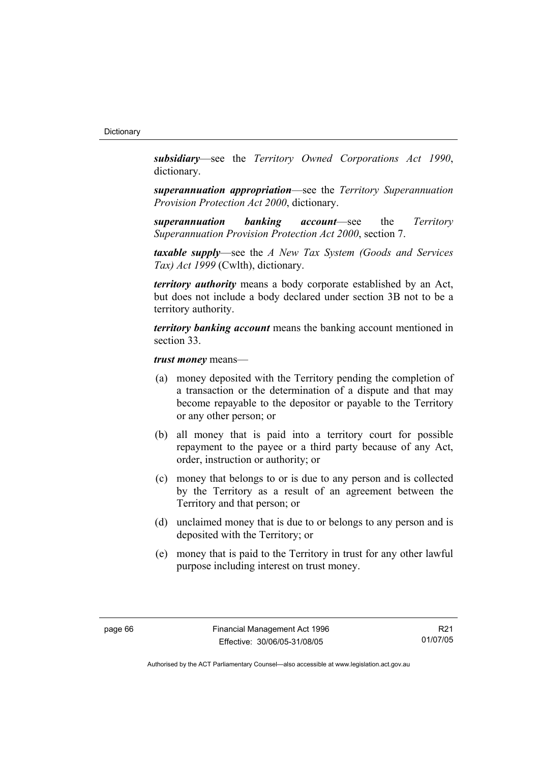***subsidiary***—see the *Territory Owned Corporations Act 1990*, dictionary.

***superannuation appropriation***—see the *Territory Superannuation Provision Protection Act 2000*, dictionary.

***superannuation banking account***—see the *Territory Superannuation Provision Protection Act 2000*, section 7.

***taxable supply***—see the *A New Tax System (Goods and Services Tax) Act 1999* (Cwlth), dictionary.

***territory authority*** means a body corporate established by an Act, but does not include a body declared under section 3B not to be a territory authority.

***territory banking account*** means the banking account mentioned in section 33.

***trust money*** means—

(a) money deposited with the Territory pending the completion of a transaction or the determination of a dispute and that may become repayable to the depositor or payable to the Territory or any other person; or

(b) all money that is paid into a territory court for possible repayment to the payee or a third party because of any Act, order, instruction or authority; or

(c) money that belongs to or is due to any person and is collected by the Territory as a result of an agreement between the Territory and that person; or

(d) unclaimed money that is due to or belongs to any person and is deposited with the Territory; or

(e) money that is paid to the Territory in trust for any other lawful purpose including interest on trust money.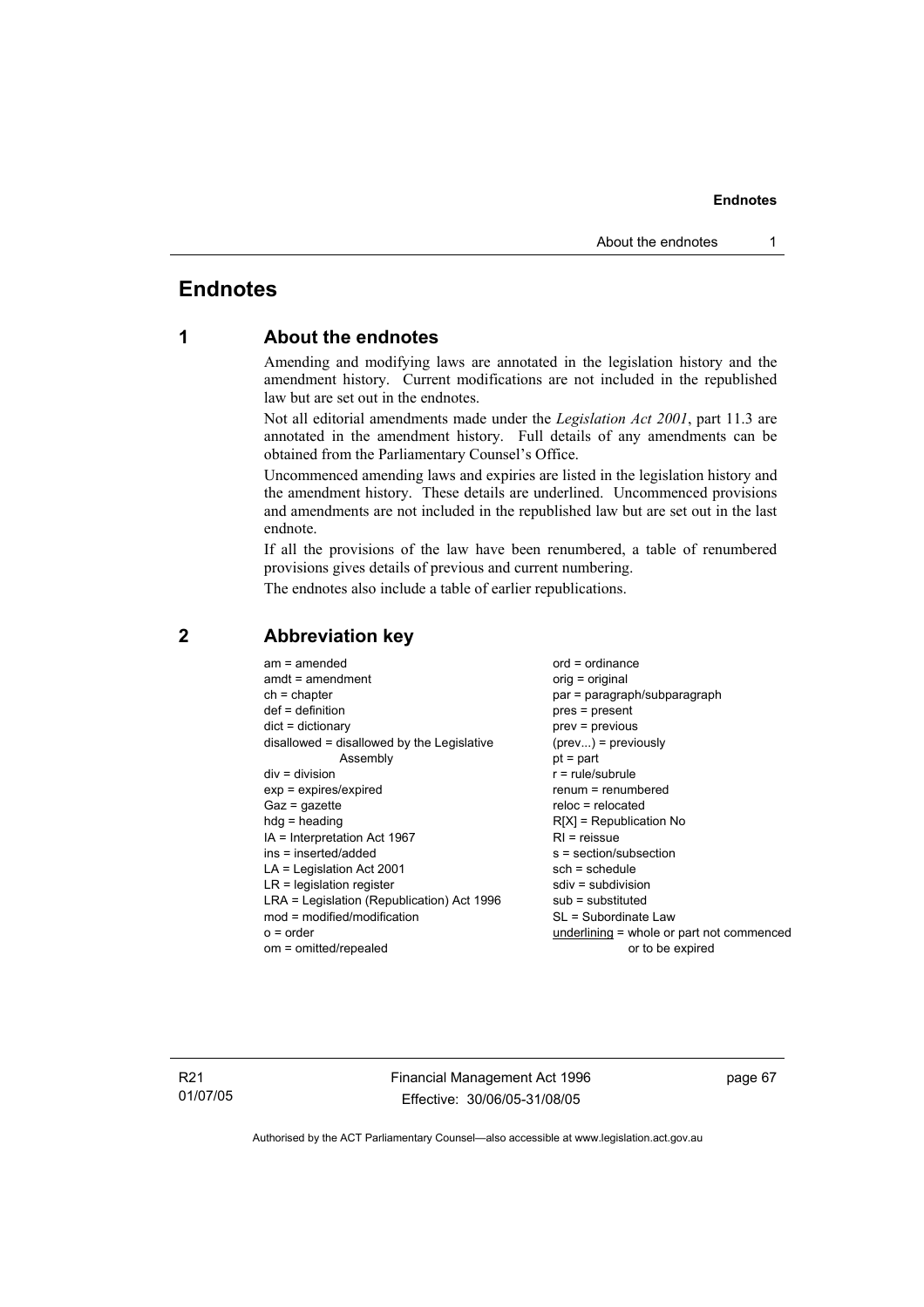# Endnotes

## 1 About the endnotes

Amending and modifying laws are annotated in the legislation history and the amendment history. Current modifications are not included in the republished law but are set out in the endnotes.

Not all editorial amendments made under the *Legislation Act 2001*, part 11.3 are annotated in the amendment history. Full details of any amendments can be obtained from the Parliamentary Counsel's Office.

Uncommenced amending laws and expiries are listed in the legislation history and the amendment history. These details are underlined. Uncommenced provisions and amendments are not included in the republished law but are set out in the last endnote.

If all the provisions of the law have been renumbered, a table of renumbered provisions gives details of previous and current numbering.

The endnotes also include a table of earlier republications.

## 2 Abbreviation key

am = amended
amdt = amendment
ch = chapter
def = definition
dict = dictionary
disallowed = disallowed by the Legislative Assembly
div = division
exp = expires/expired
Gaz = gazette
hdg = heading
IA = Interpretation Act 1967
ins = inserted/added
LA = Legislation Act 2001
LR = legislation register
LRA = Legislation (Republication) Act 1996
mod = modified/modification
o = order
om = omitted/repealed
ord = ordinance
orig = original
par = paragraph/subparagraph
pres = present
prev = previous
(prev...) = previously
pt = part
r = rule/subrule
renum = renumbered
reloc = relocated
R[X] = Republication No
RI = reissue
s = section/subsection
sch = schedule
sdiv = subdivision
sub = substituted
SL = Subordinate Law
underlining = whole or part not commenced or to be expired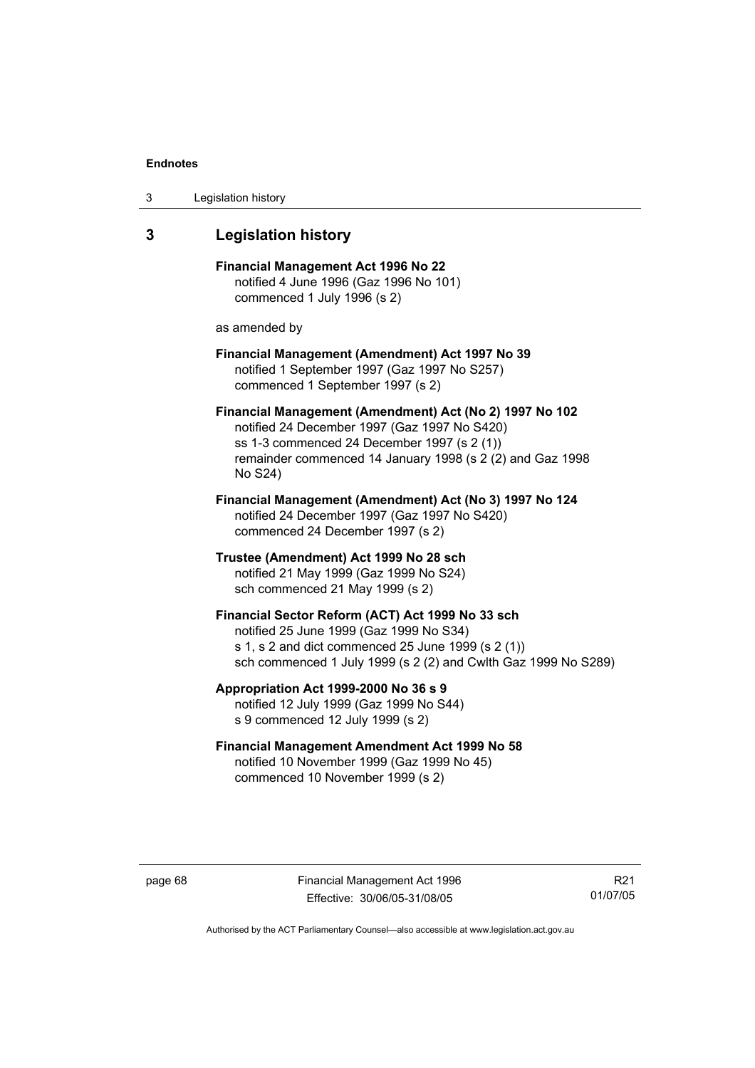## 3 Legislation history

**Financial Management Act 1996 No 22**
notified 4 June 1996 (Gaz 1996 No 101)
commenced 1 July 1996 (s 2)

as amended by

**Financial Management (Amendment) Act 1997 No 39**
notified 1 September 1997 (Gaz 1997 No S257)
commenced 1 September 1997 (s 2)

**Financial Management (Amendment) Act (No 2) 1997 No 102**
notified 24 December 1997 (Gaz 1997 No S420)
ss 1-3 commenced 24 December 1997 (s 2 (1))
remainder commenced 14 January 1998 (s 2 (2) and Gaz 1998 No S24)

**Financial Management (Amendment) Act (No 3) 1997 No 124**
notified 24 December 1997 (Gaz 1997 No S420)
commenced 24 December 1997 (s 2)

**Trustee (Amendment) Act 1999 No 28 sch**
notified 21 May 1999 (Gaz 1999 No S24)
sch commenced 21 May 1999 (s 2)

**Financial Sector Reform (ACT) Act 1999 No 33 sch**
notified 25 June 1999 (Gaz 1999 No S34)
s 1, s 2 and dict commenced 25 June 1999 (s 2 (1))
sch commenced 1 July 1999 (s 2 (2) and Cwlth Gaz 1999 No S289)

**Appropriation Act 1999-2000 No 36 s 9**
notified 12 July 1999 (Gaz 1999 No S44)
s 9 commenced 12 July 1999 (s 2)

**Financial Management Amendment Act 1999 No 58**
notified 10 November 1999 (Gaz 1999 No 45)
commenced 10 November 1999 (s 2)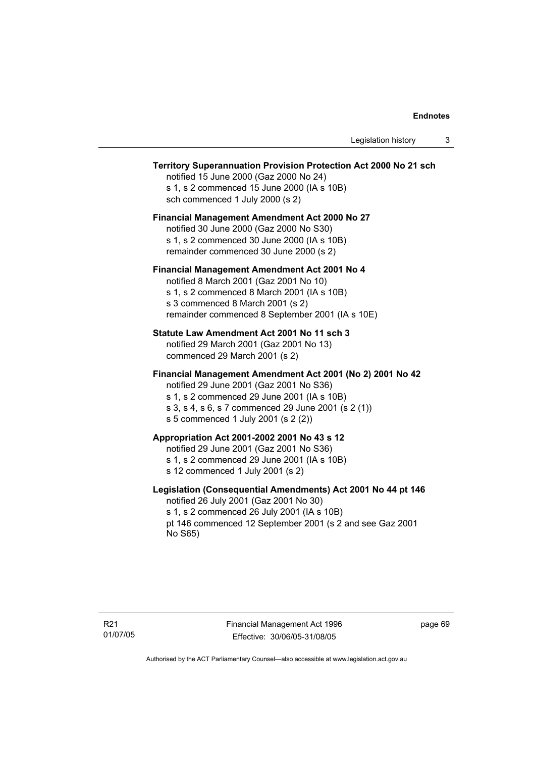**Territory Superannuation Provision Protection Act 2000 No 21 sch**

notified 15 June 2000 (Gaz 2000 No 24)
s 1, s 2 commenced 15 June 2000 (IA s 10B)
sch commenced 1 July 2000 (s 2)

**Financial Management Amendment Act 2000 No 27**

notified 30 June 2000 (Gaz 2000 No S30)
s 1, s 2 commenced 30 June 2000 (IA s 10B)
remainder commenced 30 June 2000 (s 2)

**Financial Management Amendment Act 2001 No 4**

notified 8 March 2001 (Gaz 2001 No 10)
s 1, s 2 commenced 8 March 2001 (IA s 10B)
s 3 commenced 8 March 2001 (s 2)
remainder commenced 8 September 2001 (IA s 10E)

**Statute Law Amendment Act 2001 No 11 sch 3**

notified 29 March 2001 (Gaz 2001 No 13)
commenced 29 March 2001 (s 2)

**Financial Management Amendment Act 2001 (No 2) 2001 No 42**

notified 29 June 2001 (Gaz 2001 No S36)
s 1, s 2 commenced 29 June 2001 (IA s 10B)
s 3, s 4, s 6, s 7 commenced 29 June 2001 (s 2 (1))
s 5 commenced 1 July 2001 (s 2 (2))

**Appropriation Act 2001-2002 2001 No 43 s 12**

notified 29 June 2001 (Gaz 2001 No S36)
s 1, s 2 commenced 29 June 2001 (IA s 10B)
s 12 commenced 1 July 2001 (s 2)

**Legislation (Consequential Amendments) Act 2001 No 44 pt 146**

notified 26 July 2001 (Gaz 2001 No 30)
s 1, s 2 commenced 26 July 2001 (IA s 10B)
pt 146 commenced 12 September 2001 (s 2 and see Gaz 2001 No S65)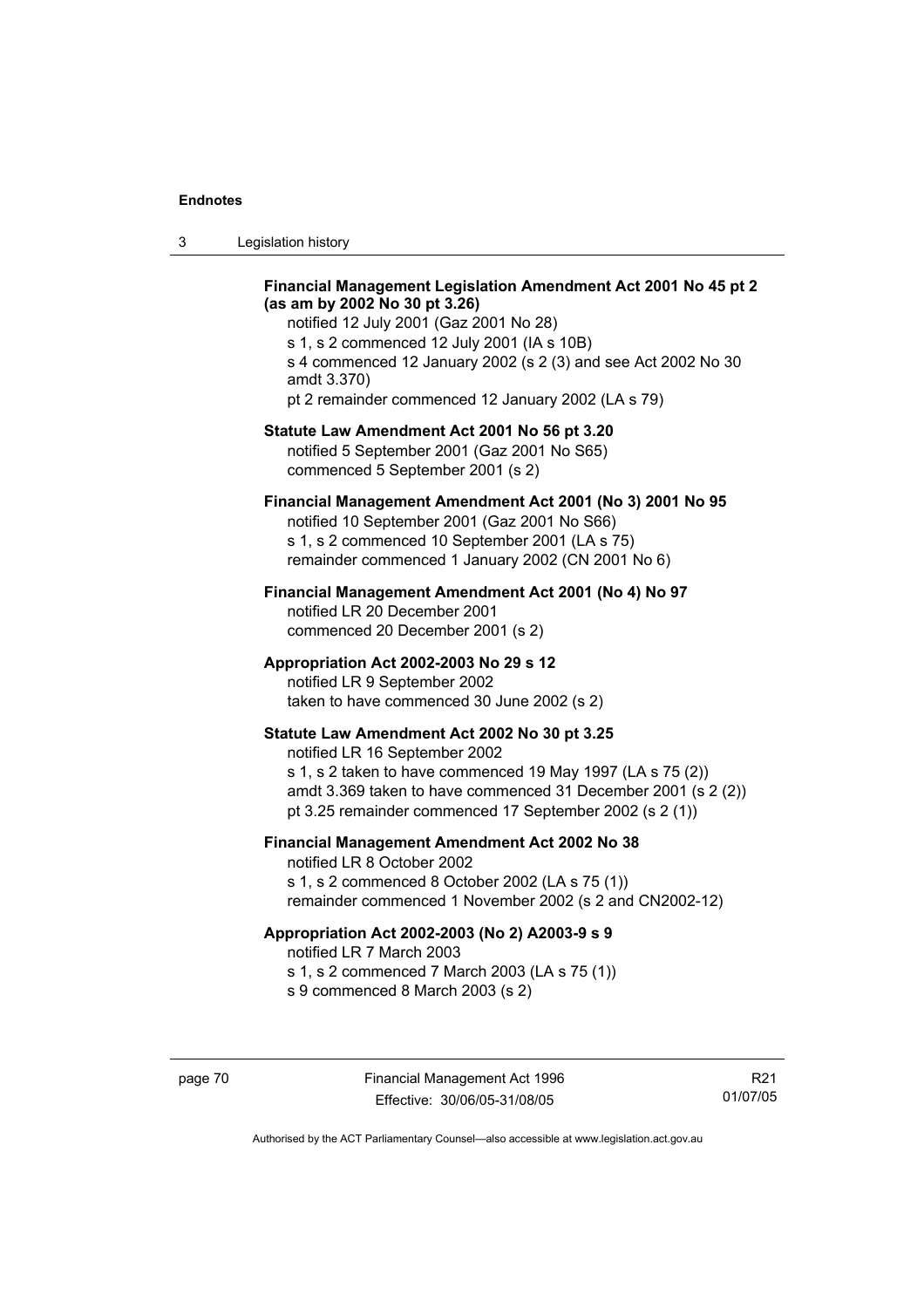**Financial Management Legislation Amendment Act 2001 No 45 pt 2 (as am by 2002 No 30 pt 3.26)**

notified 12 July 2001 (Gaz 2001 No 28)
s 1, s 2 commenced 12 July 2001 (IA s 10B)
s 4 commenced 12 January 2002 (s 2 (3) and see Act 2002 No 30 amdt 3.370)
pt 2 remainder commenced 12 January 2002 (LA s 79)

**Statute Law Amendment Act 2001 No 56 pt 3.20**

notified 5 September 2001 (Gaz 2001 No S65)
commenced 5 September 2001 (s 2)

**Financial Management Amendment Act 2001 (No 3) 2001 No 95**

notified 10 September 2001 (Gaz 2001 No S66)
s 1, s 2 commenced 10 September 2001 (LA s 75)
remainder commenced 1 January 2002 (CN 2001 No 6)

**Financial Management Amendment Act 2001 (No 4) No 97**

notified LR 20 December 2001
commenced 20 December 2001 (s 2)

**Appropriation Act 2002-2003 No 29 s 12**

notified LR 9 September 2002
taken to have commenced 30 June 2002 (s 2)

**Statute Law Amendment Act 2002 No 30 pt 3.25**

notified LR 16 September 2002
s 1, s 2 taken to have commenced 19 May 1997 (LA s 75 (2))
amdt 3.369 taken to have commenced 31 December 2001 (s 2 (2))
pt 3.25 remainder commenced 17 September 2002 (s 2 (1))

**Financial Management Amendment Act 2002 No 38**

notified LR 8 October 2002
s 1, s 2 commenced 8 October 2002 (LA s 75 (1))
remainder commenced 1 November 2002 (s 2 and CN2002-12)

**Appropriation Act 2002-2003 (No 2) A2003-9 s 9**

notified LR 7 March 2003
s 1, s 2 commenced 7 March 2003 (LA s 75 (1))
s 9 commenced 8 March 2003 (s 2)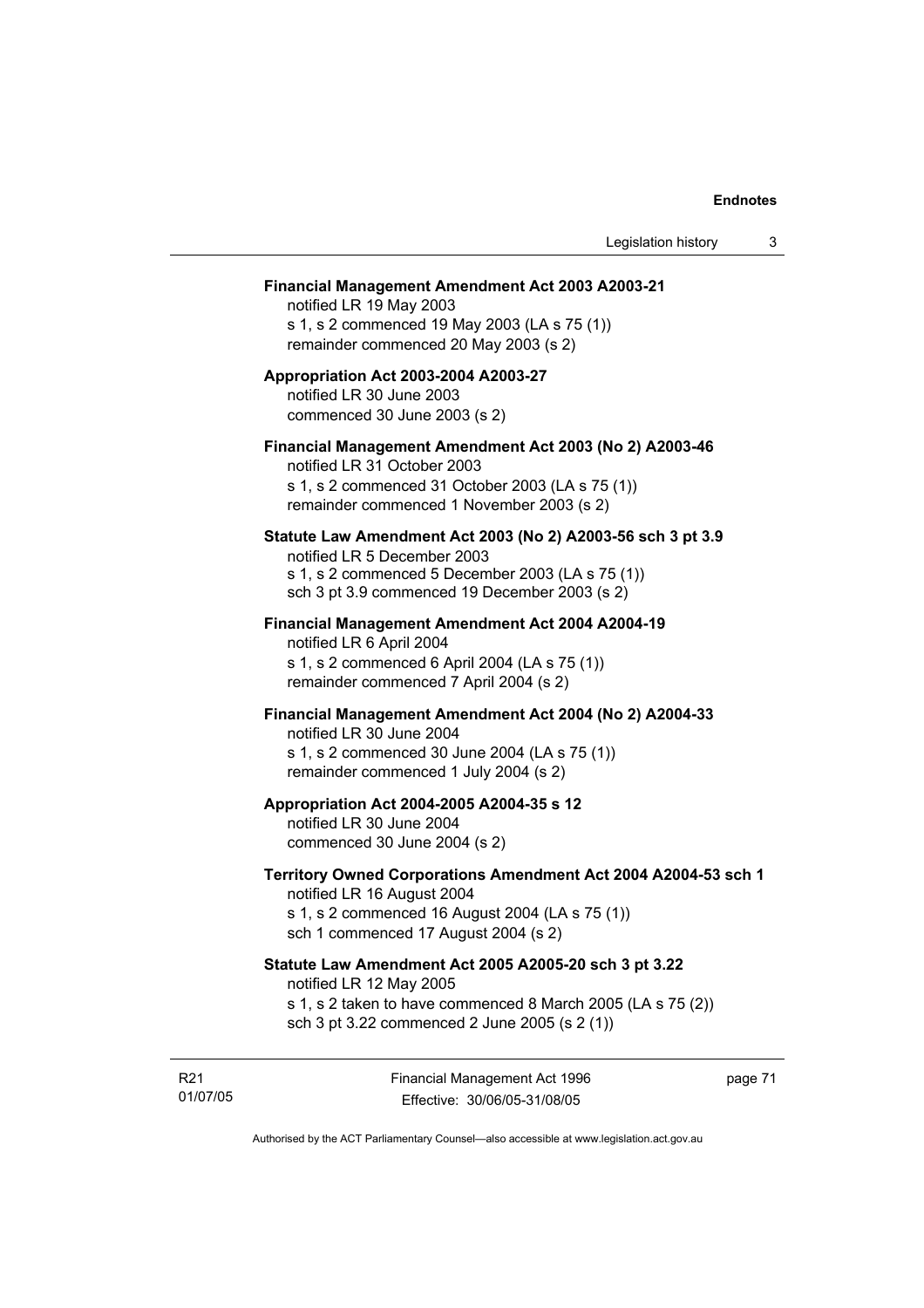**Financial Management Amendment Act 2003 A2003-21**

notified LR 19 May 2003

s 1, s 2 commenced 19 May 2003 (LA s 75 (1))

remainder commenced 20 May 2003 (s 2)

**Appropriation Act 2003-2004 A2003-27**

notified LR 30 June 2003

commenced 30 June 2003 (s 2)

**Financial Management Amendment Act 2003 (No 2) A2003-46**

notified LR 31 October 2003

s 1, s 2 commenced 31 October 2003 (LA s 75 (1))

remainder commenced 1 November 2003 (s 2)

**Statute Law Amendment Act 2003 (No 2) A2003-56 sch 3 pt 3.9**

notified LR 5 December 2003

s 1, s 2 commenced 5 December 2003 (LA s 75 (1))

sch 3 pt 3.9 commenced 19 December 2003 (s 2)

**Financial Management Amendment Act 2004 A2004-19**

notified LR 6 April 2004

s 1, s 2 commenced 6 April 2004 (LA s 75 (1))

remainder commenced 7 April 2004 (s 2)

**Financial Management Amendment Act 2004 (No 2) A2004-33**

notified LR 30 June 2004

s 1, s 2 commenced 30 June 2004 (LA s 75 (1))

remainder commenced 1 July 2004 (s 2)

**Appropriation Act 2004-2005 A2004-35 s 12**

notified LR 30 June 2004

commenced 30 June 2004 (s 2)

**Territory Owned Corporations Amendment Act 2004 A2004-53 sch 1**

notified LR 16 August 2004

s 1, s 2 commenced 16 August 2004 (LA s 75 (1))

sch 1 commenced 17 August 2004 (s 2)

**Statute Law Amendment Act 2005 A2005-20 sch 3 pt 3.22**

notified LR 12 May 2005

s 1, s 2 taken to have commenced 8 March 2005 (LA s 75 (2))

sch 3 pt 3.22 commenced 2 June 2005 (s 2 (1))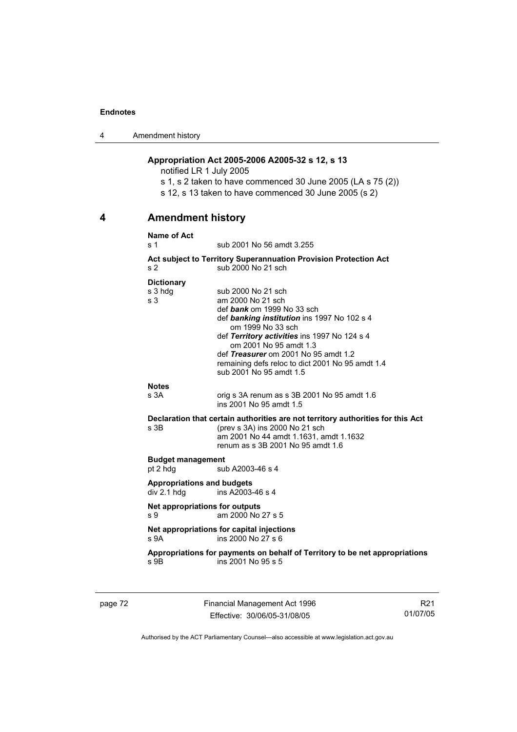**Appropriation Act 2005-2006 A2005-32 s 12, s 13**

notified LR 1 July 2005

s 1, s 2 taken to have commenced 30 June 2005 (LA s 75 (2))

s 12, s 13 taken to have commenced 30 June 2005 (s 2)

## 4 Amendment history

**Name of Act**

| | |
|---|---|
| s 1 | sub 2001 No 56 amdt 3.255 |

**Act subject to Territory Superannuation Provision Protection Act**

| | |
|---|---|
| s 2 | sub 2000 No 21 sch |

**Dictionary**

| | |
|---|---|
| s 3 hdg | sub 2000 No 21 sch |
| s 3 | am 2000 No 21 sch<br>def ***bank*** om 1999 No 33 sch<br>def ***banking institution*** ins 1997 No 102 s 4<br>om 1999 No 33 sch<br>def ***Territory activities*** ins 1997 No 124 s 4<br>om 2001 No 95 amdt 1.3<br>def ***Treasurer*** om 2001 No 95 amdt 1.2<br>remaining defs reloc to dict 2001 No 95 amdt 1.4<br>sub 2001 No 95 amdt 1.5 |

**Notes**

| | |
|---|---|
| s 3A | orig s 3A renum as s 3B 2001 No 95 amdt 1.6<br>ins 2001 No 95 amdt 1.5 |

**Declaration that certain authorities are not territory authorities for this Act**

| | |
|---|---|
| s 3B | (prev s 3A) ins 2000 No 21 sch<br>am 2001 No 44 amdt 1.1631, amdt 1.1632<br>renum as s 3B 2001 No 95 amdt 1.6 |

**Budget management**

| | |
|---|---|
| pt 2 hdg | sub A2003-46 s 4 |

**Appropriations and budgets**

| | |
|---|---|
| div 2.1 hdg | ins A2003-46 s 4 |

**Net appropriations for outputs**

| | |
|---|---|
| s 9 | am 2000 No 27 s 5 |

**Net appropriations for capital injections**

| | |
|---|---|
| s 9A | ins 2000 No 27 s 6 |

**Appropriations for payments on behalf of Territory to be net appropriations**

| | |
|---|---|
| s 9B | ins 2001 No 95 s 5 |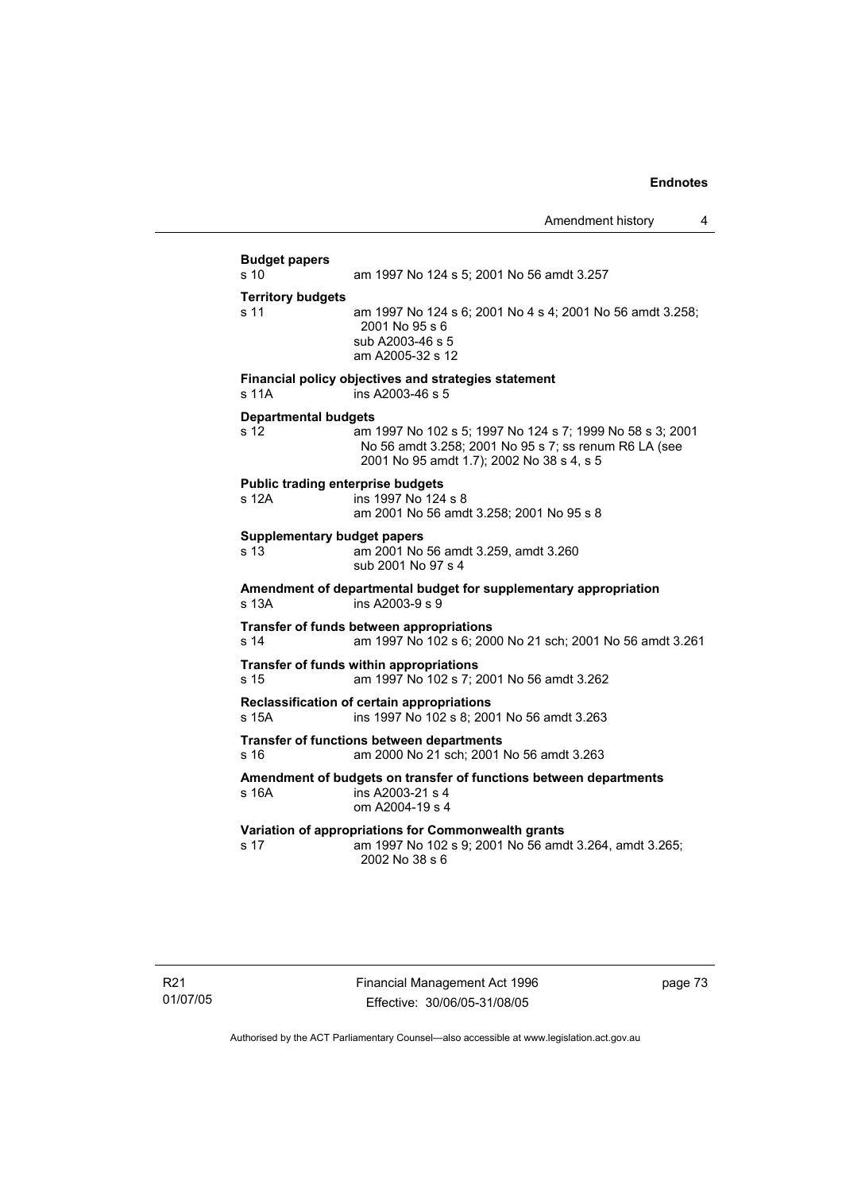**Budget papers**

s 10 am 1997 No 124 s 5; 2001 No 56 amdt 3.257

**Territory budgets**

s 11 am 1997 No 124 s 6; 2001 No 4 s 4; 2001 No 56 amdt 3.258; 2001 No 95 s 6
sub A2003-46 s 5
am A2005-32 s 12

**Financial policy objectives and strategies statement**

s 11A ins A2003-46 s 5

**Departmental budgets**

s 12 am 1997 No 102 s 5; 1997 No 124 s 7; 1999 No 58 s 3; 2001 No 56 amdt 3.258; 2001 No 95 s 7; ss renum R6 LA (see 2001 No 95 amdt 1.7); 2002 No 38 s 4, s 5

**Public trading enterprise budgets**

s 12A ins 1997 No 124 s 8
am 2001 No 56 amdt 3.258; 2001 No 95 s 8

**Supplementary budget papers**

s 13 am 2001 No 56 amdt 3.259, amdt 3.260
sub 2001 No 97 s 4

**Amendment of departmental budget for supplementary appropriation**

s 13A ins A2003-9 s 9

**Transfer of funds between appropriations**

s 14 am 1997 No 102 s 6; 2000 No 21 sch; 2001 No 56 amdt 3.261

**Transfer of funds within appropriations**

s 15 am 1997 No 102 s 7; 2001 No 56 amdt 3.262

**Reclassification of certain appropriations**

s 15A ins 1997 No 102 s 8; 2001 No 56 amdt 3.263

**Transfer of functions between departments**

s 16 am 2000 No 21 sch; 2001 No 56 amdt 3.263

**Amendment of budgets on transfer of functions between departments**

s 16A ins A2003-21 s 4
om A2004-19 s 4

**Variation of appropriations for Commonwealth grants**

s 17 am 1997 No 102 s 9; 2001 No 56 amdt 3.264, amdt 3.265; 2002 No 38 s 6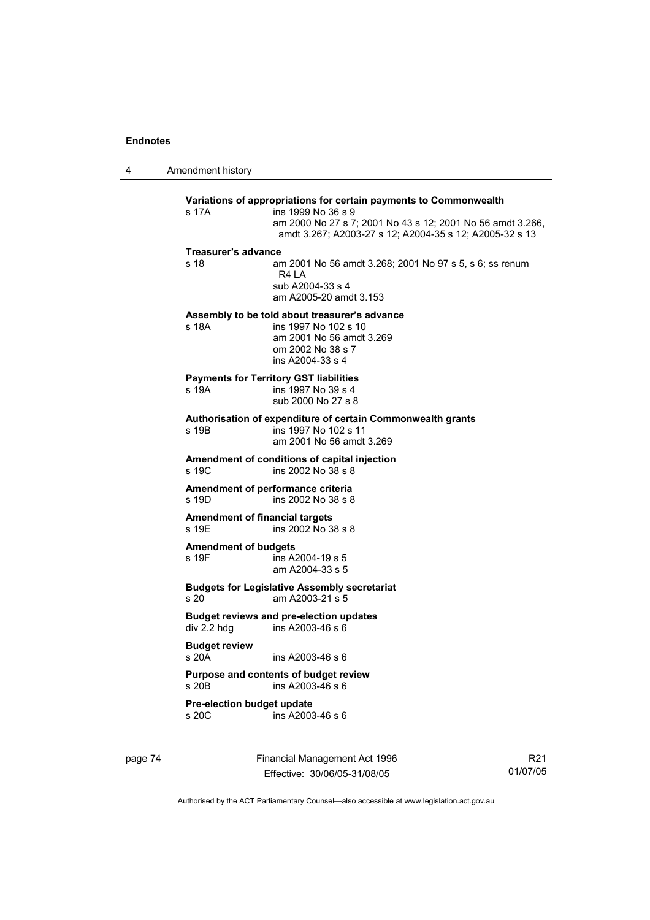**Variations of appropriations for certain payments to Commonwealth**

s 17A ins 1999 No 36 s 9
am 2000 No 27 s 7; 2001 No 43 s 12; 2001 No 56 amdt 3.266, amdt 3.267; A2003-27 s 12; A2004-35 s 12; A2005-32 s 13

**Treasurer's advance**

s 18 am 2001 No 56 amdt 3.268; 2001 No 97 s 5, s 6; ss renum R4 LA
sub A2004-33 s 4
am A2005-20 amdt 3.153

**Assembly to be told about treasurer's advance**

s 18A ins 1997 No 102 s 10
am 2001 No 56 amdt 3.269
om 2002 No 38 s 7
ins A2004-33 s 4

**Payments for Territory GST liabilities**

s 19A ins 1997 No 39 s 4
sub 2000 No 27 s 8

**Authorisation of expenditure of certain Commonwealth grants**

s 19B ins 1997 No 102 s 11
am 2001 No 56 amdt 3.269

**Amendment of conditions of capital injection**

s 19C ins 2002 No 38 s 8

**Amendment of performance criteria**

s 19D ins 2002 No 38 s 8

**Amendment of financial targets**

s 19E ins 2002 No 38 s 8

**Amendment of budgets**

s 19F ins A2004-19 s 5
am A2004-33 s 5

**Budgets for Legislative Assembly secretariat**

s 20 am A2003-21 s 5

**Budget reviews and pre-election updates**

div 2.2 hdg ins A2003-46 s 6

**Budget review**

s 20A ins A2003-46 s 6

**Purpose and contents of budget review**

s 20B ins A2003-46 s 6

**Pre-election budget update**

s 20C ins A2003-46 s 6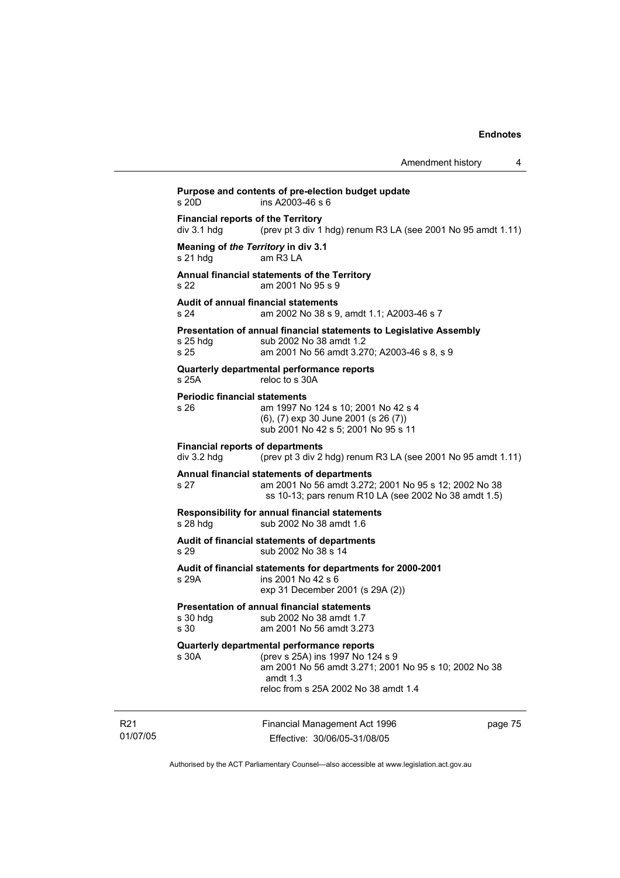**Purpose and contents of pre-election budget update**
s 20D ins A2003-46 s 6

**Financial reports of the Territory**
div 3.1 hdg (prev pt 3 div 1 hdg) renum R3 LA (see 2001 No 95 amdt 1.11)

**Meaning of *the Territory* in div 3.1**
s 21 hdg am R3 LA

**Annual financial statements of the Territory**
s 22 am 2001 No 95 s 9

**Audit of annual financial statements**
s 24 am 2002 No 38 s 9, amdt 1.1; A2003-46 s 7

**Presentation of annual financial statements to Legislative Assembly**
s 25 hdg sub 2002 No 38 amdt 1.2
s 25 am 2001 No 56 amdt 3.270; A2003-46 s 8, s 9

**Quarterly departmental performance reports**
s 25A reloc to s 30A

**Periodic financial statements**
s 26 am 1997 No 124 s 10; 2001 No 42 s 4
(6), (7) exp 30 June 2001 (s 26 (7))
sub 2001 No 42 s 5; 2001 No 95 s 11

**Financial reports of departments**
div 3.2 hdg (prev pt 3 div 2 hdg) renum R3 LA (see 2001 No 95 amdt 1.11)

**Annual financial statements of departments**
s 27 am 2001 No 56 amdt 3.272; 2001 No 95 s 12; 2002 No 38 ss 10-13; pars renum R10 LA (see 2002 No 38 amdt 1.5)

**Responsibility for annual financial statements**
s 28 hdg sub 2002 No 38 amdt 1.6

**Audit of financial statements of departments**
s 29 sub 2002 No 38 s 14

**Audit of financial statements for departments for 2000-2001**
s 29A ins 2001 No 42 s 6
exp 31 December 2001 (s 29A (2))

**Presentation of annual financial statements**
s 30 hdg sub 2002 No 38 amdt 1.7
s 30 am 2001 No 56 amdt 3.273

**Quarterly departmental performance reports**
s 30A (prev s 25A) ins 1997 No 124 s 9
am 2001 No 56 amdt 3.271; 2001 No 95 s 10; 2002 No 38 amdt 1.3
reloc from s 25A 2002 No 38 amdt 1.4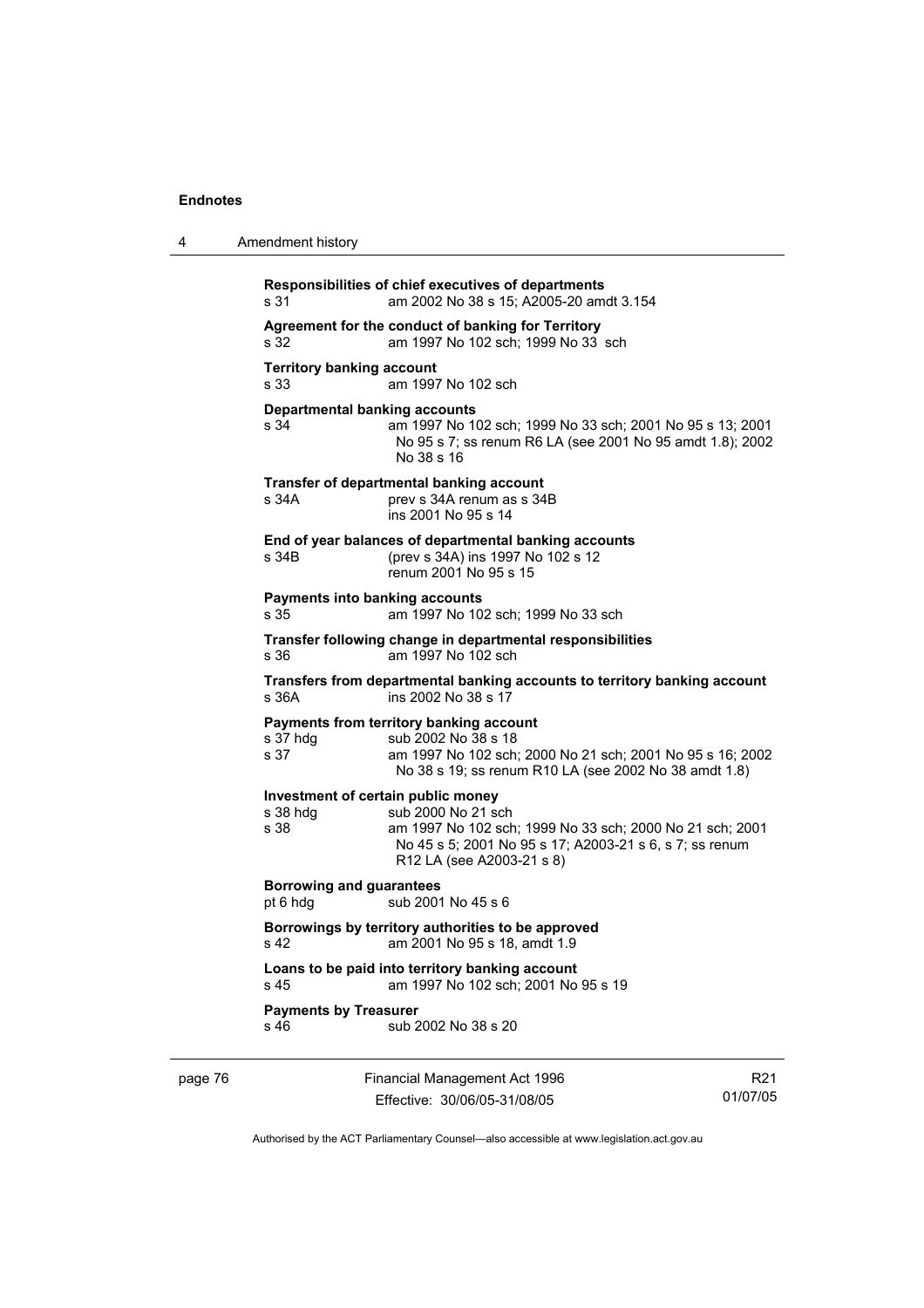**Responsibilities of chief executives of departments**
s 31 am 2002 No 38 s 15; A2005-20 amdt 3.154

**Agreement for the conduct of banking for Territory**
s 32 am 1997 No 102 sch; 1999 No 33 sch

**Territory banking account**
s 33 am 1997 No 102 sch

**Departmental banking accounts**
s 34 am 1997 No 102 sch; 1999 No 33 sch; 2001 No 95 s 13; 2001 No 95 s 7; ss renum R6 LA (see 2001 No 95 amdt 1.8); 2002 No 38 s 16

**Transfer of departmental banking account**
s 34A prev s 34A renum as s 34B
ins 2001 No 95 s 14

**End of year balances of departmental banking accounts**
s 34B (prev s 34A) ins 1997 No 102 s 12
renum 2001 No 95 s 15

**Payments into banking accounts**
s 35 am 1997 No 102 sch; 1999 No 33 sch

**Transfer following change in departmental responsibilities**
s 36 am 1997 No 102 sch

**Transfers from departmental banking accounts to territory banking account**
s 36A ins 2002 No 38 s 17

**Payments from territory banking account**
s 37 hdg sub 2002 No 38 s 18
s 37 am 1997 No 102 sch; 2000 No 21 sch; 2001 No 95 s 16; 2002 No 38 s 19; ss renum R10 LA (see 2002 No 38 amdt 1.8)

**Investment of certain public money**
s 38 hdg sub 2000 No 21 sch
s 38 am 1997 No 102 sch; 1999 No 33 sch; 2000 No 21 sch; 2001 No 45 s 5; 2001 No 95 s 17; A2003-21 s 6, s 7; ss renum R12 LA (see A2003-21 s 8)

**Borrowing and guarantees**
pt 6 hdg sub 2001 No 45 s 6

**Borrowings by territory authorities to be approved**
s 42 am 2001 No 95 s 18, amdt 1.9

**Loans to be paid into territory banking account**
s 45 am 1997 No 102 sch; 2001 No 95 s 19

**Payments by Treasurer**
s 46 sub 2002 No 38 s 20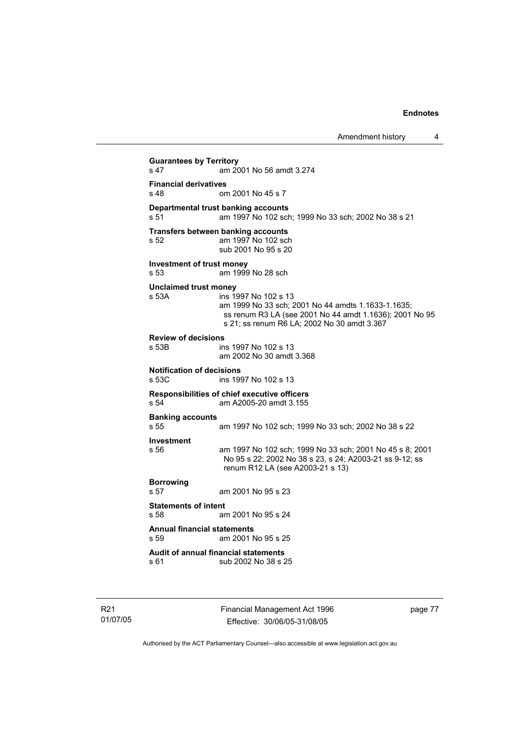**Guarantees by Territory**
s 47 am 2001 No 56 amdt 3.274

**Financial derivatives**
s 48 om 2001 No 45 s 7

**Departmental trust banking accounts**
s 51 am 1997 No 102 sch; 1999 No 33 sch; 2002 No 38 s 21

**Transfers between banking accounts**
s 52 am 1997 No 102 sch
sub 2001 No 95 s 20

**Investment of trust money**
s 53 am 1999 No 28 sch

**Unclaimed trust money**
s 53A ins 1997 No 102 s 13
am 1999 No 33 sch; 2001 No 44 amdts 1.1633-1.1635; ss renum R3 LA (see 2001 No 44 amdt 1.1636); 2001 No 95 s 21; ss renum R6 LA; 2002 No 30 amdt 3.367

**Review of decisions**
s 53B ins 1997 No 102 s 13
am 2002 No 30 amdt 3.368

**Notification of decisions**
s 53C ins 1997 No 102 s 13

**Responsibilities of chief executive officers**
s 54 am A2005-20 amdt 3.155

**Banking accounts**
s 55 am 1997 No 102 sch; 1999 No 33 sch; 2002 No 38 s 22

**Investment**
s 56 am 1997 No 102 sch; 1999 No 33 sch; 2001 No 45 s 8; 2001 No 95 s 22; 2002 No 38 s 23, s 24; A2003-21 ss 9-12; ss renum R12 LA (see A2003-21 s 13)

**Borrowing**
s 57 am 2001 No 95 s 23

**Statements of intent**
s 58 am 2001 No 95 s 24

**Annual financial statements**
s 59 am 2001 No 95 s 25

**Audit of annual financial statements**
s 61 sub 2002 No 38 s 25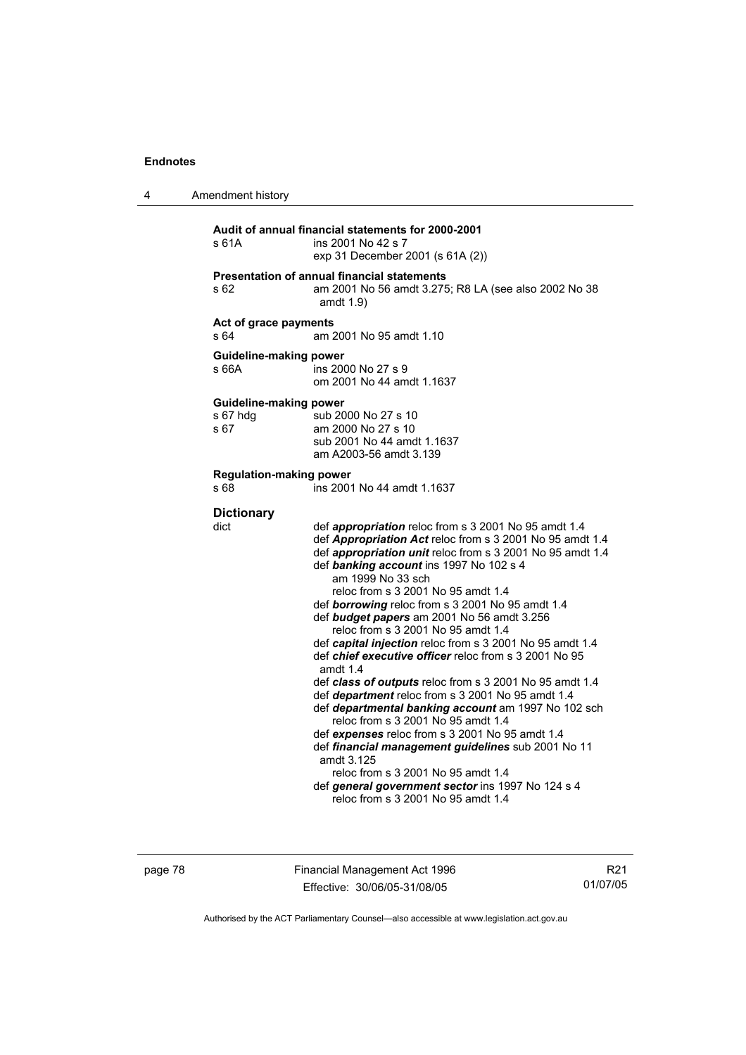**Audit of annual financial statements for 2000-2001**

s 61A ins 2001 No 42 s 7
exp 31 December 2001 (s 61A (2))

**Presentation of annual financial statements**

s 62 am 2001 No 56 amdt 3.275; R8 LA (see also 2002 No 38 amdt 1.9)

**Act of grace payments**

s 64 am 2001 No 95 amdt 1.10

**Guideline-making power**

s 66A ins 2000 No 27 s 9
om 2001 No 44 amdt 1.1637

**Guideline-making power**

s 67 hdg sub 2000 No 27 s 10
s 67 am 2000 No 27 s 10
sub 2001 No 44 amdt 1.1637
am A2003-56 amdt 3.139

**Regulation-making power**

s 68 ins 2001 No 44 amdt 1.1637

**Dictionary**

dict def ***appropriation*** reloc from s 3 2001 No 95 amdt 1.4
def ***Appropriation Act*** reloc from s 3 2001 No 95 amdt 1.4
def ***appropriation unit*** reloc from s 3 2001 No 95 amdt 1.4
def ***banking account*** ins 1997 No 102 s 4
am 1999 No 33 sch
reloc from s 3 2001 No 95 amdt 1.4
def ***borrowing*** reloc from s 3 2001 No 95 amdt 1.4
def ***budget papers*** am 2001 No 56 amdt 3.256
reloc from s 3 2001 No 95 amdt 1.4
def ***capital injection*** reloc from s 3 2001 No 95 amdt 1.4
def ***chief executive officer*** reloc from s 3 2001 No 95 amdt 1.4
def ***class of outputs*** reloc from s 3 2001 No 95 amdt 1.4
def ***department*** reloc from s 3 2001 No 95 amdt 1.4
def ***departmental banking account*** am 1997 No 102 sch
reloc from s 3 2001 No 95 amdt 1.4
def ***expenses*** reloc from s 3 2001 No 95 amdt 1.4
def ***financial management guidelines*** sub 2001 No 11 amdt 3.125
reloc from s 3 2001 No 95 amdt 1.4
def ***general government sector*** ins 1997 No 124 s 4
reloc from s 3 2001 No 95 amdt 1.4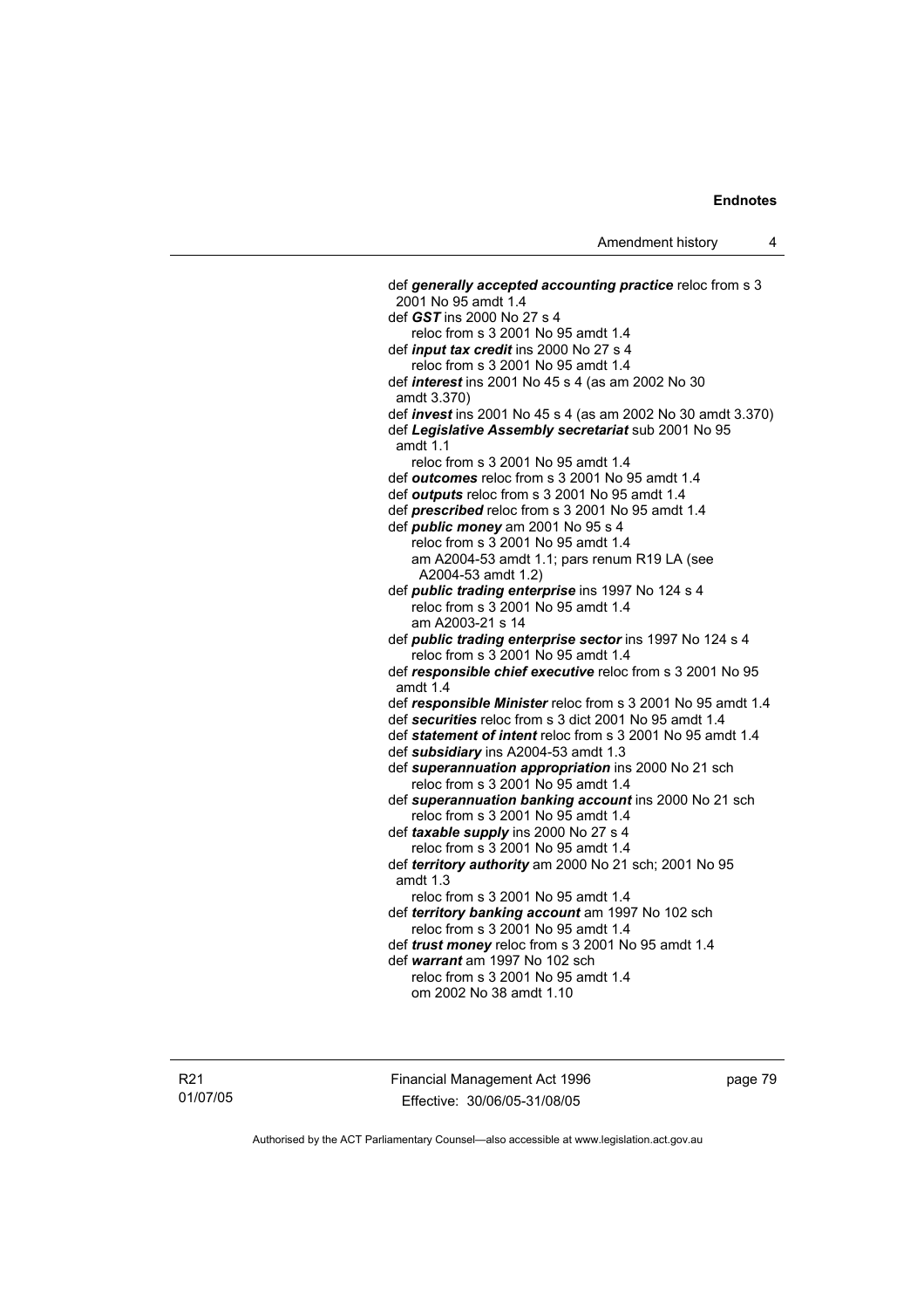def ***generally accepted accounting practice*** reloc from s 3 2001 No 95 amdt 1.4

def ***GST*** ins 2000 No 27 s 4
  reloc from s 3 2001 No 95 amdt 1.4

def ***input tax credit*** ins 2000 No 27 s 4
  reloc from s 3 2001 No 95 amdt 1.4

def ***interest*** ins 2001 No 45 s 4 (as am 2002 No 30 amdt 3.370)

def ***invest*** ins 2001 No 45 s 4 (as am 2002 No 30 amdt 3.370)

def ***Legislative Assembly secretariat*** sub 2001 No 95 amdt 1.1
  reloc from s 3 2001 No 95 amdt 1.4

def ***outcomes*** reloc from s 3 2001 No 95 amdt 1.4

def ***outputs*** reloc from s 3 2001 No 95 amdt 1.4

def ***prescribed*** reloc from s 3 2001 No 95 amdt 1.4

def ***public money*** am 2001 No 95 s 4
  reloc from s 3 2001 No 95 amdt 1.4
  am A2004-53 amdt 1.1; pars renum R19 LA (see A2004-53 amdt 1.2)

def ***public trading enterprise*** ins 1997 No 124 s 4
  reloc from s 3 2001 No 95 amdt 1.4
  am A2003-21 s 14

def ***public trading enterprise sector*** ins 1997 No 124 s 4
  reloc from s 3 2001 No 95 amdt 1.4

def ***responsible chief executive*** reloc from s 3 2001 No 95 amdt 1.4

def ***responsible Minister*** reloc from s 3 2001 No 95 amdt 1.4

def ***securities*** reloc from s 3 dict 2001 No 95 amdt 1.4

def ***statement of intent*** reloc from s 3 2001 No 95 amdt 1.4

def ***subsidiary*** ins A2004-53 amdt 1.3

def ***superannuation appropriation*** ins 2000 No 21 sch
  reloc from s 3 2001 No 95 amdt 1.4

def ***superannuation banking account*** ins 2000 No 21 sch
  reloc from s 3 2001 No 95 amdt 1.4

def ***taxable supply*** ins 2000 No 27 s 4
  reloc from s 3 2001 No 95 amdt 1.4

def ***territory authority*** am 2000 No 21 sch; 2001 No 95 amdt 1.3
  reloc from s 3 2001 No 95 amdt 1.4

def ***territory banking account*** am 1997 No 102 sch
  reloc from s 3 2001 No 95 amdt 1.4

def ***trust money*** reloc from s 3 2001 No 95 amdt 1.4

def ***warrant*** am 1997 No 102 sch
  reloc from s 3 2001 No 95 amdt 1.4
  om 2002 No 38 amdt 1.10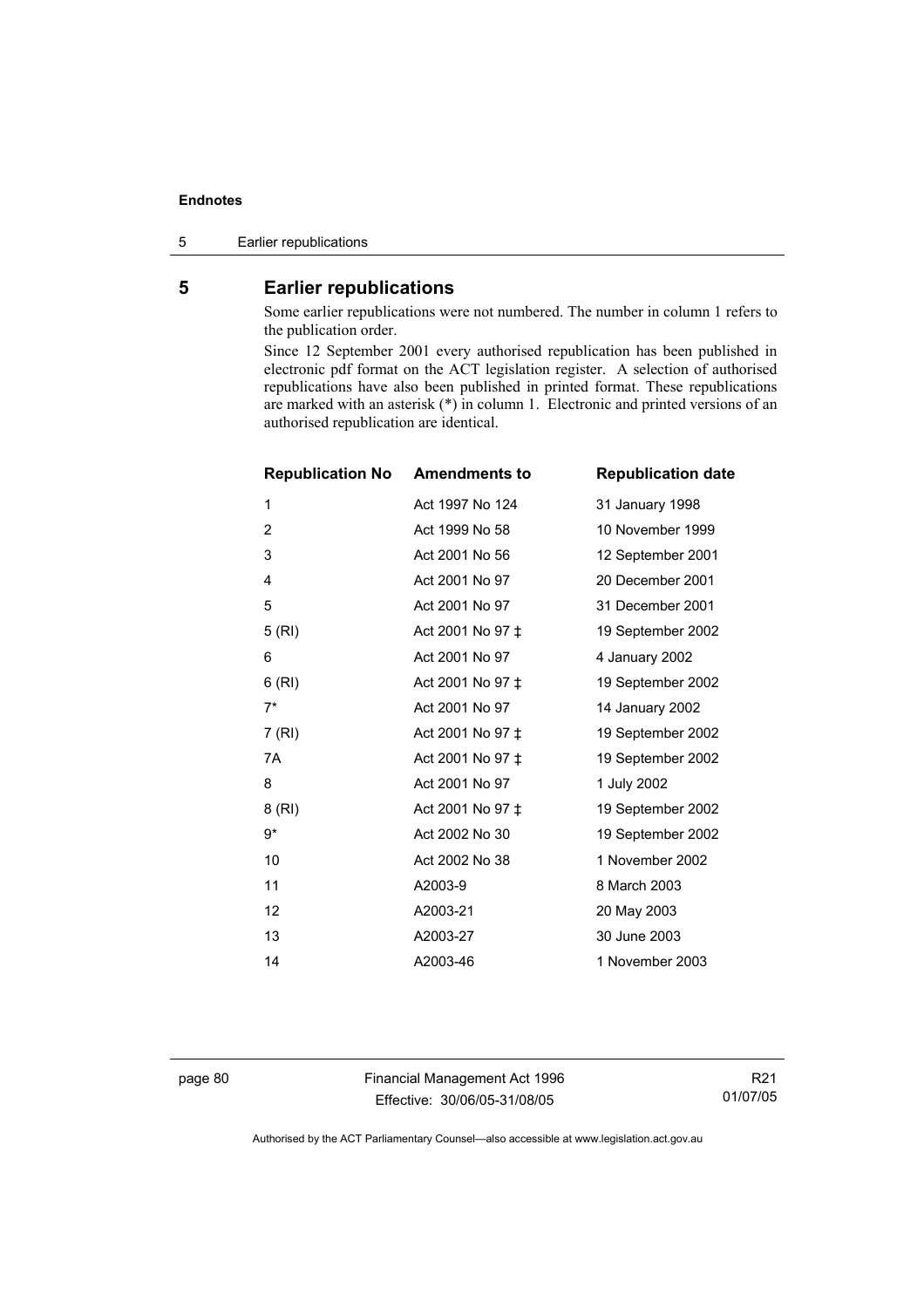## 5 Earlier republications

Some earlier republications were not numbered. The number in column 1 refers to the publication order.

Since 12 September 2001 every authorised republication has been published in electronic pdf format on the ACT legislation register. A selection of authorised republications have also been published in printed format. These republications are marked with an asterisk (*) in column 1. Electronic and printed versions of an authorised republication are identical.

| Republication No | Amendments to | Republication date |
|---|---|---|
| 1 | Act 1997 No 124 | 31 January 1998 |
| 2 | Act 1999 No 58 | 10 November 1999 |
| 3 | Act 2001 No 56 | 12 September 2001 |
| 4 | Act 2001 No 97 | 20 December 2001 |
| 5 | Act 2001 No 97 | 31 December 2001 |
| 5 (RI) | Act 2001 No 97 ‡ | 19 September 2002 |
| 6 | Act 2001 No 97 | 4 January 2002 |
| 6 (RI) | Act 2001 No 97 ‡ | 19 September 2002 |
| 7* | Act 2001 No 97 | 14 January 2002 |
| 7 (RI) | Act 2001 No 97 ‡ | 19 September 2002 |
| 7A | Act 2001 No 97 ‡ | 19 September 2002 |
| 8 | Act 2001 No 97 | 1 July 2002 |
| 8 (RI) | Act 2001 No 97 ‡ | 19 September 2002 |
| 9* | Act 2002 No 30 | 19 September 2002 |
| 10 | Act 2002 No 38 | 1 November 2002 |
| 11 | A2003-9 | 8 March 2003 |
| 12 | A2003-21 | 20 May 2003 |
| 13 | A2003-27 | 30 June 2003 |
| 14 | A2003-46 | 1 November 2003 |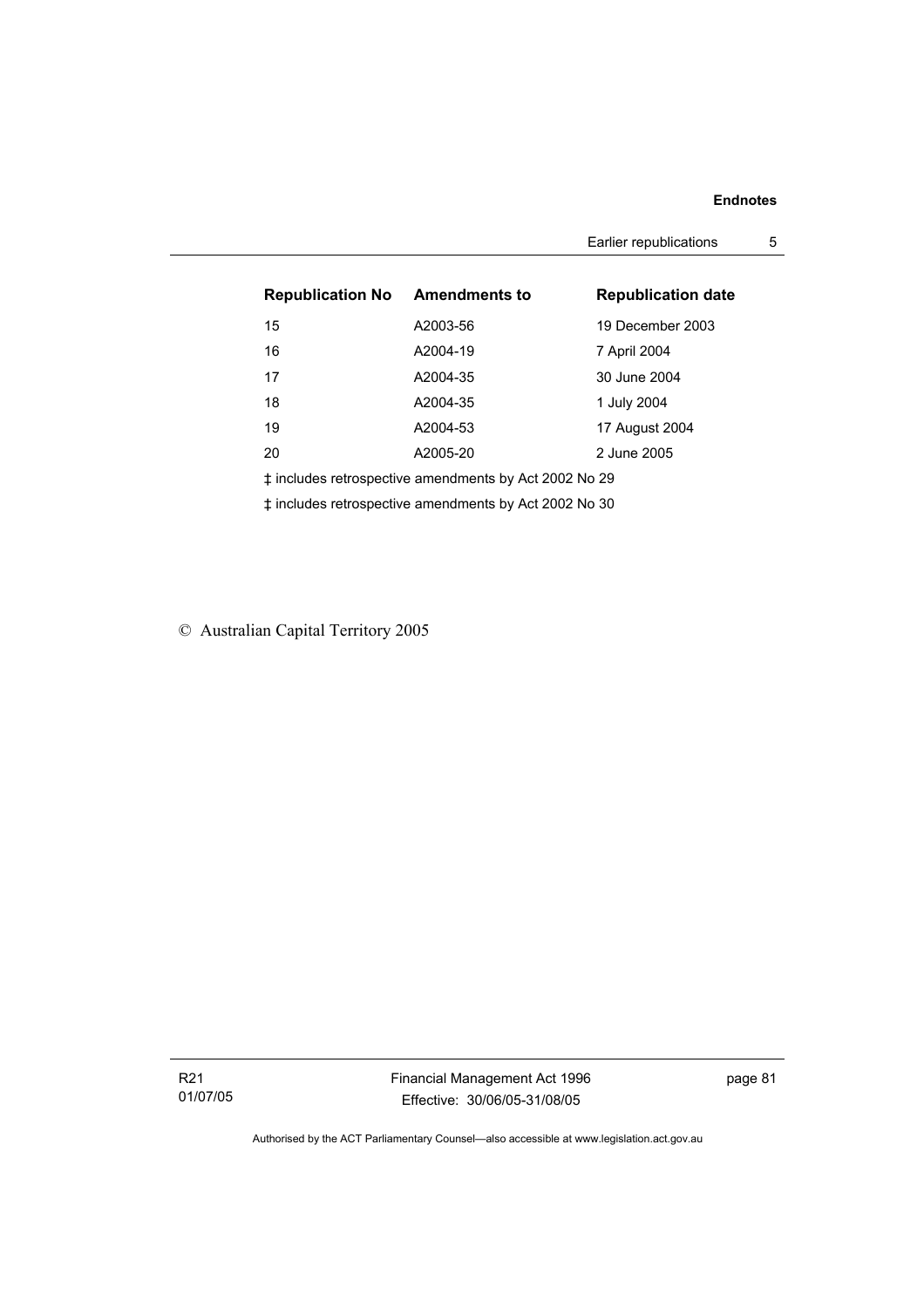| Republication No | Amendments to | Republication date |
|---|---|---|
| 15 | A2003-56 | 19 December 2003 |
| 16 | A2004-19 | 7 April 2004 |
| 17 | A2004-35 | 30 June 2004 |
| 18 | A2004-35 | 1 July 2004 |
| 19 | A2004-53 | 17 August 2004 |
| 20 | A2005-20 | 2 June 2005 |

‡ includes retrospective amendments by Act 2002 No 29

‡ includes retrospective amendments by Act 2002 No 30

© Australian Capital Territory 2005